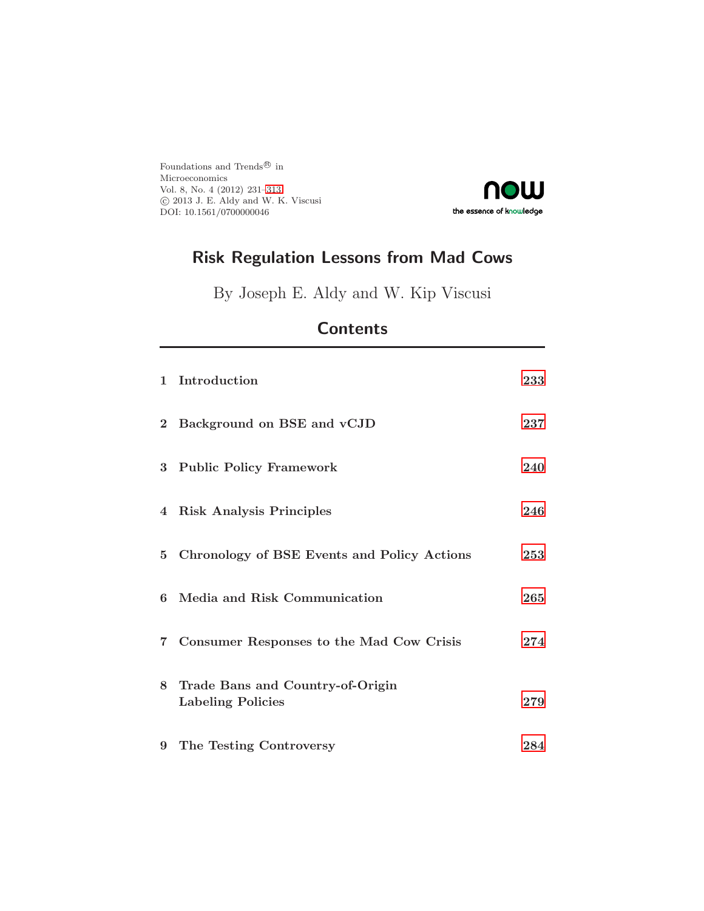Foundations and Trends® in
Microeconomics
Vol. 8, No. 4 (2012) 231–313
© 2013 J. E. Aldy and W. K. Viscusi
DOI: 10.1561/0700000046

# Risk Regulation Lessons from Mad Cows

By Joseph E. Aldy and W. Kip Viscusi

## Contents

| | | |
|---|---|---|
| **1** | **Introduction** | **233** |
| **2** | **Background on BSE and vCJD** | **237** |
| **3** | **Public Policy Framework** | **240** |
| **4** | **Risk Analysis Principles** | **246** |
| **5** | **Chronology of BSE Events and Policy Actions** | **253** |
| **6** | **Media and Risk Communication** | **265** |
| **7** | **Consumer Responses to the Mad Cow Crisis** | **274** |
| **8** | **Trade Bans and Country-of-Origin Labeling Policies** | **279** |
| **9** | **The Testing Controversy** | **284** |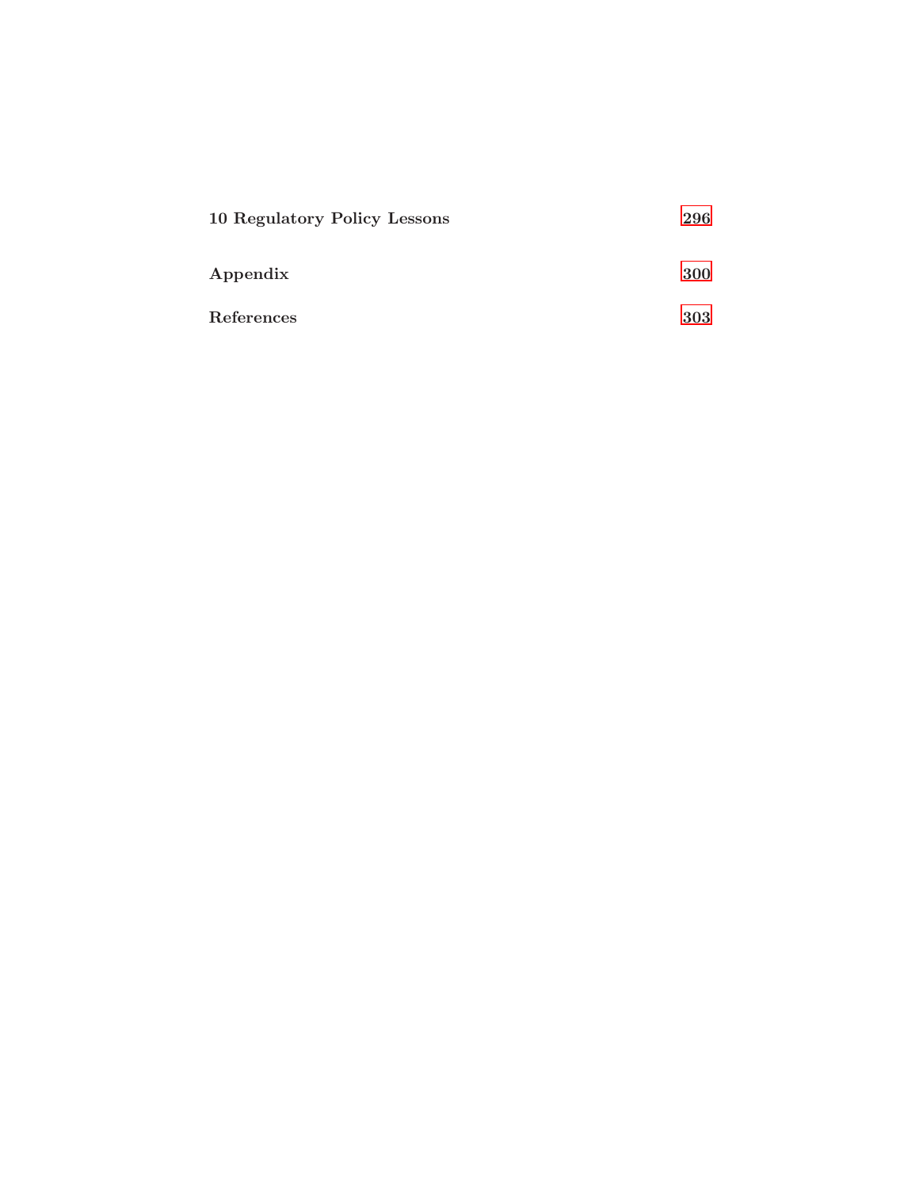**10 Regulatory Policy Lessons** 296

**Appendix** 300

**References** 303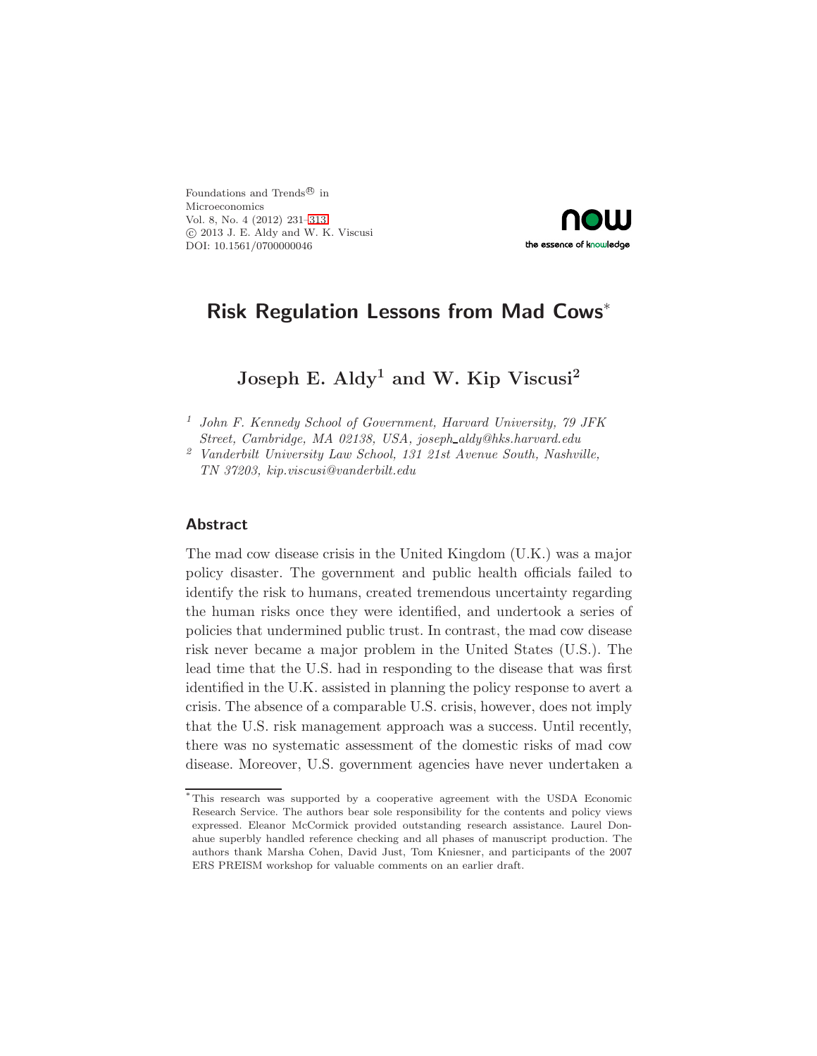Foundations and Trends® in
Microeconomics
Vol. 8, No. 4 (2012) 231–313
© 2013 J. E. Aldy and W. K. Viscusi
DOI: 10.1561/0700000046

# Risk Regulation Lessons from Mad Cows*

**Joseph E. Aldy[1] and W. Kip Viscusi[2]**

[1] *John F. Kennedy School of Government, Harvard University, 79 JFK Street, Cambridge, MA 02138, USA, joseph_aldy@hks.harvard.edu*

[2] *Vanderbilt University Law School, 131 21st Avenue South, Nashville, TN 37203, kip.viscusi@vanderbilt.edu*

## Abstract

The mad cow disease crisis in the United Kingdom (U.K.) was a major policy disaster. The government and public health officials failed to identify the risk to humans, created tremendous uncertainty regarding the human risks once they were identified, and undertook a series of policies that undermined public trust. In contrast, the mad cow disease risk never became a major problem in the United States (U.S.). The lead time that the U.S. had in responding to the disease that was first identified in the U.K. assisted in planning the policy response to avert a crisis. The absence of a comparable U.S. crisis, however, does not imply that the U.S. risk management approach was a success. Until recently, there was no systematic assessment of the domestic risks of mad cow disease. Moreover, U.S. government agencies have never undertaken a

*This research was supported by a cooperative agreement with the USDA Economic Research Service. The authors bear sole responsibility for the contents and policy views expressed. Eleanor McCormick provided outstanding research assistance. Laurel Donahue superbly handled reference checking and all phases of manuscript production. The authors thank Marsha Cohen, David Just, Tom Kniesner, and participants of the 2007 ERS PREISM workshop for valuable comments on an earlier draft.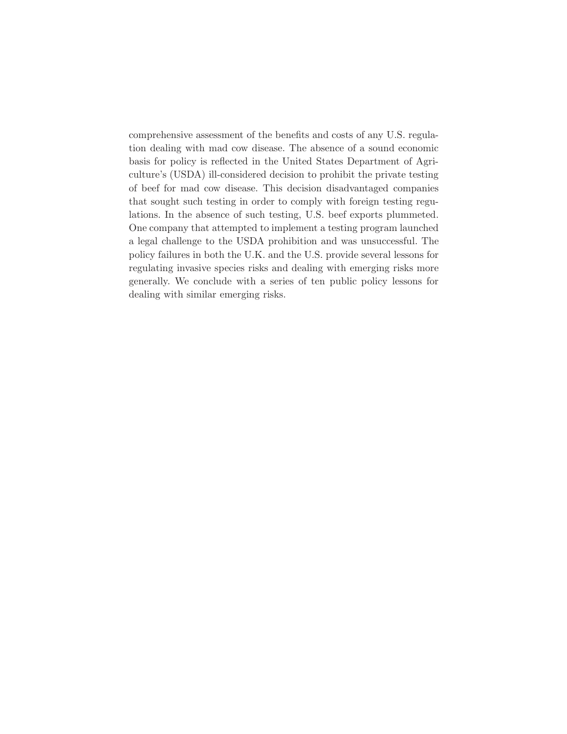comprehensive assessment of the benefits and costs of any U.S. regulation dealing with mad cow disease. The absence of a sound economic basis for policy is reflected in the United States Department of Agriculture's (USDA) ill-considered decision to prohibit the private testing of beef for mad cow disease. This decision disadvantaged companies that sought such testing in order to comply with foreign testing regulations. In the absence of such testing, U.S. beef exports plummeted. One company that attempted to implement a testing program launched a legal challenge to the USDA prohibition and was unsuccessful. The policy failures in both the U.K. and the U.S. provide several lessons for regulating invasive species risks and dealing with emerging risks more generally. We conclude with a series of ten public policy lessons for dealing with similar emerging risks.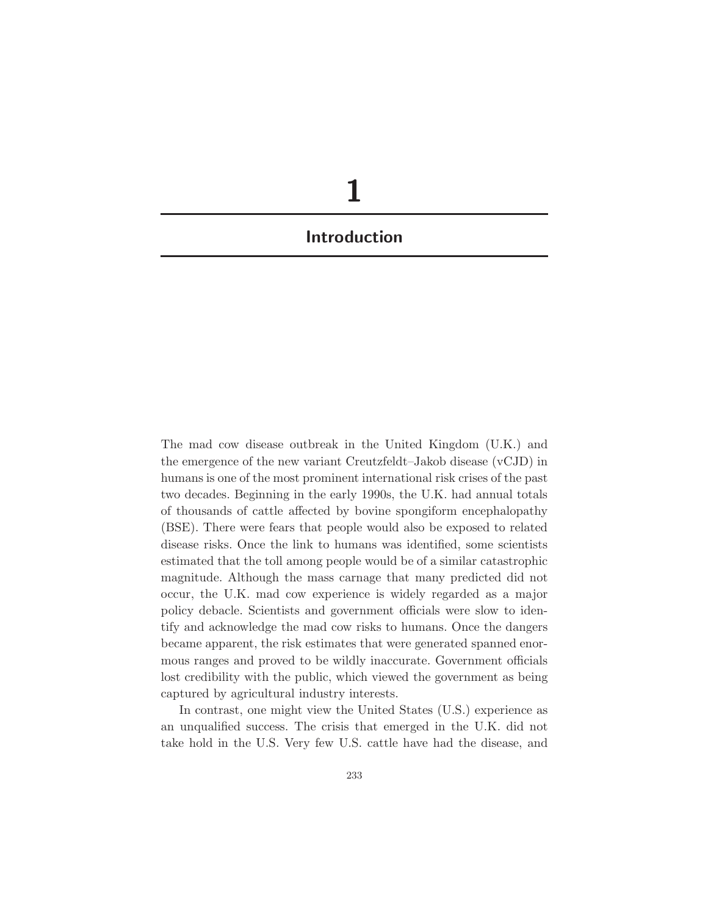# 1

## Introduction

The mad cow disease outbreak in the United Kingdom (U.K.) and the emergence of the new variant Creutzfeldt–Jakob disease (vCJD) in humans is one of the most prominent international risk crises of the past two decades. Beginning in the early 1990s, the U.K. had annual totals of thousands of cattle affected by bovine spongiform encephalopathy (BSE). There were fears that people would also be exposed to related disease risks. Once the link to humans was identified, some scientists estimated that the toll among people would be of a similar catastrophic magnitude. Although the mass carnage that many predicted did not occur, the U.K. mad cow experience is widely regarded as a major policy debacle. Scientists and government officials were slow to identify and acknowledge the mad cow risks to humans. Once the dangers became apparent, the risk estimates that were generated spanned enormous ranges and proved to be wildly inaccurate. Government officials lost credibility with the public, which viewed the government as being captured by agricultural industry interests.

In contrast, one might view the United States (U.S.) experience as an unqualified success. The crisis that emerged in the U.K. did not take hold in the U.S. Very few U.S. cattle have had the disease, and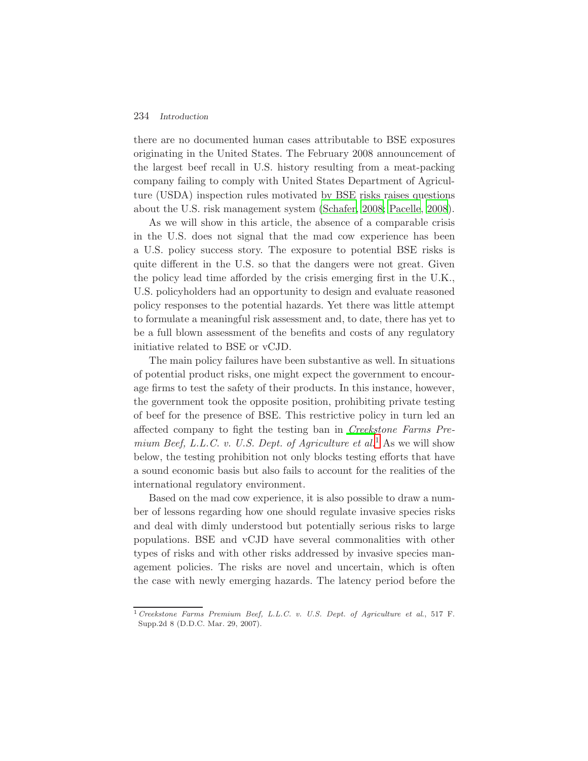there are no documented human cases attributable to BSE exposures originating in the United States. The February 2008 announcement of the largest beef recall in U.S. history resulting from a meat-packing company failing to comply with United States Department of Agriculture (USDA) inspection rules motivated by BSE risks raises questions about the U.S. risk management system (Schafer, 2008; Pacelle, 2008).

As we will show in this article, the absence of a comparable crisis in the U.S. does not signal that the mad cow experience has been a U.S. policy success story. The exposure to potential BSE risks is quite different in the U.S. so that the dangers were not great. Given the policy lead time afforded by the crisis emerging first in the U.K., U.S. policyholders had an opportunity to design and evaluate reasoned policy responses to the potential hazards. Yet there was little attempt to formulate a meaningful risk assessment and, to date, there has yet to be a full blown assessment of the benefits and costs of any regulatory initiative related to BSE or vCJD.

The main policy failures have been substantive as well. In situations of potential product risks, one might expect the government to encourage firms to test the safety of their products. In this instance, however, the government took the opposite position, prohibiting private testing of beef for the presence of BSE. This restrictive policy in turn led an affected company to fight the testing ban in *Creekstone Farms Premium Beef, L.L.C. v. U.S. Dept. of Agriculture et al.*[1] As we will show below, the testing prohibition not only blocks testing efforts that have a sound economic basis but also fails to account for the realities of the international regulatory environment.

Based on the mad cow experience, it is also possible to draw a number of lessons regarding how one should regulate invasive species risks and deal with dimly understood but potentially serious risks to large populations. BSE and vCJD have several commonalities with other types of risks and with other risks addressed by invasive species management policies. The risks are novel and uncertain, which is often the case with newly emerging hazards. The latency period before the

[1] *Creekstone Farms Premium Beef, L.L.C. v. U.S. Dept. of Agriculture et al.*, 517 F. Supp.2d 8 (D.D.C. Mar. 29, 2007).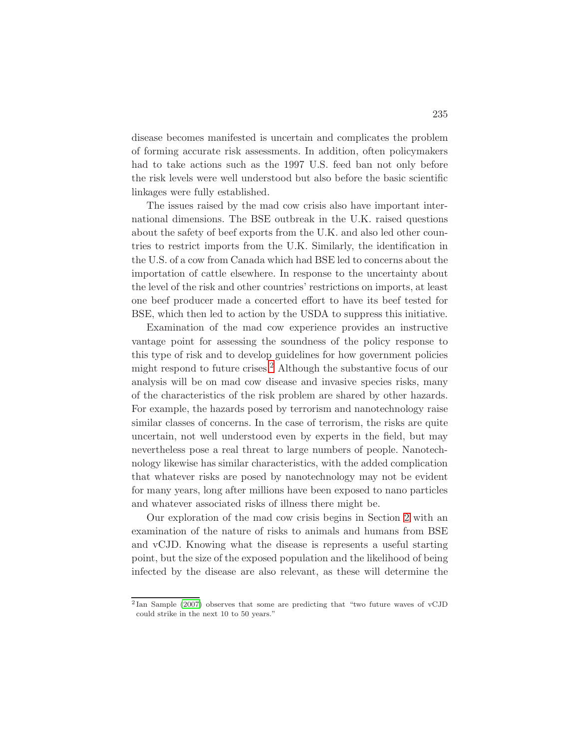disease becomes manifested is uncertain and complicates the problem of forming accurate risk assessments. In addition, often policymakers had to take actions such as the 1997 U.S. feed ban not only before the risk levels were well understood but also before the basic scientific linkages were fully established.

The issues raised by the mad cow crisis also have important international dimensions. The BSE outbreak in the U.K. raised questions about the safety of beef exports from the U.K. and also led other countries to restrict imports from the U.K. Similarly, the identification in the U.S. of a cow from Canada which had BSE led to concerns about the importation of cattle elsewhere. In response to the uncertainty about the level of the risk and other countries' restrictions on imports, at least one beef producer made a concerted effort to have its beef tested for BSE, which then led to action by the USDA to suppress this initiative.

Examination of the mad cow experience provides an instructive vantage point for assessing the soundness of the policy response to this type of risk and to develop guidelines for how government policies might respond to future crises.[2] Although the substantive focus of our analysis will be on mad cow disease and invasive species risks, many of the characteristics of the risk problem are shared by other hazards. For example, the hazards posed by terrorism and nanotechnology raise similar classes of concerns. In the case of terrorism, the risks are quite uncertain, not well understood even by experts in the field, but may nevertheless pose a real threat to large numbers of people. Nanotechnology likewise has similar characteristics, with the added complication that whatever risks are posed by nanotechnology may not be evident for many years, long after millions have been exposed to nano particles and whatever associated risks of illness there might be.

Our exploration of the mad cow crisis begins in Section 2 with an examination of the nature of risks to animals and humans from BSE and vCJD. Knowing what the disease is represents a useful starting point, but the size of the exposed population and the likelihood of being infected by the disease are also relevant, as these will determine the

[2] Ian Sample (2007) observes that some are predicting that "two future waves of vCJD could strike in the next 10 to 50 years."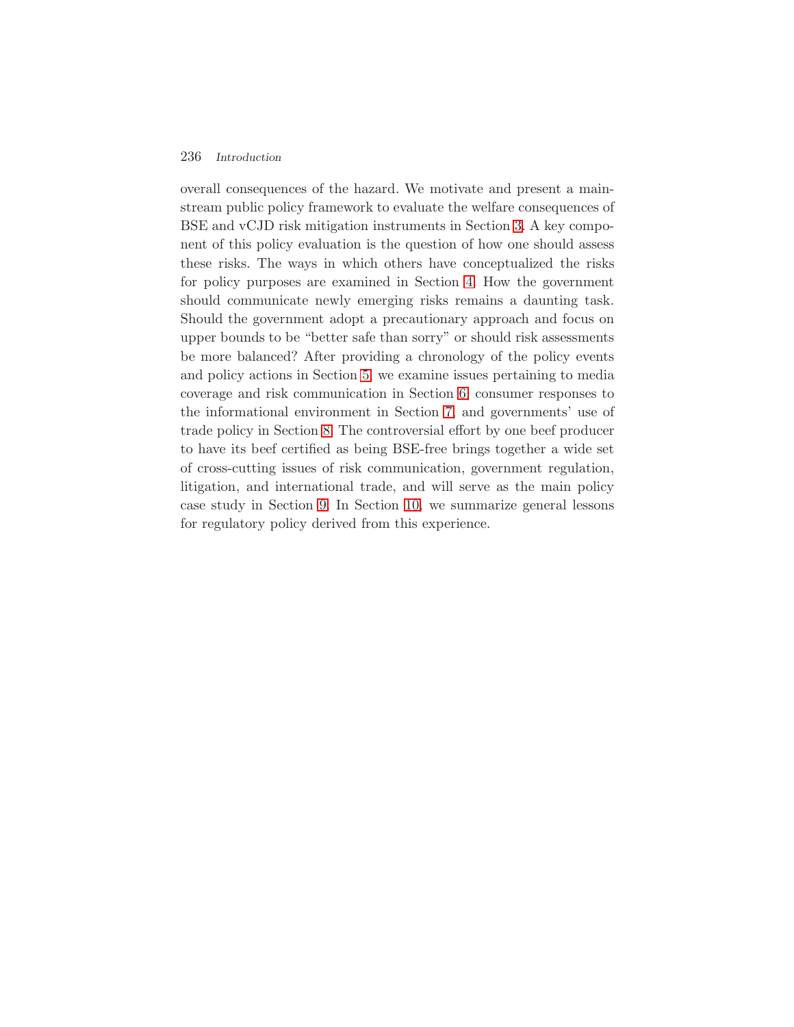overall consequences of the hazard. We motivate and present a mainstream public policy framework to evaluate the welfare consequences of BSE and vCJD risk mitigation instruments in Section 3. A key component of this policy evaluation is the question of how one should assess these risks. The ways in which others have conceptualized the risks for policy purposes are examined in Section 4. How the government should communicate newly emerging risks remains a daunting task. Should the government adopt a precautionary approach and focus on upper bounds to be "better safe than sorry" or should risk assessments be more balanced? After providing a chronology of the policy events and policy actions in Section 5, we examine issues pertaining to media coverage and risk communication in Section 6, consumer responses to the informational environment in Section 7, and governments' use of trade policy in Section 8. The controversial effort by one beef producer to have its beef certified as being BSE-free brings together a wide set of cross-cutting issues of risk communication, government regulation, litigation, and international trade, and will serve as the main policy case study in Section 9. In Section 10, we summarize general lessons for regulatory policy derived from this experience.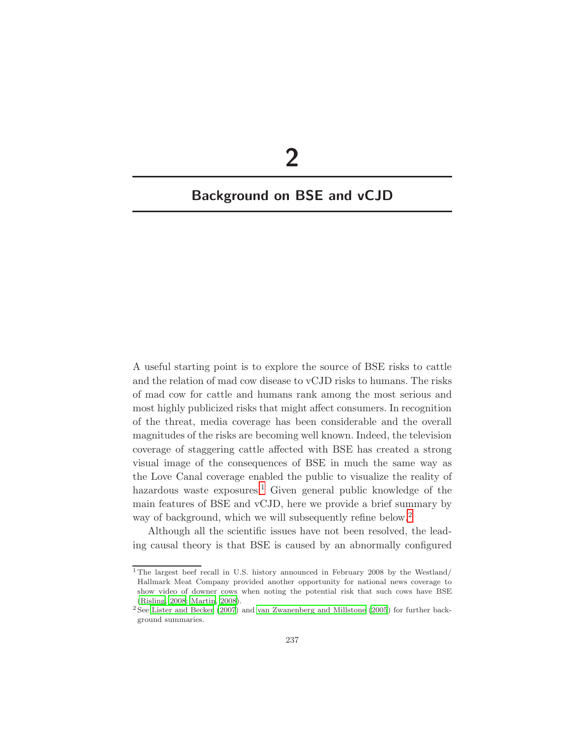# 2

# Background on BSE and vCJD

A useful starting point is to explore the source of BSE risks to cattle and the relation of mad cow disease to vCJD risks to humans. The risks of mad cow for cattle and humans rank among the most serious and most highly publicized risks that might affect consumers. In recognition of the threat, media coverage has been considerable and the overall magnitudes of the risks are becoming well known. Indeed, the television coverage of staggering cattle affected with BSE has created a strong visual image of the consequences of BSE in much the same way as the Love Canal coverage enabled the public to visualize the reality of hazardous waste exposures.[1] Given general public knowledge of the main features of BSE and vCJD, here we provide a brief summary by way of background, which we will subsequently refine below.[2]

Although all the scientific issues have not been resolved, the leading causal theory is that BSE is caused by an abnormally configured

---

[1] The largest beef recall in U.S. history announced in February 2008 by the Westland/Hallmark Meat Company provided another opportunity for national news coverage to show video of downer cows when noting the potential risk that such cows have BSE (Risling, 2008; Martin, 2008).

[2] See Lister and Becker (2007) and van Zwanenberg and Millstone (2005) for further background summaries.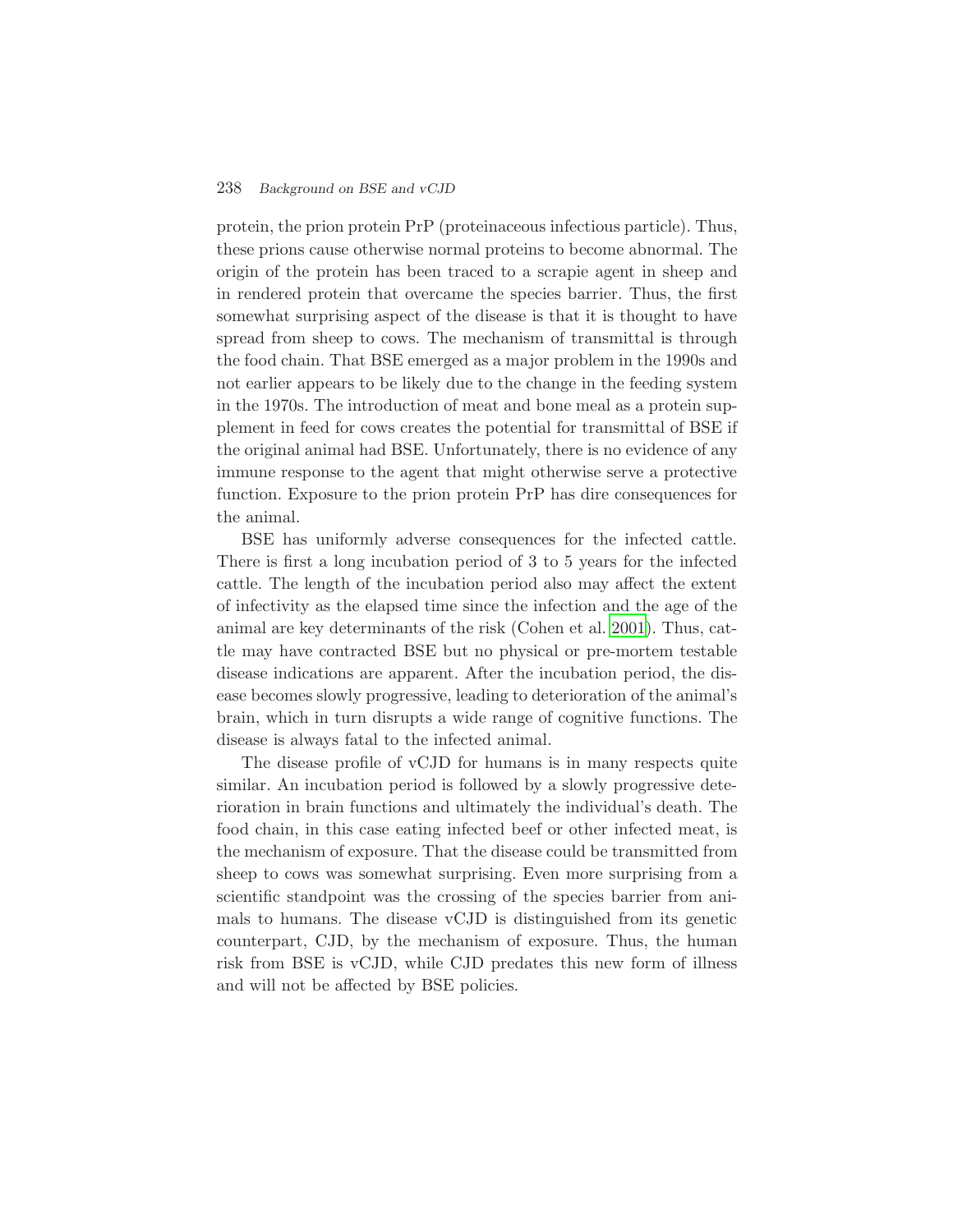protein, the prion protein PrP (proteinaceous infectious particle). Thus, these prions cause otherwise normal proteins to become abnormal. The origin of the protein has been traced to a scrapie agent in sheep and in rendered protein that overcame the species barrier. Thus, the first somewhat surprising aspect of the disease is that it is thought to have spread from sheep to cows. The mechanism of transmittal is through the food chain. That BSE emerged as a major problem in the 1990s and not earlier appears to be likely due to the change in the feeding system in the 1970s. The introduction of meat and bone meal as a protein supplement in feed for cows creates the potential for transmittal of BSE if the original animal had BSE. Unfortunately, there is no evidence of any immune response to the agent that might otherwise serve a protective function. Exposure to the prion protein PrP has dire consequences for the animal.

BSE has uniformly adverse consequences for the infected cattle. There is first a long incubation period of 3 to 5 years for the infected cattle. The length of the incubation period also may affect the extent of infectivity as the elapsed time since the infection and the age of the animal are key determinants of the risk (Cohen et al. 2001). Thus, cattle may have contracted BSE but no physical or pre-mortem testable disease indications are apparent. After the incubation period, the disease becomes slowly progressive, leading to deterioration of the animal's brain, which in turn disrupts a wide range of cognitive functions. The disease is always fatal to the infected animal.

The disease profile of vCJD for humans is in many respects quite similar. An incubation period is followed by a slowly progressive deterioration in brain functions and ultimately the individual's death. The food chain, in this case eating infected beef or other infected meat, is the mechanism of exposure. That the disease could be transmitted from sheep to cows was somewhat surprising. Even more surprising from a scientific standpoint was the crossing of the species barrier from animals to humans. The disease vCJD is distinguished from its genetic counterpart, CJD, by the mechanism of exposure. Thus, the human risk from BSE is vCJD, while CJD predates this new form of illness and will not be affected by BSE policies.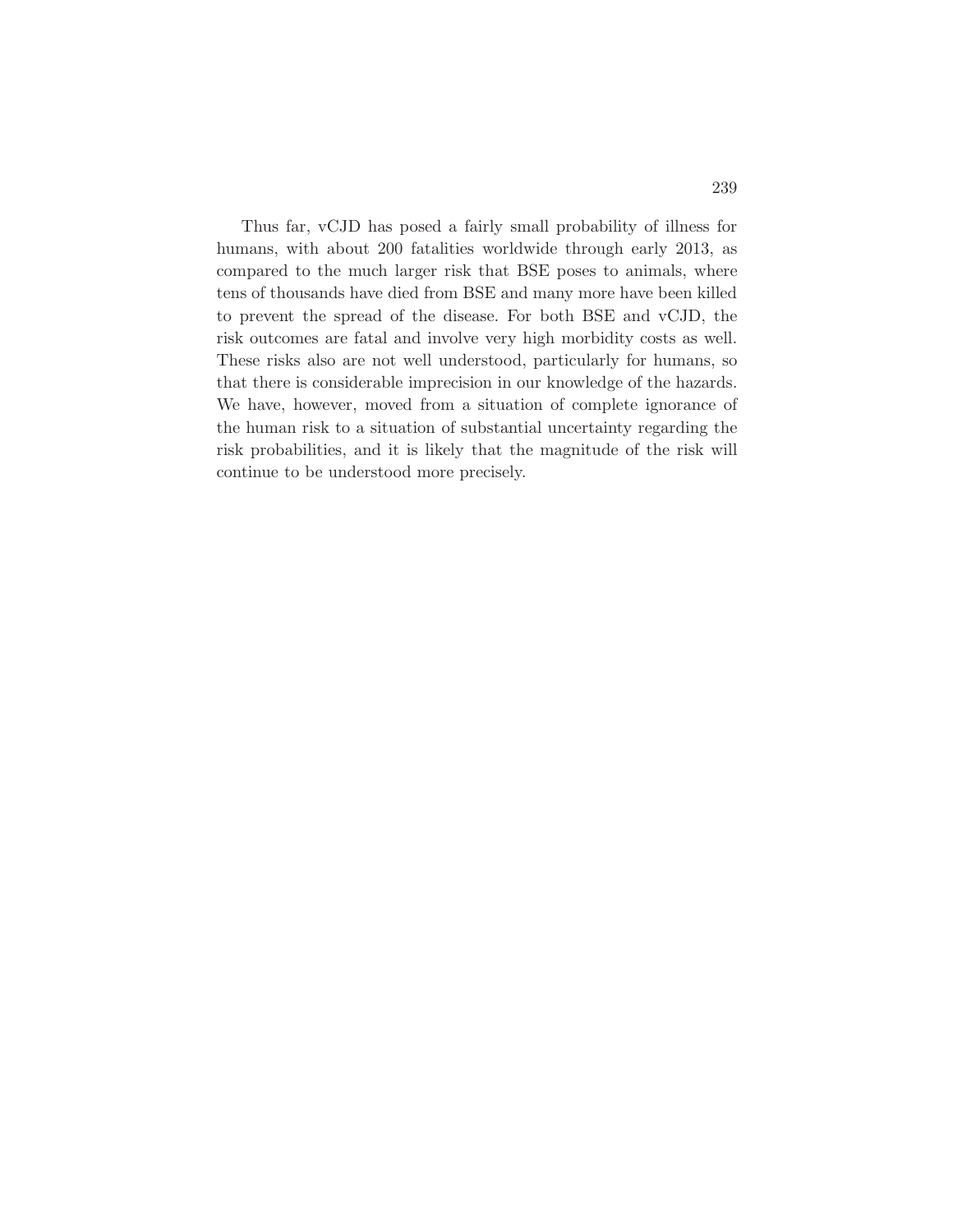Thus far, vCJD has posed a fairly small probability of illness for humans, with about 200 fatalities worldwide through early 2013, as compared to the much larger risk that BSE poses to animals, where tens of thousands have died from BSE and many more have been killed to prevent the spread of the disease. For both BSE and vCJD, the risk outcomes are fatal and involve very high morbidity costs as well. These risks also are not well understood, particularly for humans, so that there is considerable imprecision in our knowledge of the hazards. We have, however, moved from a situation of complete ignorance of the human risk to a situation of substantial uncertainty regarding the risk probabilities, and it is likely that the magnitude of the risk will continue to be understood more precisely.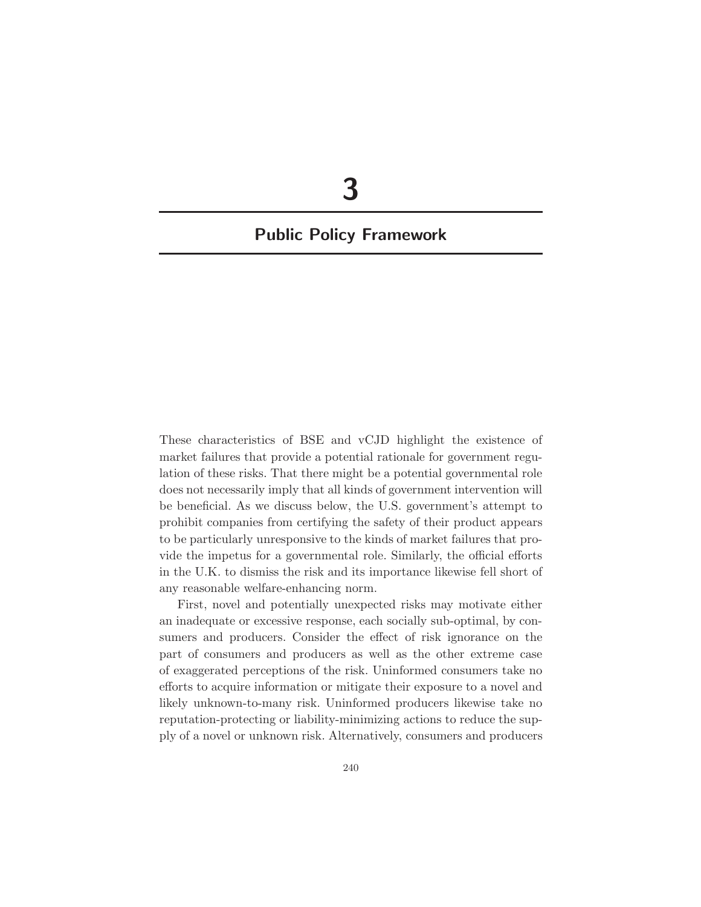# 3

# Public Policy Framework

These characteristics of BSE and vCJD highlight the existence of market failures that provide a potential rationale for government regulation of these risks. That there might be a potential governmental role does not necessarily imply that all kinds of government intervention will be beneficial. As we discuss below, the U.S. government's attempt to prohibit companies from certifying the safety of their product appears to be particularly unresponsive to the kinds of market failures that provide the impetus for a governmental role. Similarly, the official efforts in the U.K. to dismiss the risk and its importance likewise fell short of any reasonable welfare-enhancing norm.

First, novel and potentially unexpected risks may motivate either an inadequate or excessive response, each socially sub-optimal, by consumers and producers. Consider the effect of risk ignorance on the part of consumers and producers as well as the other extreme case of exaggerated perceptions of the risk. Uninformed consumers take no efforts to acquire information or mitigate their exposure to a novel and likely unknown-to-many risk. Uninformed producers likewise take no reputation-protecting or liability-minimizing actions to reduce the supply of a novel or unknown risk. Alternatively, consumers and producers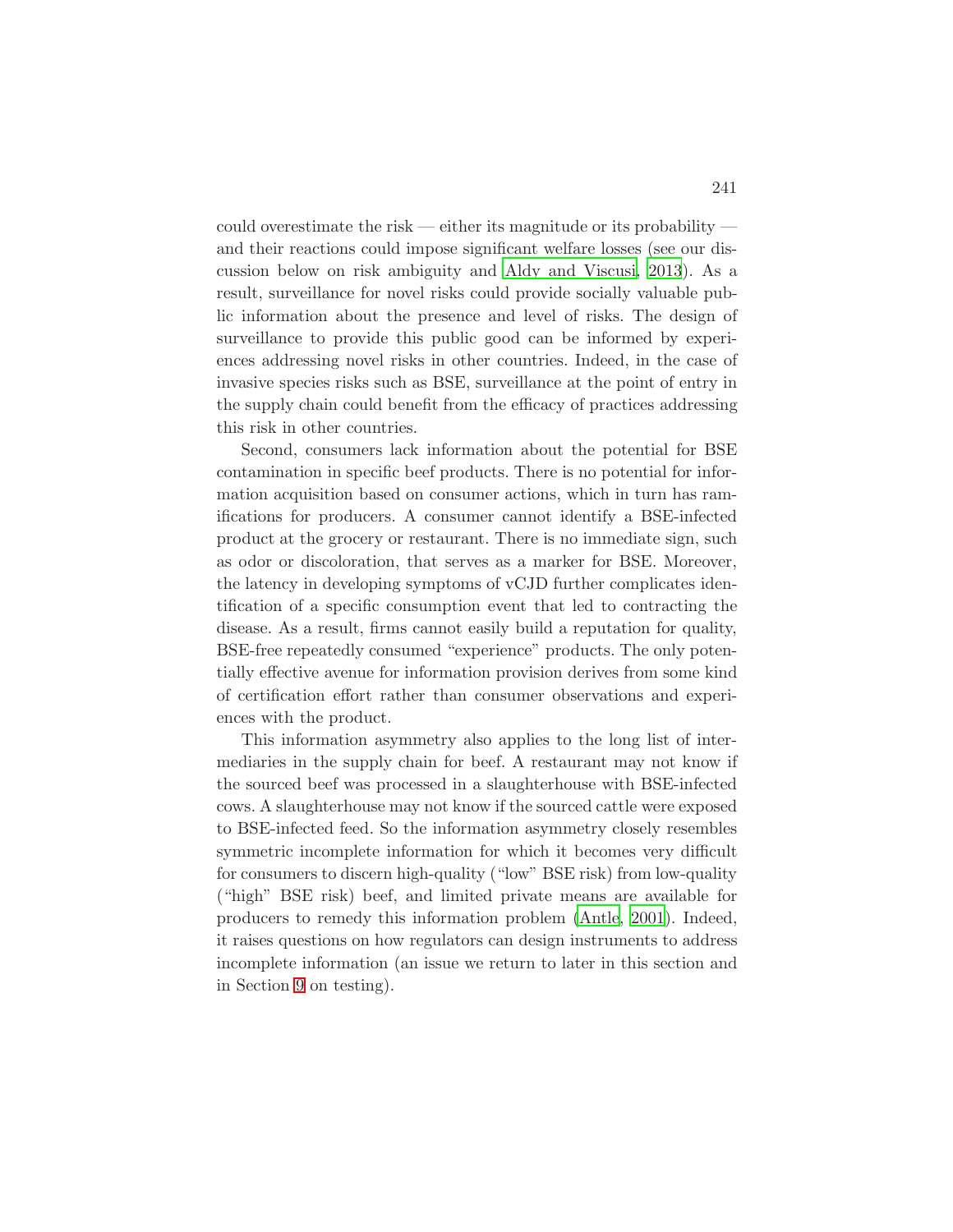could overestimate the risk — either its magnitude or its probability — and their reactions could impose significant welfare losses (see our discussion below on risk ambiguity and Aldy and Viscusi, 2013). As a result, surveillance for novel risks could provide socially valuable public information about the presence and level of risks. The design of surveillance to provide this public good can be informed by experiences addressing novel risks in other countries. Indeed, in the case of invasive species risks such as BSE, surveillance at the point of entry in the supply chain could benefit from the efficacy of practices addressing this risk in other countries.

Second, consumers lack information about the potential for BSE contamination in specific beef products. There is no potential for information acquisition based on consumer actions, which in turn has ramifications for producers. A consumer cannot identify a BSE-infected product at the grocery or restaurant. There is no immediate sign, such as odor or discoloration, that serves as a marker for BSE. Moreover, the latency in developing symptoms of vCJD further complicates identification of a specific consumption event that led to contracting the disease. As a result, firms cannot easily build a reputation for quality, BSE-free repeatedly consumed "experience" products. The only potentially effective avenue for information provision derives from some kind of certification effort rather than consumer observations and experiences with the product.

This information asymmetry also applies to the long list of intermediaries in the supply chain for beef. A restaurant may not know if the sourced beef was processed in a slaughterhouse with BSE-infected cows. A slaughterhouse may not know if the sourced cattle were exposed to BSE-infected feed. So the information asymmetry closely resembles symmetric incomplete information for which it becomes very difficult for consumers to discern high-quality ("low" BSE risk) from low-quality ("high" BSE risk) beef, and limited private means are available for producers to remedy this information problem (Antle, 2001). Indeed, it raises questions on how regulators can design instruments to address incomplete information (an issue we return to later in this section and in Section 9 on testing).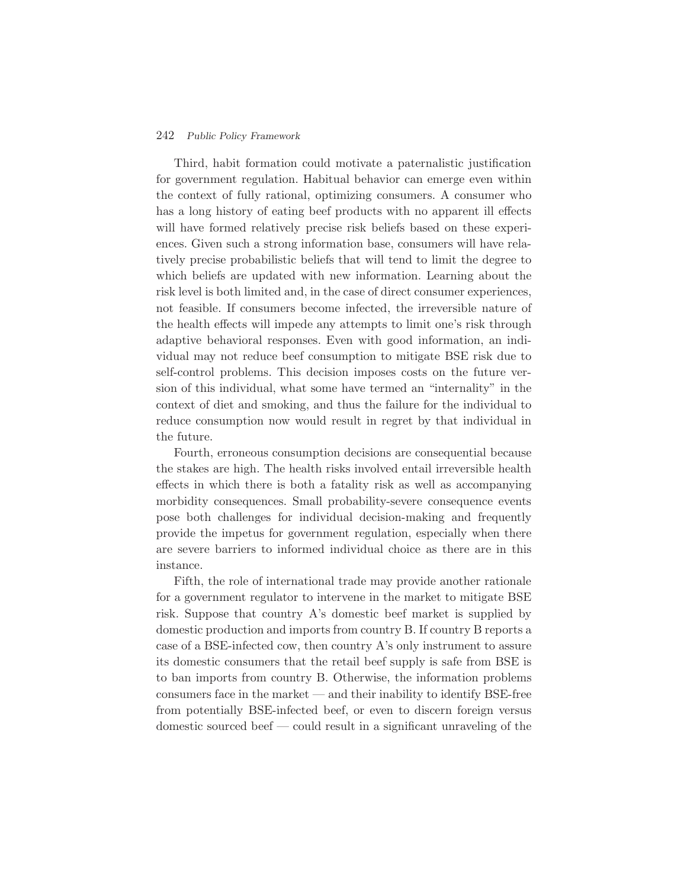Third, habit formation could motivate a paternalistic justification for government regulation. Habitual behavior can emerge even within the context of fully rational, optimizing consumers. A consumer who has a long history of eating beef products with no apparent ill effects will have formed relatively precise risk beliefs based on these experiences. Given such a strong information base, consumers will have relatively precise probabilistic beliefs that will tend to limit the degree to which beliefs are updated with new information. Learning about the risk level is both limited and, in the case of direct consumer experiences, not feasible. If consumers become infected, the irreversible nature of the health effects will impede any attempts to limit one's risk through adaptive behavioral responses. Even with good information, an individual may not reduce beef consumption to mitigate BSE risk due to self-control problems. This decision imposes costs on the future version of this individual, what some have termed an "internality" in the context of diet and smoking, and thus the failure for the individual to reduce consumption now would result in regret by that individual in the future.

Fourth, erroneous consumption decisions are consequential because the stakes are high. The health risks involved entail irreversible health effects in which there is both a fatality risk as well as accompanying morbidity consequences. Small probability-severe consequence events pose both challenges for individual decision-making and frequently provide the impetus for government regulation, especially when there are severe barriers to informed individual choice as there are in this instance.

Fifth, the role of international trade may provide another rationale for a government regulator to intervene in the market to mitigate BSE risk. Suppose that country A's domestic beef market is supplied by domestic production and imports from country B. If country B reports a case of a BSE-infected cow, then country A's only instrument to assure its domestic consumers that the retail beef supply is safe from BSE is to ban imports from country B. Otherwise, the information problems consumers face in the market — and their inability to identify BSE-free from potentially BSE-infected beef, or even to discern foreign versus domestic sourced beef — could result in a significant unraveling of the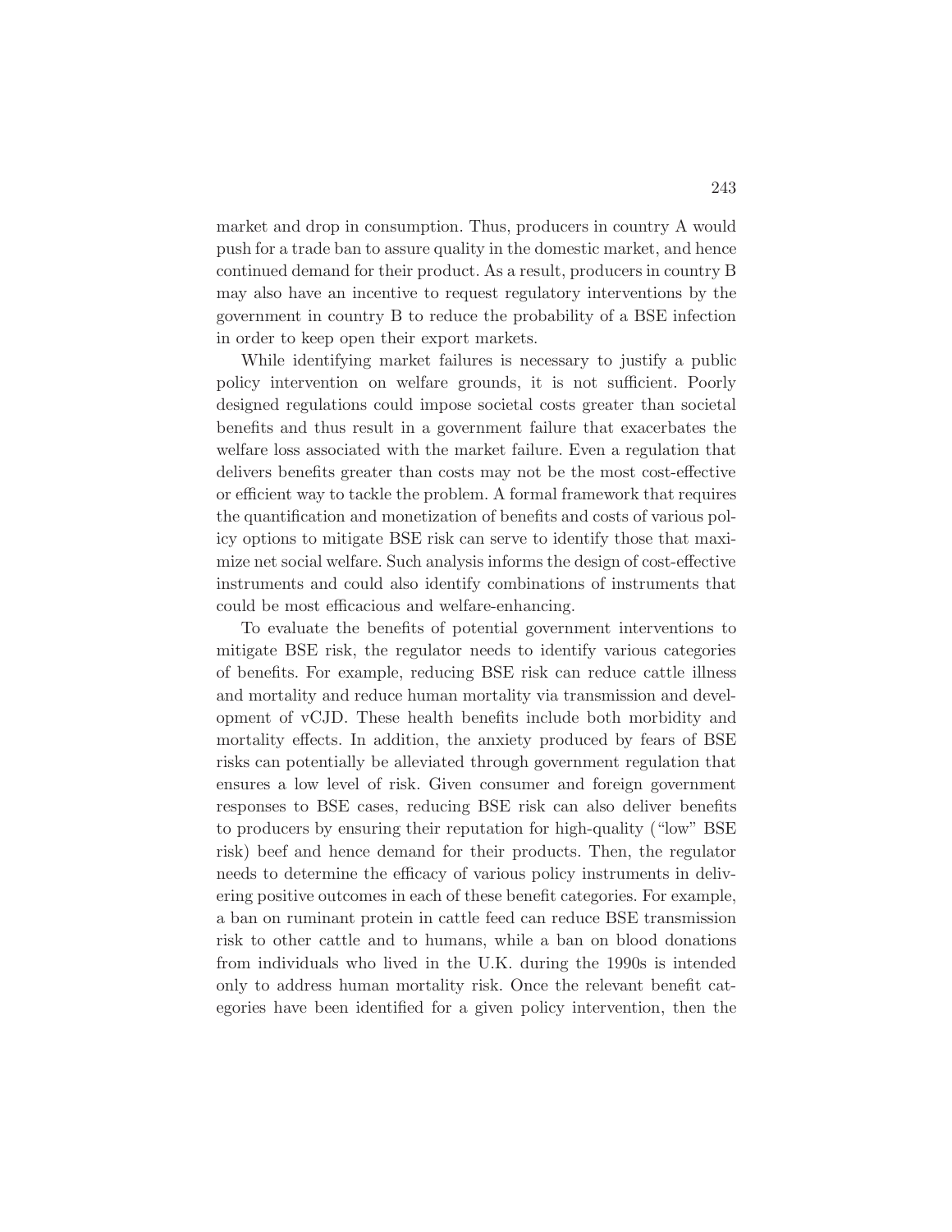market and drop in consumption. Thus, producers in country A would push for a trade ban to assure quality in the domestic market, and hence continued demand for their product. As a result, producers in country B may also have an incentive to request regulatory interventions by the government in country B to reduce the probability of a BSE infection in order to keep open their export markets.

While identifying market failures is necessary to justify a public policy intervention on welfare grounds, it is not sufficient. Poorly designed regulations could impose societal costs greater than societal benefits and thus result in a government failure that exacerbates the welfare loss associated with the market failure. Even a regulation that delivers benefits greater than costs may not be the most cost-effective or efficient way to tackle the problem. A formal framework that requires the quantification and monetization of benefits and costs of various policy options to mitigate BSE risk can serve to identify those that maximize net social welfare. Such analysis informs the design of cost-effective instruments and could also identify combinations of instruments that could be most efficacious and welfare-enhancing.

To evaluate the benefits of potential government interventions to mitigate BSE risk, the regulator needs to identify various categories of benefits. For example, reducing BSE risk can reduce cattle illness and mortality and reduce human mortality via transmission and development of vCJD. These health benefits include both morbidity and mortality effects. In addition, the anxiety produced by fears of BSE risks can potentially be alleviated through government regulation that ensures a low level of risk. Given consumer and foreign government responses to BSE cases, reducing BSE risk can also deliver benefits to producers by ensuring their reputation for high-quality ("low" BSE risk) beef and hence demand for their products. Then, the regulator needs to determine the efficacy of various policy instruments in delivering positive outcomes in each of these benefit categories. For example, a ban on ruminant protein in cattle feed can reduce BSE transmission risk to other cattle and to humans, while a ban on blood donations from individuals who lived in the U.K. during the 1990s is intended only to address human mortality risk. Once the relevant benefit categories have been identified for a given policy intervention, then the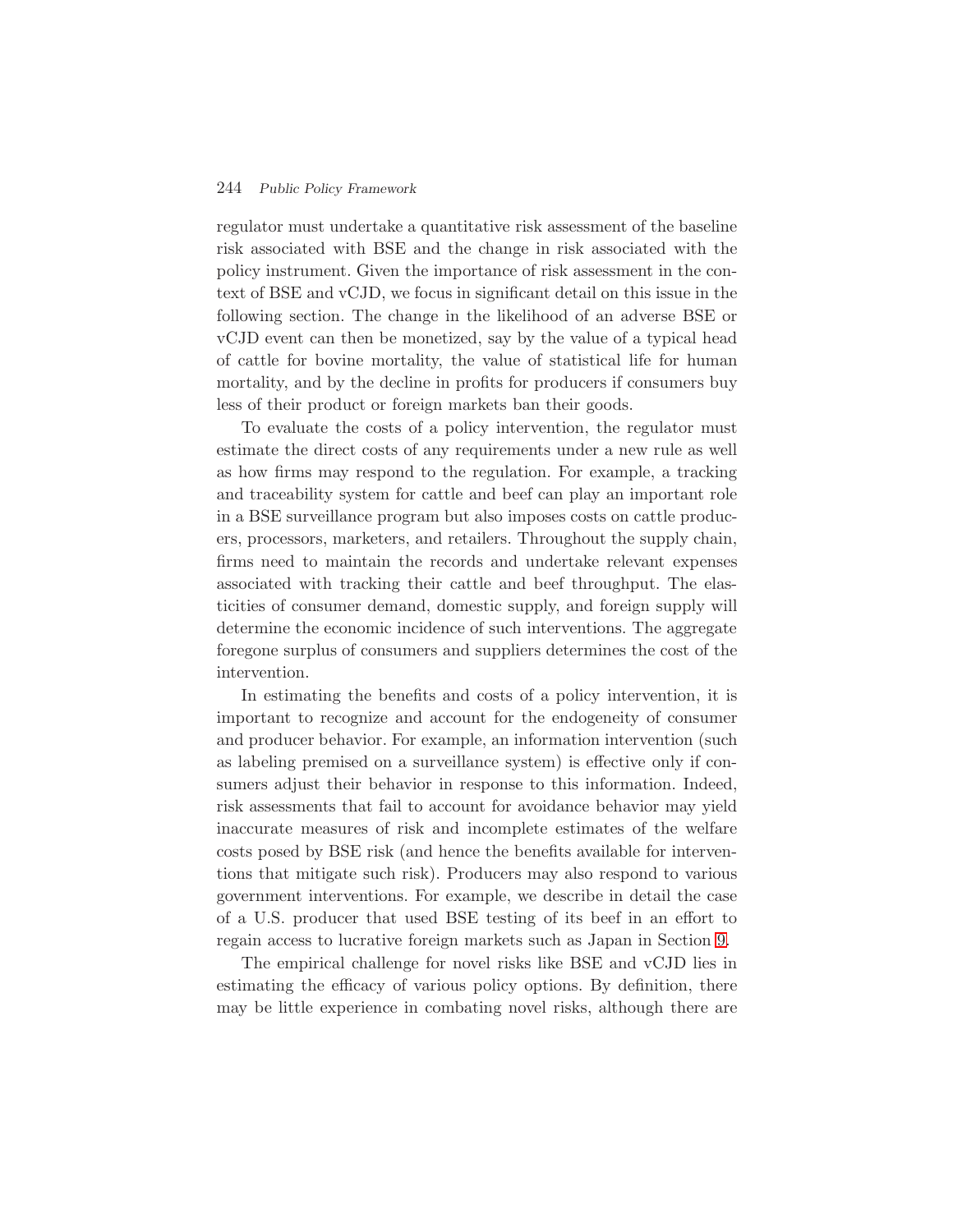regulator must undertake a quantitative risk assessment of the baseline risk associated with BSE and the change in risk associated with the policy instrument. Given the importance of risk assessment in the context of BSE and vCJD, we focus in significant detail on this issue in the following section. The change in the likelihood of an adverse BSE or vCJD event can then be monetized, say by the value of a typical head of cattle for bovine mortality, the value of statistical life for human mortality, and by the decline in profits for producers if consumers buy less of their product or foreign markets ban their goods.

To evaluate the costs of a policy intervention, the regulator must estimate the direct costs of any requirements under a new rule as well as how firms may respond to the regulation. For example, a tracking and traceability system for cattle and beef can play an important role in a BSE surveillance program but also imposes costs on cattle producers, processors, marketers, and retailers. Throughout the supply chain, firms need to maintain the records and undertake relevant expenses associated with tracking their cattle and beef throughput. The elasticities of consumer demand, domestic supply, and foreign supply will determine the economic incidence of such interventions. The aggregate foregone surplus of consumers and suppliers determines the cost of the intervention.

In estimating the benefits and costs of a policy intervention, it is important to recognize and account for the endogeneity of consumer and producer behavior. For example, an information intervention (such as labeling premised on a surveillance system) is effective only if consumers adjust their behavior in response to this information. Indeed, risk assessments that fail to account for avoidance behavior may yield inaccurate measures of risk and incomplete estimates of the welfare costs posed by BSE risk (and hence the benefits available for interventions that mitigate such risk). Producers may also respond to various government interventions. For example, we describe in detail the case of a U.S. producer that used BSE testing of its beef in an effort to regain access to lucrative foreign markets such as Japan in Section 9.

The empirical challenge for novel risks like BSE and vCJD lies in estimating the efficacy of various policy options. By definition, there may be little experience in combating novel risks, although there are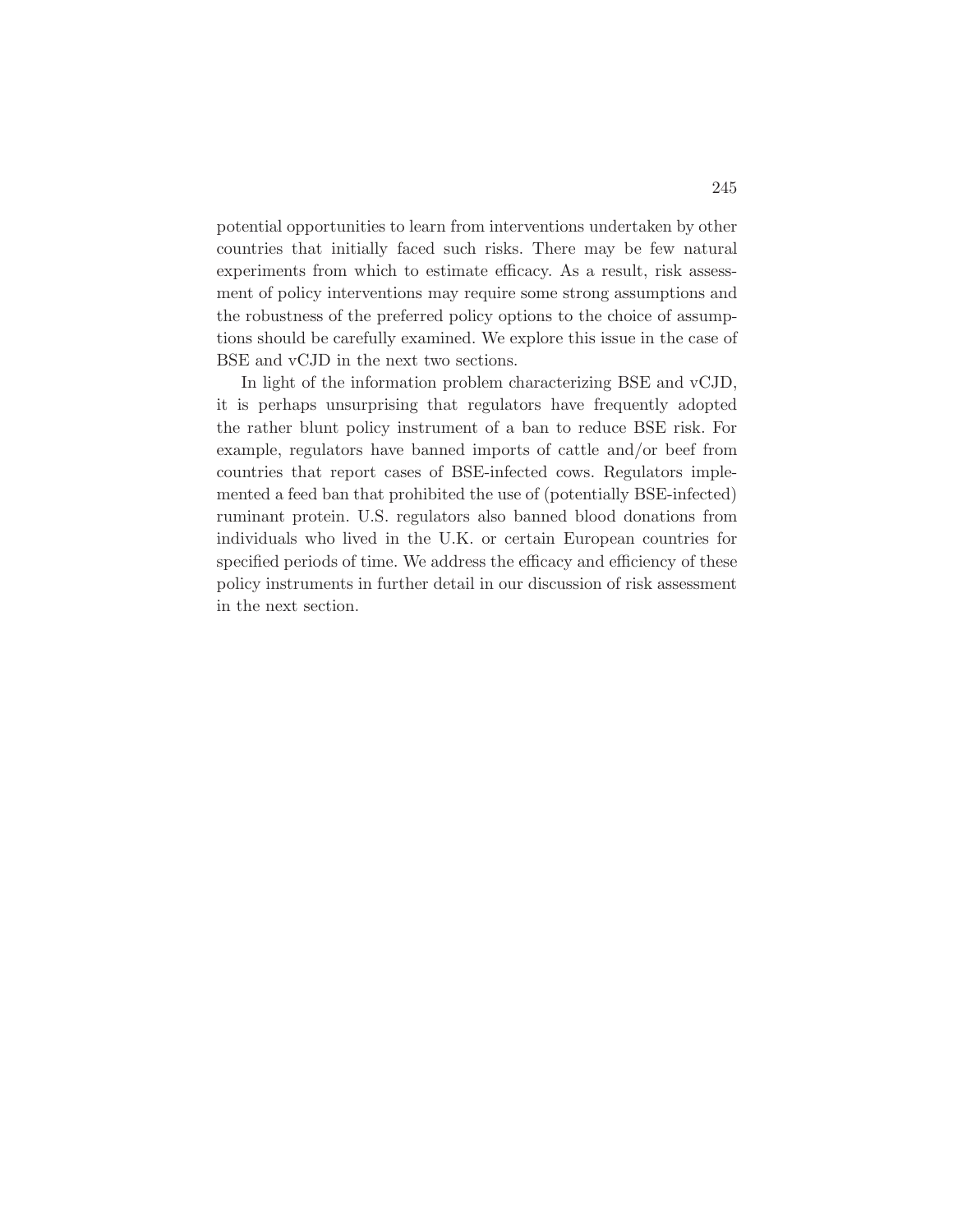potential opportunities to learn from interventions undertaken by other countries that initially faced such risks. There may be few natural experiments from which to estimate efficacy. As a result, risk assessment of policy interventions may require some strong assumptions and the robustness of the preferred policy options to the choice of assumptions should be carefully examined. We explore this issue in the case of BSE and vCJD in the next two sections.

In light of the information problem characterizing BSE and vCJD, it is perhaps unsurprising that regulators have frequently adopted the rather blunt policy instrument of a ban to reduce BSE risk. For example, regulators have banned imports of cattle and/or beef from countries that report cases of BSE-infected cows. Regulators implemented a feed ban that prohibited the use of (potentially BSE-infected) ruminant protein. U.S. regulators also banned blood donations from individuals who lived in the U.K. or certain European countries for specified periods of time. We address the efficacy and efficiency of these policy instruments in further detail in our discussion of risk assessment in the next section.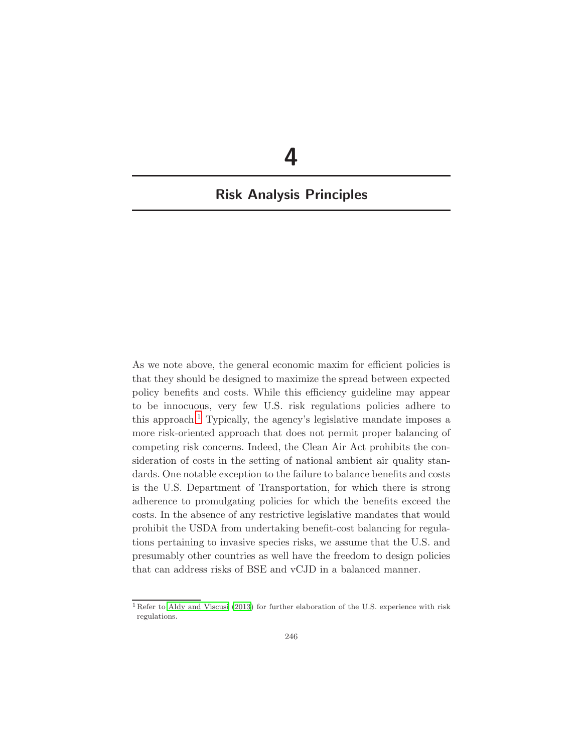# 4

## Risk Analysis Principles

As we note above, the general economic maxim for efficient policies is that they should be designed to maximize the spread between expected policy benefits and costs. While this efficiency guideline may appear to be innocuous, very few U.S. risk regulations policies adhere to this approach.[1] Typically, the agency's legislative mandate imposes a more risk-oriented approach that does not permit proper balancing of competing risk concerns. Indeed, the Clean Air Act prohibits the consideration of costs in the setting of national ambient air quality standards. One notable exception to the failure to balance benefits and costs is the U.S. Department of Transportation, for which there is strong adherence to promulgating policies for which the benefits exceed the costs. In the absence of any restrictive legislative mandates that would prohibit the USDA from undertaking benefit-cost balancing for regulations pertaining to invasive species risks, we assume that the U.S. and presumably other countries as well have the freedom to design policies that can address risks of BSE and vCJD in a balanced manner.

[1] Refer to Aldy and Viscusi (2013) for further elaboration of the U.S. experience with risk regulations.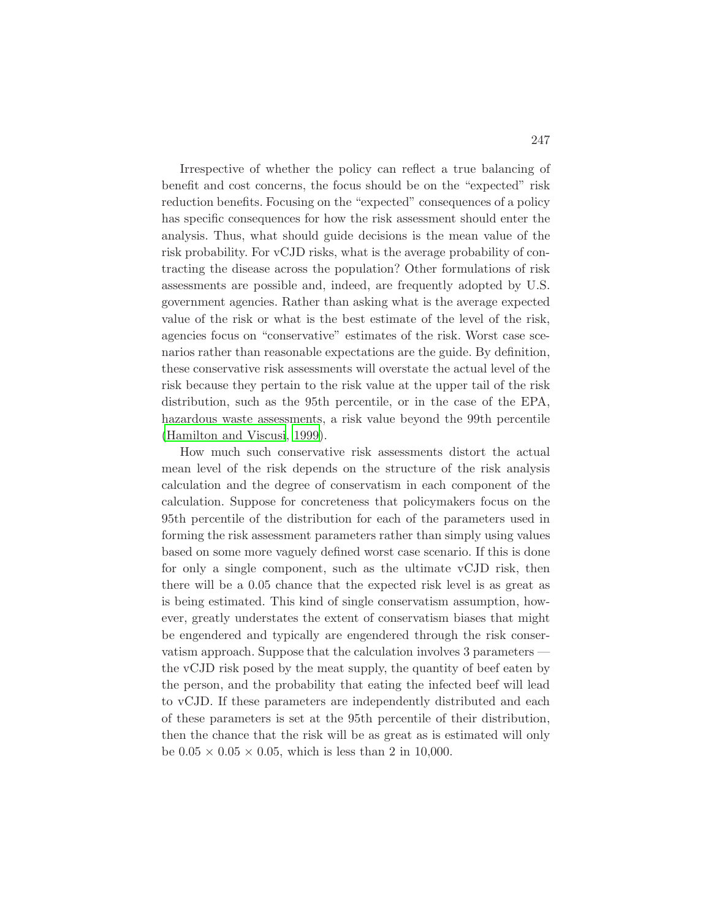Irrespective of whether the policy can reflect a true balancing of benefit and cost concerns, the focus should be on the "expected" risk reduction benefits. Focusing on the "expected" consequences of a policy has specific consequences for how the risk assessment should enter the analysis. Thus, what should guide decisions is the mean value of the risk probability. For vCJD risks, what is the average probability of contracting the disease across the population? Other formulations of risk assessments are possible and, indeed, are frequently adopted by U.S. government agencies. Rather than asking what is the average expected value of the risk or what is the best estimate of the level of the risk, agencies focus on "conservative" estimates of the risk. Worst case scenarios rather than reasonable expectations are the guide. By definition, these conservative risk assessments will overstate the actual level of the risk because they pertain to the risk value at the upper tail of the risk distribution, such as the 95th percentile, or in the case of the EPA, hazardous waste assessments, a risk value beyond the 99th percentile (Hamilton and Viscusi, 1999).

How much such conservative risk assessments distort the actual mean level of the risk depends on the structure of the risk analysis calculation and the degree of conservatism in each component of the calculation. Suppose for concreteness that policymakers focus on the 95th percentile of the distribution for each of the parameters used in forming the risk assessment parameters rather than simply using values based on some more vaguely defined worst case scenario. If this is done for only a single component, such as the ultimate vCJD risk, then there will be a 0.05 chance that the expected risk level is as great as is being estimated. This kind of single conservatism assumption, however, greatly understates the extent of conservatism biases that might be engendered and typically are engendered through the risk conservatism approach. Suppose that the calculation involves 3 parameters — the vCJD risk posed by the meat supply, the quantity of beef eaten by the person, and the probability that eating the infected beef will lead to vCJD. If these parameters are independently distributed and each of these parameters is set at the 95th percentile of their distribution, then the chance that the risk will be as great as is estimated will only be $0.05 \times 0.05 \times 0.05$, which is less than 2 in 10,000.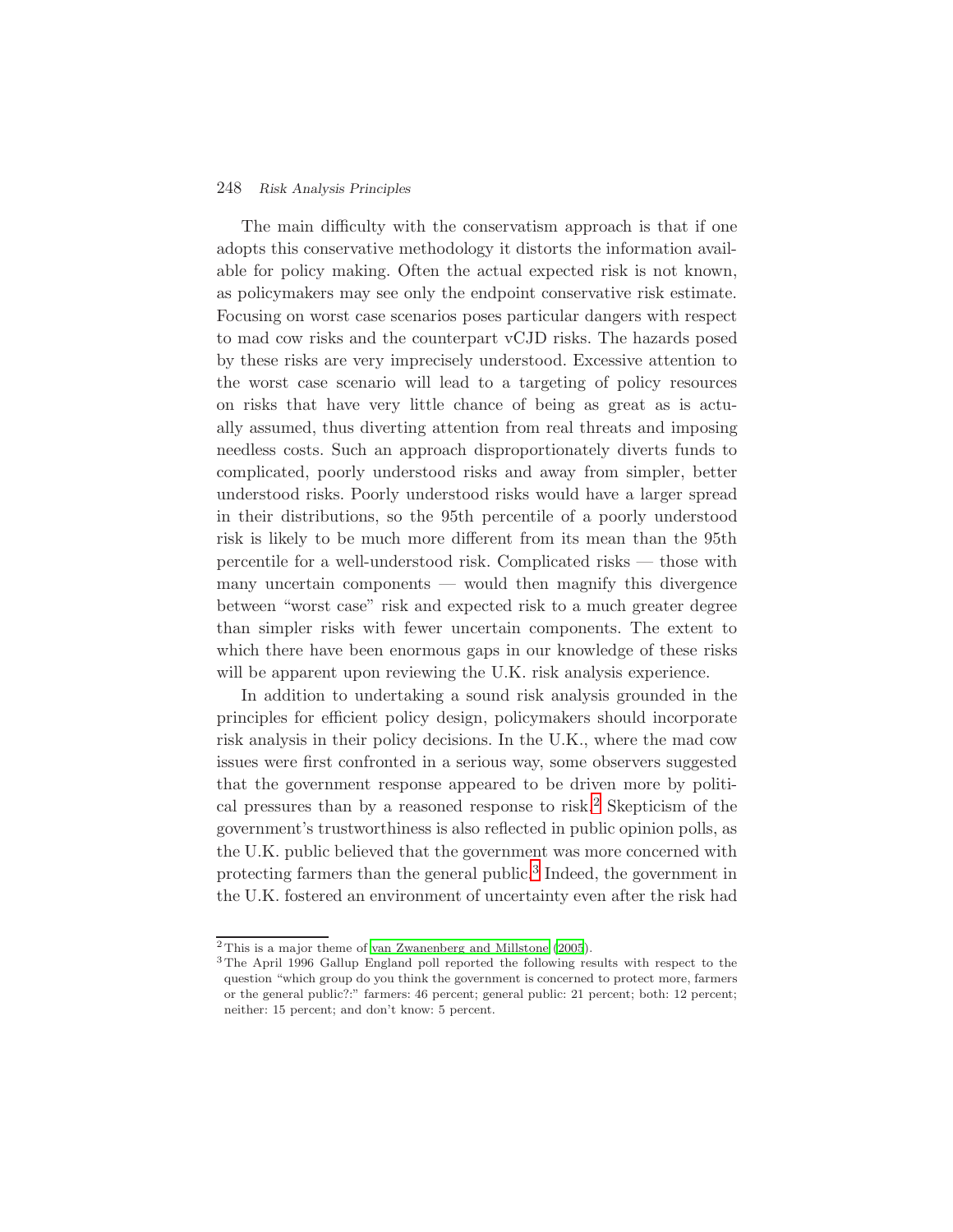The main difficulty with the conservatism approach is that if one adopts this conservative methodology it distorts the information available for policy making. Often the actual expected risk is not known, as policymakers may see only the endpoint conservative risk estimate. Focusing on worst case scenarios poses particular dangers with respect to mad cow risks and the counterpart vCJD risks. The hazards posed by these risks are very imprecisely understood. Excessive attention to the worst case scenario will lead to a targeting of policy resources on risks that have very little chance of being as great as is actually assumed, thus diverting attention from real threats and imposing needless costs. Such an approach disproportionately diverts funds to complicated, poorly understood risks and away from simpler, better understood risks. Poorly understood risks would have a larger spread in their distributions, so the 95th percentile of a poorly understood risk is likely to be much more different from its mean than the 95th percentile for a well-understood risk. Complicated risks — those with many uncertain components — would then magnify this divergence between "worst case" risk and expected risk to a much greater degree than simpler risks with fewer uncertain components. The extent to which there have been enormous gaps in our knowledge of these risks will be apparent upon reviewing the U.K. risk analysis experience.

In addition to undertaking a sound risk analysis grounded in the principles for efficient policy design, policymakers should incorporate risk analysis in their policy decisions. In the U.K., where the mad cow issues were first confronted in a serious way, some observers suggested that the government response appeared to be driven more by political pressures than by a reasoned response to risk.[2] Skepticism of the government's trustworthiness is also reflected in public opinion polls, as the U.K. public believed that the government was more concerned with protecting farmers than the general public.[3] Indeed, the government in the U.K. fostered an environment of uncertainty even after the risk had

[2] This is a major theme of van Zwanenberg and Millstone (2005).

[3] The April 1996 Gallup England poll reported the following results with respect to the question "which group do you think the government is concerned to protect more, farmers or the general public?:" farmers: 46 percent; general public: 21 percent; both: 12 percent; neither: 15 percent; and don't know: 5 percent.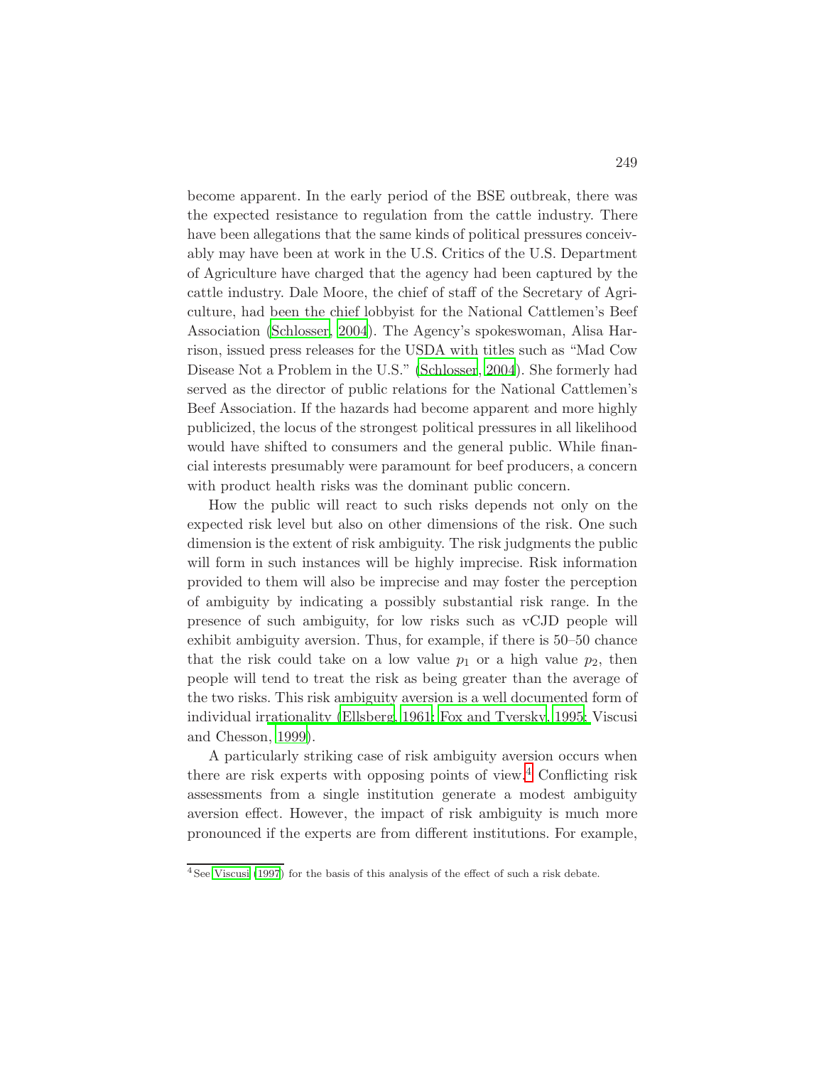become apparent. In the early period of the BSE outbreak, there was the expected resistance to regulation from the cattle industry. There have been allegations that the same kinds of political pressures conceivably may have been at work in the U.S. Critics of the U.S. Department of Agriculture have charged that the agency had been captured by the cattle industry. Dale Moore, the chief of staff of the Secretary of Agriculture, had been the chief lobbyist for the National Cattlemen's Beef Association (Schlosser, 2004). The Agency's spokeswoman, Alisa Harrison, issued press releases for the USDA with titles such as "Mad Cow Disease Not a Problem in the U.S." (Schlosser, 2004). She formerly had served as the director of public relations for the National Cattlemen's Beef Association. If the hazards had become apparent and more highly publicized, the locus of the strongest political pressures in all likelihood would have shifted to consumers and the general public. While financial interests presumably were paramount for beef producers, a concern with product health risks was the dominant public concern.

How the public will react to such risks depends not only on the expected risk level but also on other dimensions of the risk. One such dimension is the extent of risk ambiguity. The risk judgments the public will form in such instances will be highly imprecise. Risk information provided to them will also be imprecise and may foster the perception of ambiguity by indicating a possibly substantial risk range. In the presence of such ambiguity, for low risks such as vCJD people will exhibit ambiguity aversion. Thus, for example, if there is 50–50 chance that the risk could take on a low value $p_1$ or a high value $p_2$, then people will tend to treat the risk as being greater than the average of the two risks. This risk ambiguity aversion is a well documented form of individual irrationality (Ellsberg, 1961; Fox and Tversky, 1995; Viscusi and Chesson, 1999).

A particularly striking case of risk ambiguity aversion occurs when there are risk experts with opposing points of view.[4] Conflicting risk assessments from a single institution generate a modest ambiguity aversion effect. However, the impact of risk ambiguity is much more pronounced if the experts are from different institutions. For example,

[4] See Viscusi (1997) for the basis of this analysis of the effect of such a risk debate.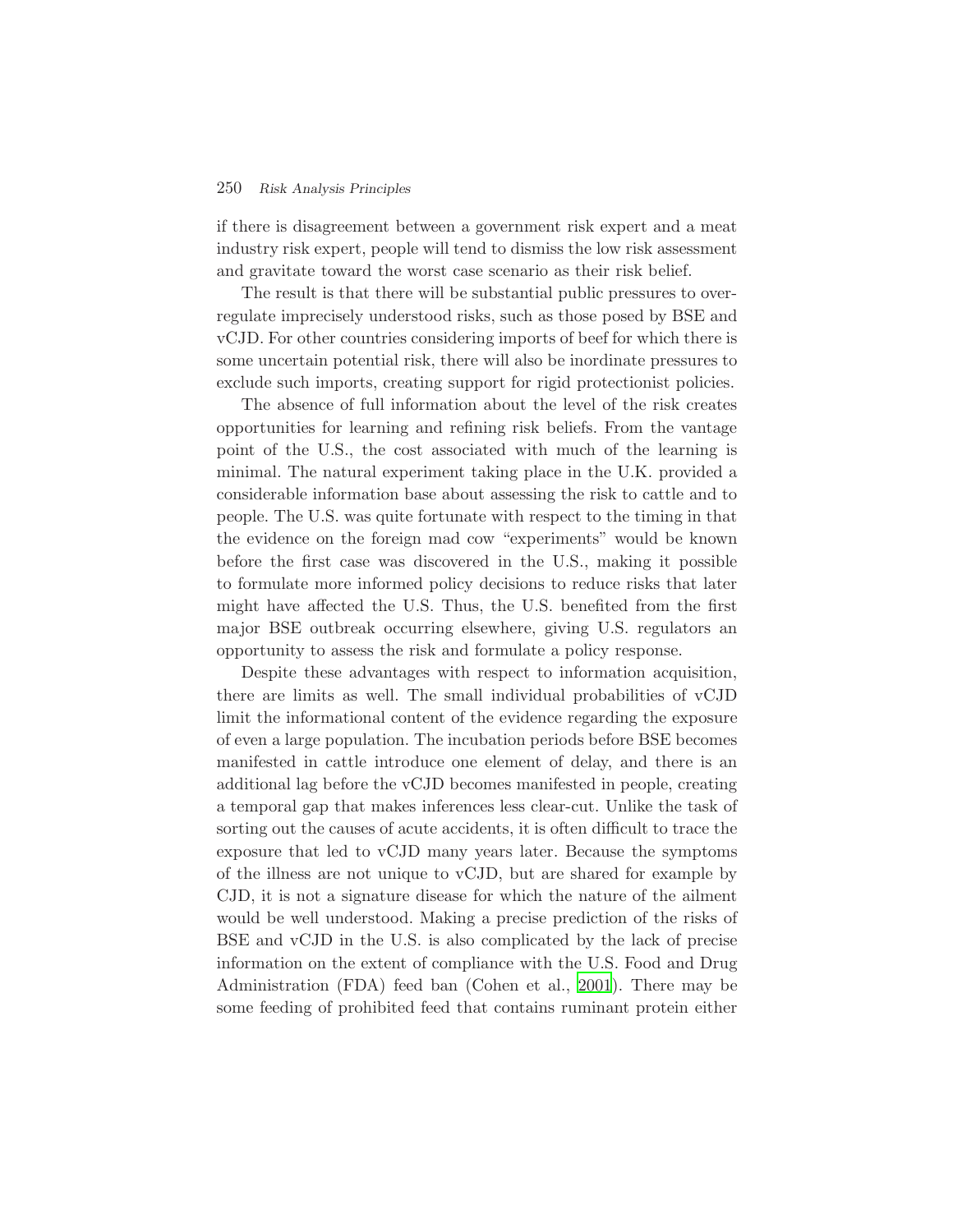if there is disagreement between a government risk expert and a meat industry risk expert, people will tend to dismiss the low risk assessment and gravitate toward the worst case scenario as their risk belief.

The result is that there will be substantial public pressures to over-regulate imprecisely understood risks, such as those posed by BSE and vCJD. For other countries considering imports of beef for which there is some uncertain potential risk, there will also be inordinate pressures to exclude such imports, creating support for rigid protectionist policies.

The absence of full information about the level of the risk creates opportunities for learning and refining risk beliefs. From the vantage point of the U.S., the cost associated with much of the learning is minimal. The natural experiment taking place in the U.K. provided a considerable information base about assessing the risk to cattle and to people. The U.S. was quite fortunate with respect to the timing in that the evidence on the foreign mad cow "experiments" would be known before the first case was discovered in the U.S., making it possible to formulate more informed policy decisions to reduce risks that later might have affected the U.S. Thus, the U.S. benefited from the first major BSE outbreak occurring elsewhere, giving U.S. regulators an opportunity to assess the risk and formulate a policy response.

Despite these advantages with respect to information acquisition, there are limits as well. The small individual probabilities of vCJD limit the informational content of the evidence regarding the exposure of even a large population. The incubation periods before BSE becomes manifested in cattle introduce one element of delay, and there is an additional lag before the vCJD becomes manifested in people, creating a temporal gap that makes inferences less clear-cut. Unlike the task of sorting out the causes of acute accidents, it is often difficult to trace the exposure that led to vCJD many years later. Because the symptoms of the illness are not unique to vCJD, but are shared for example by CJD, it is not a signature disease for which the nature of the ailment would be well understood. Making a precise prediction of the risks of BSE and vCJD in the U.S. is also complicated by the lack of precise information on the extent of compliance with the U.S. Food and Drug Administration (FDA) feed ban (Cohen et al., 2001). There may be some feeding of prohibited feed that contains ruminant protein either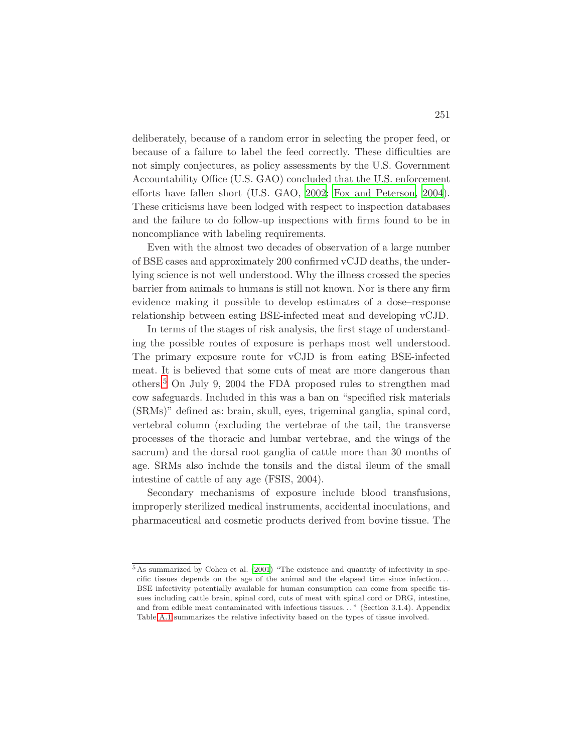deliberately, because of a random error in selecting the proper feed, or because of a failure to label the feed correctly. These difficulties are not simply conjectures, as policy assessments by the U.S. Government Accountability Office (U.S. GAO) concluded that the U.S. enforcement efforts have fallen short (U.S. GAO, 2002; Fox and Peterson, 2004). These criticisms have been lodged with respect to inspection databases and the failure to do follow-up inspections with firms found to be in noncompliance with labeling requirements.

Even with the almost two decades of observation of a large number of BSE cases and approximately 200 confirmed vCJD deaths, the underlying science is not well understood. Why the illness crossed the species barrier from animals to humans is still not known. Nor is there any firm evidence making it possible to develop estimates of a dose–response relationship between eating BSE-infected meat and developing vCJD.

In terms of the stages of risk analysis, the first stage of understanding the possible routes of exposure is perhaps most well understood. The primary exposure route for vCJD is from eating BSE-infected meat. It is believed that some cuts of meat are more dangerous than others.[5] On July 9, 2004 the FDA proposed rules to strengthen mad cow safeguards. Included in this was a ban on "specified risk materials (SRMs)" defined as: brain, skull, eyes, trigeminal ganglia, spinal cord, vertebral column (excluding the vertebrae of the tail, the transverse processes of the thoracic and lumbar vertebrae, and the wings of the sacrum) and the dorsal root ganglia of cattle more than 30 months of age. SRMs also include the tonsils and the distal ileum of the small intestine of cattle of any age (FSIS, 2004).

Secondary mechanisms of exposure include blood transfusions, improperly sterilized medical instruments, accidental inoculations, and pharmaceutical and cosmetic products derived from bovine tissue. The

---

[5] As summarized by Cohen et al. (2001) "The existence and quantity of infectivity in specific tissues depends on the age of the animal and the elapsed time since infection... BSE infectivity potentially available for human consumption can come from specific tissues including cattle brain, spinal cord, cuts of meat with spinal cord or DRG, intestine, and from edible meat contaminated with infectious tissues..." (Section 3.1.4). Appendix Table A.1 summarizes the relative infectivity based on the types of tissue involved.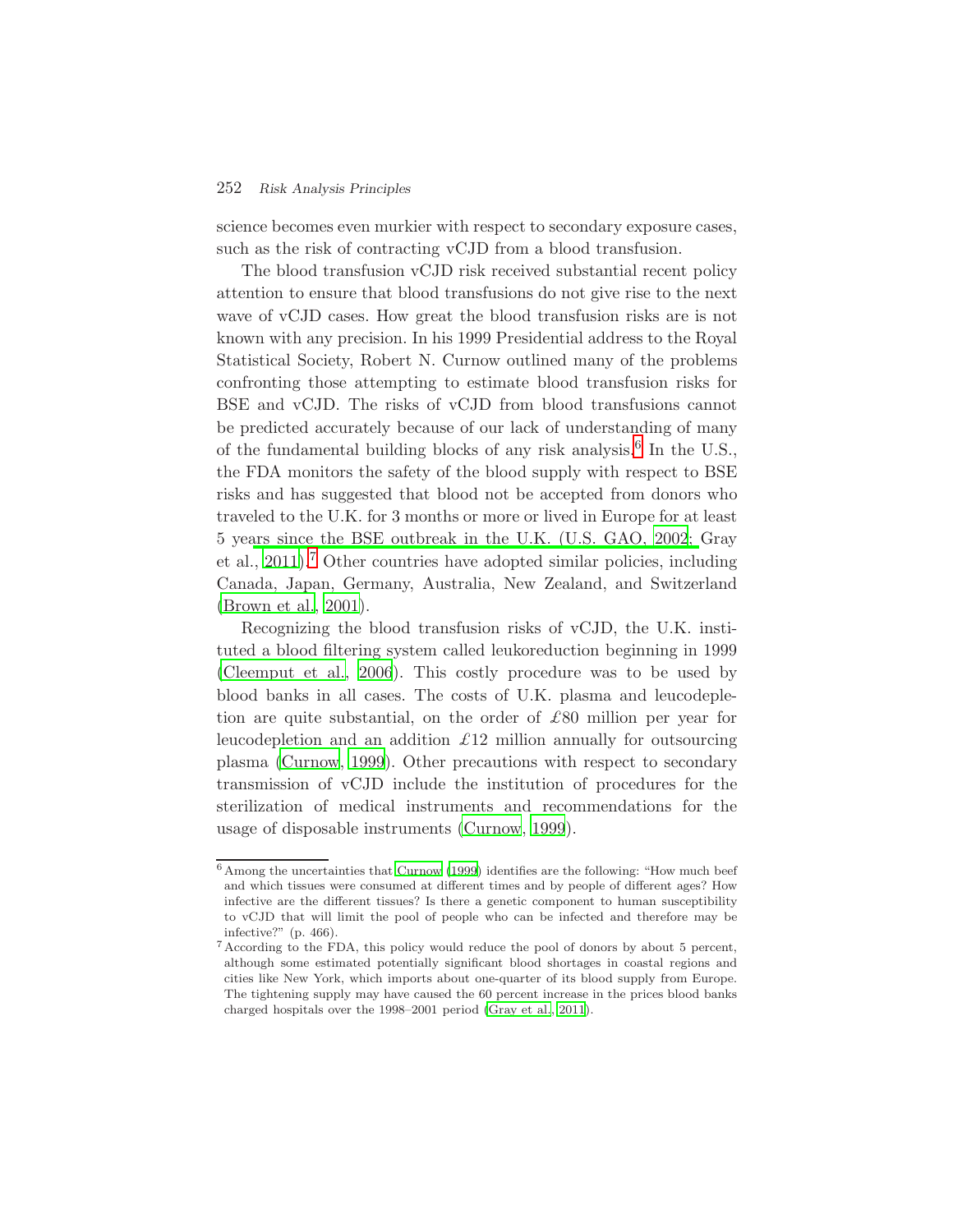science becomes even murkier with respect to secondary exposure cases, such as the risk of contracting vCJD from a blood transfusion.

The blood transfusion vCJD risk received substantial recent policy attention to ensure that blood transfusions do not give rise to the next wave of vCJD cases. How great the blood transfusion risks are is not known with any precision. In his 1999 Presidential address to the Royal Statistical Society, Robert N. Curnow outlined many of the problems confronting those attempting to estimate blood transfusion risks for BSE and vCJD. The risks of vCJD from blood transfusions cannot be predicted accurately because of our lack of understanding of many of the fundamental building blocks of any risk analysis.[6] In the U.S., the FDA monitors the safety of the blood supply with respect to BSE risks and has suggested that blood not be accepted from donors who traveled to the U.K. for 3 months or more or lived in Europe for at least 5 years since the BSE outbreak in the U.K. (U.S. GAO, 2002; Gray et al., 2011).[7] Other countries have adopted similar policies, including Canada, Japan, Germany, Australia, New Zealand, and Switzerland (Brown et al., 2001).

Recognizing the blood transfusion risks of vCJD, the U.K. instituted a blood filtering system called leukoreduction beginning in 1999 (Cleemput et al., 2006). This costly procedure was to be used by blood banks in all cases. The costs of U.K. plasma and leucodepletion are quite substantial, on the order of £80 million per year for leucodepletion and an addition £12 million annually for outsourcing plasma (Curnow, 1999). Other precautions with respect to secondary transmission of vCJD include the institution of procedures for the sterilization of medical instruments and recommendations for the usage of disposable instruments (Curnow, 1999).

---

[6] Among the uncertainties that Curnow (1999) identifies are the following: "How much beef and which tissues were consumed at different times and by people of different ages? How infective are the different tissues? Is there a genetic component to human susceptibility to vCJD that will limit the pool of people who can be infected and therefore may be infective?" (p. 466).

[7] According to the FDA, this policy would reduce the pool of donors by about 5 percent, although some estimated potentially significant blood shortages in coastal regions and cities like New York, which imports about one-quarter of its blood supply from Europe. The tightening supply may have caused the 60 percent increase in the prices blood banks charged hospitals over the 1998–2001 period (Gray et al., 2011).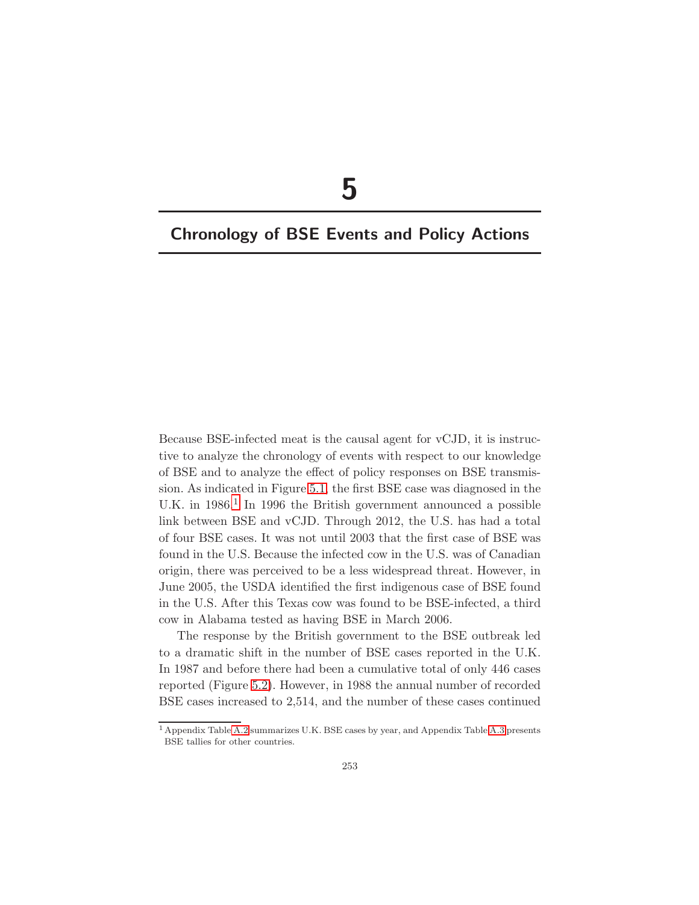# 5

## Chronology of BSE Events and Policy Actions

Because BSE-infected meat is the causal agent for vCJD, it is instructive to analyze the chronology of events with respect to our knowledge of BSE and to analyze the effect of policy responses on BSE transmission. As indicated in Figure 5.1, the first BSE case was diagnosed in the U.K. in 1986.[1] In 1996 the British government announced a possible link between BSE and vCJD. Through 2012, the U.S. has had a total of four BSE cases. It was not until 2003 that the first case of BSE was found in the U.S. Because the infected cow in the U.S. was of Canadian origin, there was perceived to be a less widespread threat. However, in June 2005, the USDA identified the first indigenous case of BSE found in the U.S. After this Texas cow was found to be BSE-infected, a third cow in Alabama tested as having BSE in March 2006.

The response by the British government to the BSE outbreak led to a dramatic shift in the number of BSE cases reported in the U.K. In 1987 and before there had been a cumulative total of only 446 cases reported (Figure 5.2). However, in 1988 the annual number of recorded BSE cases increased to 2,514, and the number of these cases continued

[1] Appendix Table A.2 summarizes U.K. BSE cases by year, and Appendix Table A.3 presents BSE tallies for other countries.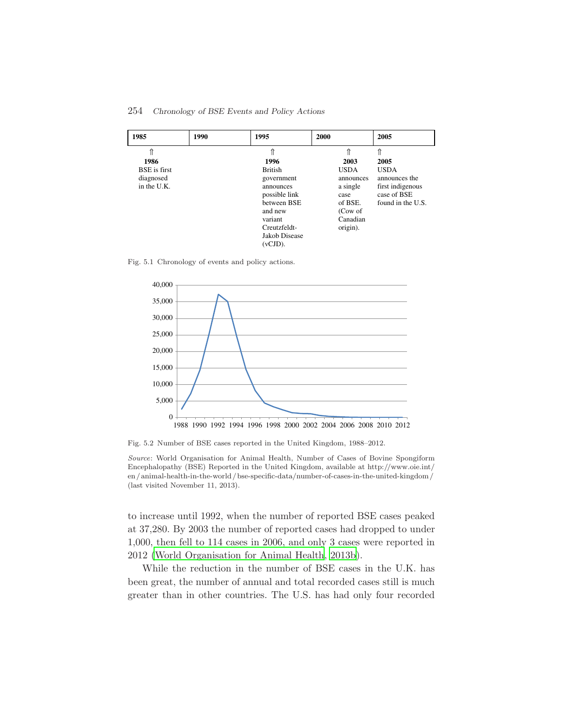| 1985 | 1990 | 1995 | 2000 | 2005 |
|---|---|---|---|---|
| ⇑ **1986** BSE is first diagnosed in the U.K. | | ⇑ **1996** British government announces possible link between BSE and new variant Creutzfeldt-Jakob Disease (vCJD). | ⇑ **2003** USDA announces a single case of BSE. (Cow of Canadian origin). | ⇑ **2005** USDA announces the first indigenous case of BSE found in the U.S. |

Fig. 5.1 Chronology of events and policy actions.

Fig. 5.2 Number of BSE cases reported in the United Kingdom, 1988–2012.

*Source*: World Organisation for Animal Health, Number of Cases of Bovine Spongiform Encephalopathy (BSE) Reported in the United Kingdom, available at http://www.oie.int/en/animal-health-in-the-world/bse-specific-data/number-of-cases-in-the-united-kingdom/ (last visited November 11, 2013).

to increase until 1992, when the number of reported BSE cases peaked at 37,280. By 2003 the number of reported cases had dropped to under 1,000, then fell to 114 cases in 2006, and only 3 cases were reported in 2012 (World Organisation for Animal Health, 2013b).

While the reduction in the number of BSE cases in the U.K. has been great, the number of annual and total recorded cases still is much greater than in other countries. The U.S. has had only four recorded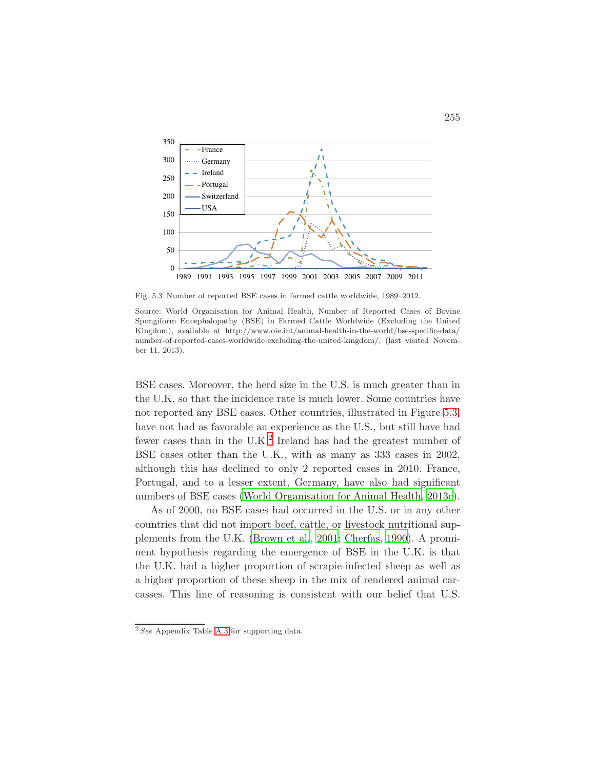Fig. 5.3 Number of reported BSE cases in farmed cattle worldwide, 1989–2012.

Source: World Organisation for Animal Health, Number of Reported Cases of Bovine Spongiform Encephalopathy (BSE) in Farmed Cattle Worldwide (Excluding the United Kingdom), available at http://www.oie.int/animal-health-in-the-world/bse-specific-data/number-of-reported-cases-worldwide-excluding-the-united-kingdom/, (last visited November 11, 2013).

BSE cases. Moreover, the herd size in the U.S. is much greater than in the U.K. so that the incidence rate is much lower. Some countries have not reported any BSE cases. Other countries, illustrated in Figure 5.3, have not had as favorable an experience as the U.S., but still have had fewer cases than in the U.K.[2] Ireland has had the greatest number of BSE cases other than the U.K., with as many as 333 cases in 2002, although this has declined to only 2 reported cases in 2010. France, Portugal, and to a lesser extent, Germany, have also had significant numbers of BSE cases (World Organisation for Animal Health, 2013c).

As of 2000, no BSE cases had occurred in the U.S. or in any other countries that did not import beef, cattle, or livestock nutritional supplements from the U.K. (Brown et al., 2001; Cherfas, 1990). A prominent hypothesis regarding the emergence of BSE in the U.K. is that the U.K. had a higher proportion of scrapie-infected sheep as well as a higher proportion of these sheep in the mix of rendered animal carcasses. This line of reasoning is consistent with our belief that U.S.

[2] *See* Appendix Table A.3 for supporting data.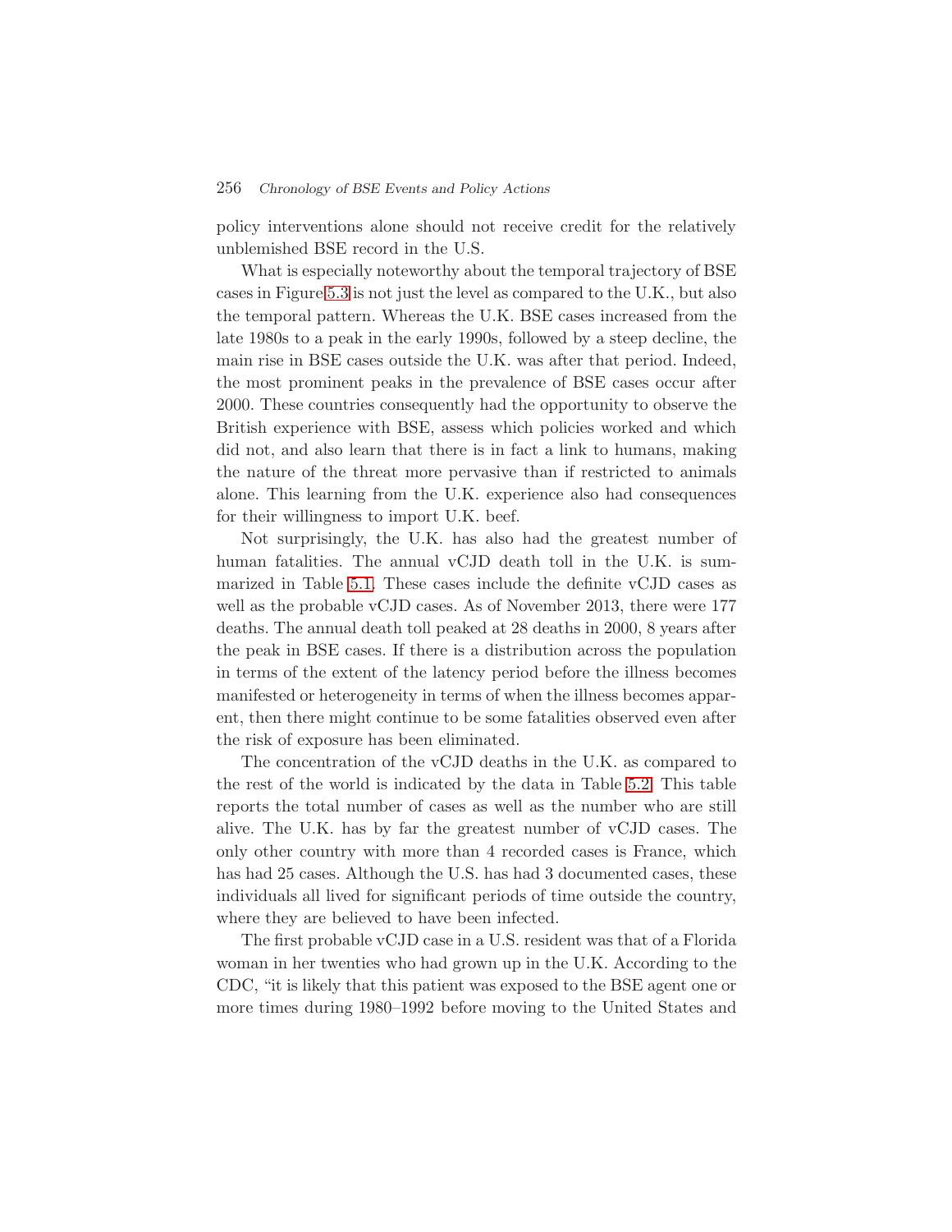policy interventions alone should not receive credit for the relatively unblemished BSE record in the U.S.

What is especially noteworthy about the temporal trajectory of BSE cases in Figure 5.3 is not just the level as compared to the U.K., but also the temporal pattern. Whereas the U.K. BSE cases increased from the late 1980s to a peak in the early 1990s, followed by a steep decline, the main rise in BSE cases outside the U.K. was after that period. Indeed, the most prominent peaks in the prevalence of BSE cases occur after 2000. These countries consequently had the opportunity to observe the British experience with BSE, assess which policies worked and which did not, and also learn that there is in fact a link to humans, making the nature of the threat more pervasive than if restricted to animals alone. This learning from the U.K. experience also had consequences for their willingness to import U.K. beef.

Not surprisingly, the U.K. has also had the greatest number of human fatalities. The annual vCJD death toll in the U.K. is summarized in Table 5.1. These cases include the definite vCJD cases as well as the probable vCJD cases. As of November 2013, there were 177 deaths. The annual death toll peaked at 28 deaths in 2000, 8 years after the peak in BSE cases. If there is a distribution across the population in terms of the extent of the latency period before the illness becomes manifested or heterogeneity in terms of when the illness becomes apparent, then there might continue to be some fatalities observed even after the risk of exposure has been eliminated.

The concentration of the vCJD deaths in the U.K. as compared to the rest of the world is indicated by the data in Table 5.2. This table reports the total number of cases as well as the number who are still alive. The U.K. has by far the greatest number of vCJD cases. The only other country with more than 4 recorded cases is France, which has had 25 cases. Although the U.S. has had 3 documented cases, these individuals all lived for significant periods of time outside the country, where they are believed to have been infected.

The first probable vCJD case in a U.S. resident was that of a Florida woman in her twenties who had grown up in the U.K. According to the CDC, "it is likely that this patient was exposed to the BSE agent one or more times during 1980–1992 before moving to the United States and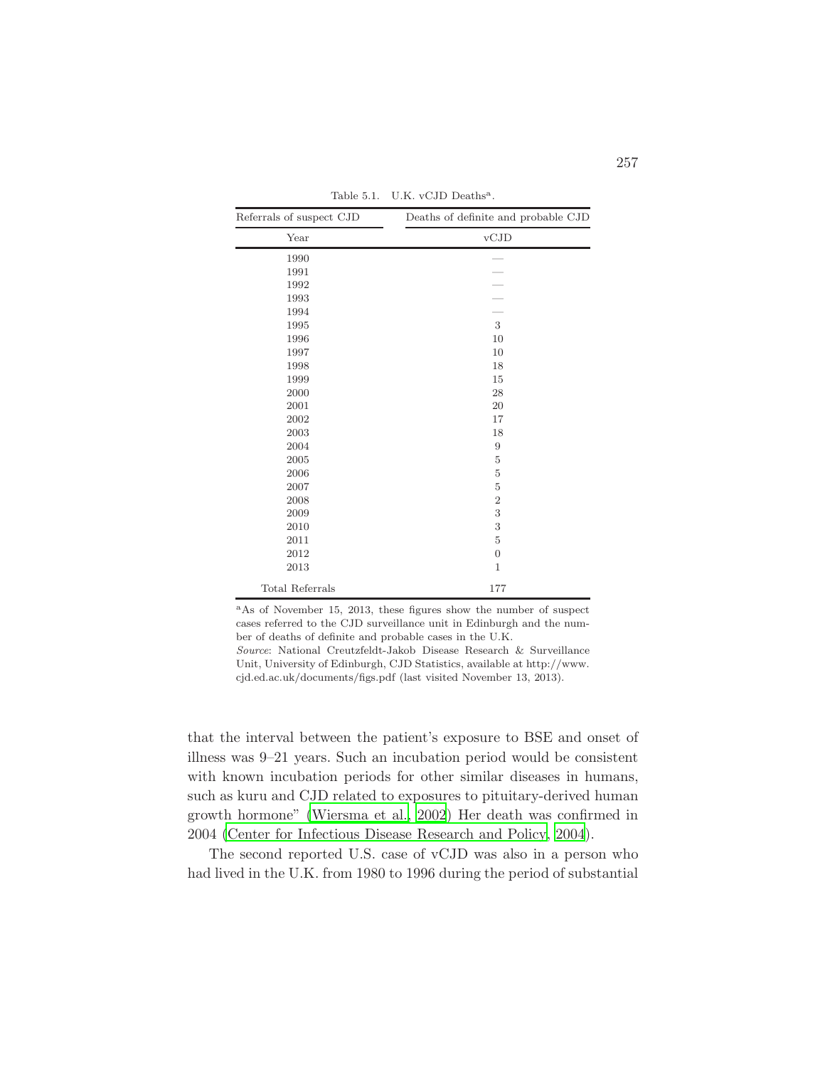Table 5.1. U.K. vCJD Deaths[a].

| Referrals of suspect CJD | Deaths of definite and probable CJD |
|---|---|
| Year | vCJD |
| 1990 | — |
| 1991 | — |
| 1992 | — |
| 1993 | — |
| 1994 | — |
| 1995 | 3 |
| 1996 | 10 |
| 1997 | 10 |
| 1998 | 18 |
| 1999 | 15 |
| 2000 | 28 |
| 2001 | 20 |
| 2002 | 17 |
| 2003 | 18 |
| 2004 | 9 |
| 2005 | 5 |
| 2006 | 5 |
| 2007 | 5 |
| 2008 | 2 |
| 2009 | 3 |
| 2010 | 3 |
| 2011 | 5 |
| 2012 | 0 |
| 2013 | 1 |
| Total Referrals | 177 |

[a]As of November 15, 2013, these figures show the number of suspect cases referred to the CJD surveillance unit in Edinburgh and the number of deaths of definite and probable cases in the U.K.

*Source*: National Creutzfeldt-Jakob Disease Research & Surveillance Unit, University of Edinburgh, CJD Statistics, available at http://www.cjd.ed.ac.uk/documents/figs.pdf (last visited November 13, 2013).

that the interval between the patient's exposure to BSE and onset of illness was 9–21 years. Such an incubation period would be consistent with known incubation periods for other similar diseases in humans, such as kuru and CJD related to exposures to pituitary-derived human growth hormone" (Wiersma et al., 2002) Her death was confirmed in 2004 (Center for Infectious Disease Research and Policy, 2004).

The second reported U.S. case of vCJD was also in a person who had lived in the U.K. from 1980 to 1996 during the period of substantial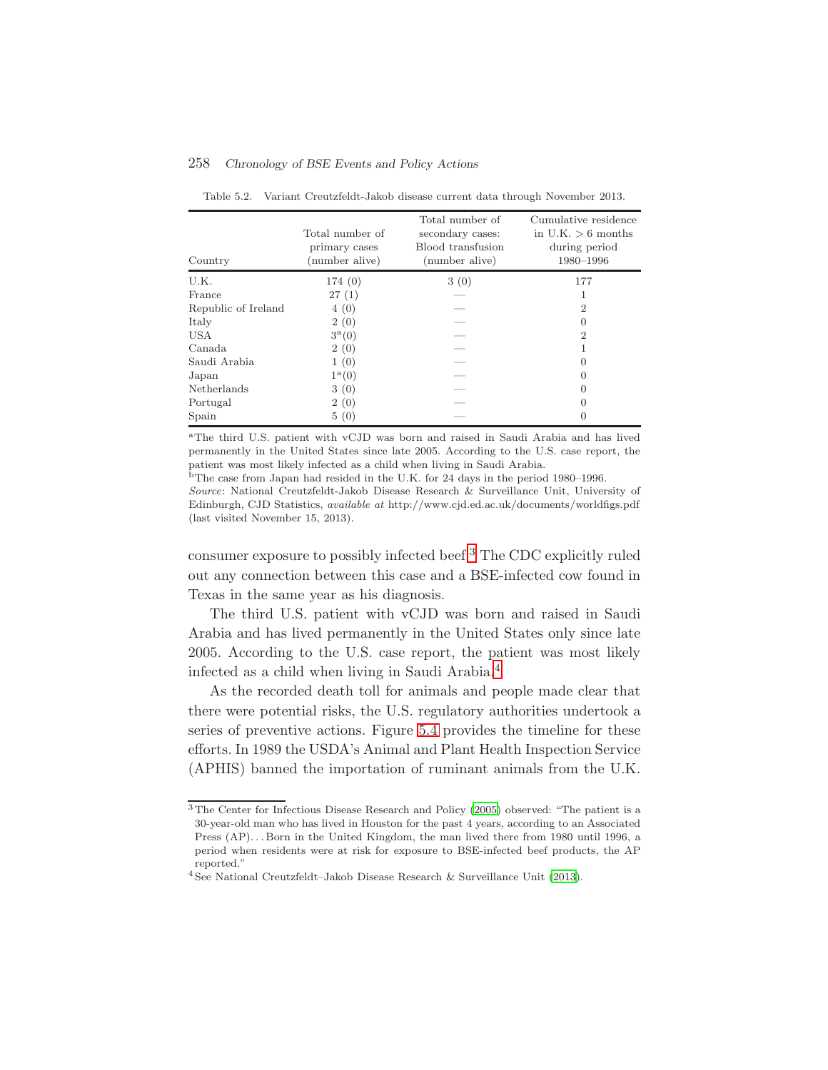Table 5.2. Variant Creutzfeldt-Jakob disease current data through November 2013.

| Country | Total number of primary cases (number alive) | Total number of secondary cases: Blood transfusion (number alive) | Cumulative residence in U.K. > 6 months during period 1980–1996 |
|---|---|---|---|
| U.K. | 174 (0) | 3 (0) | 177 |
| France | 27 (1) | — | 1 |
| Republic of Ireland | 4 (0) | — | 2 |
| Italy | 2 (0) | — | 0 |
| USA | 3[a](0) | — | 2 |
| Canada | 2 (0) | — | 1 |
| Saudi Arabia | 1 (0) | — | 0 |
| Japan | 1[a](0) | — | 0 |
| Netherlands | 3 (0) | — | 0 |
| Portugal | 2 (0) | — | 0 |
| Spain | 5 (0) | — | 0 |

[a]The third U.S. patient with vCJD was born and raised in Saudi Arabia and has lived permanently in the United States since late 2005. According to the U.S. case report, the patient was most likely infected as a child when living in Saudi Arabia.
[b]The case from Japan had resided in the U.K. for 24 days in the period 1980–1996.
*Source*: National Creutzfeldt-Jakob Disease Research & Surveillance Unit, University of Edinburgh, CJD Statistics, *available at* http://www.cjd.ed.ac.uk/documents/worldfigs.pdf (last visited November 15, 2013).

consumer exposure to possibly infected beef.[3] The CDC explicitly ruled out any connection between this case and a BSE-infected cow found in Texas in the same year as his diagnosis.

The third U.S. patient with vCJD was born and raised in Saudi Arabia and has lived permanently in the United States only since late 2005. According to the U.S. case report, the patient was most likely infected as a child when living in Saudi Arabia.[4]

As the recorded death toll for animals and people made clear that there were potential risks, the U.S. regulatory authorities undertook a series of preventive actions. Figure 5.4 provides the timeline for these efforts. In 1989 the USDA's Animal and Plant Health Inspection Service (APHIS) banned the importation of ruminant animals from the U.K.

[3] The Center for Infectious Disease Research and Policy (2005) observed: "The patient is a 30-year-old man who has lived in Houston for the past 4 years, according to an Associated Press (AP)... Born in the United Kingdom, the man lived there from 1980 until 1996, a period when residents were at risk for exposure to BSE-infected beef products, the AP reported."

[4] See National Creutzfeldt–Jakob Disease Research & Surveillance Unit (2013).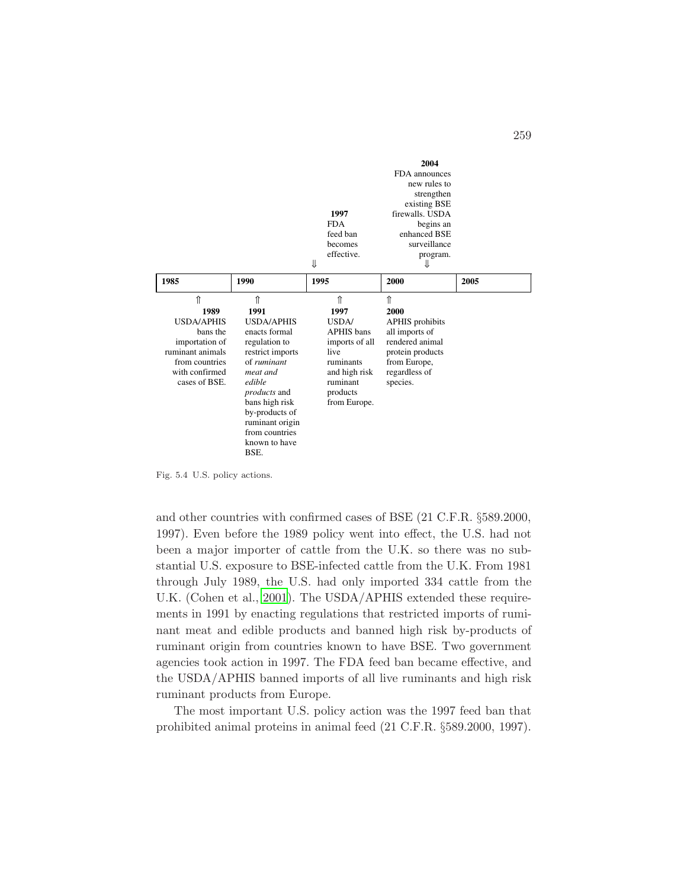**2004**
FDA announces new rules to strengthen existing BSE firewalls. USDA begins an enhanced BSE surveillance program.
⇓

**1997**
FDA feed ban becomes effective.
⇓

| 1985 | 1990 | 1995 | 2000 | 2005 |
|---|---|---|---|---|

⇑
**1989**
USDA/APHIS bans the importation of ruminant animals from countries with confirmed cases of BSE.

⇑
**1991**
USDA/APHIS enacts formal regulation to restrict imports of *ruminant meat and edible products* and bans high risk by-products of ruminant origin from countries known to have BSE.

⇑
**1997**
USDA/APHIS bans imports of all live ruminants and high risk ruminant products from Europe.

⇑
**2000**
APHIS prohibits all imports of rendered animal protein products from Europe, regardless of species.

Fig. 5.4 U.S. policy actions.

and other countries with confirmed cases of BSE (21 C.F.R. §589.2000, 1997). Even before the 1989 policy went into effect, the U.S. had not been a major importer of cattle from the U.K. so there was no substantial U.S. exposure to BSE-infected cattle from the U.K. From 1981 through July 1989, the U.S. had only imported 334 cattle from the U.K. (Cohen et al., 2001). The USDA/APHIS extended these requirements in 1991 by enacting regulations that restricted imports of ruminant meat and edible products and banned high risk by-products of ruminant origin from countries known to have BSE. Two government agencies took action in 1997. The FDA feed ban became effective, and the USDA/APHIS banned imports of all live ruminants and high risk ruminant products from Europe.

The most important U.S. policy action was the 1997 feed ban that prohibited animal proteins in animal feed (21 C.F.R. §589.2000, 1997).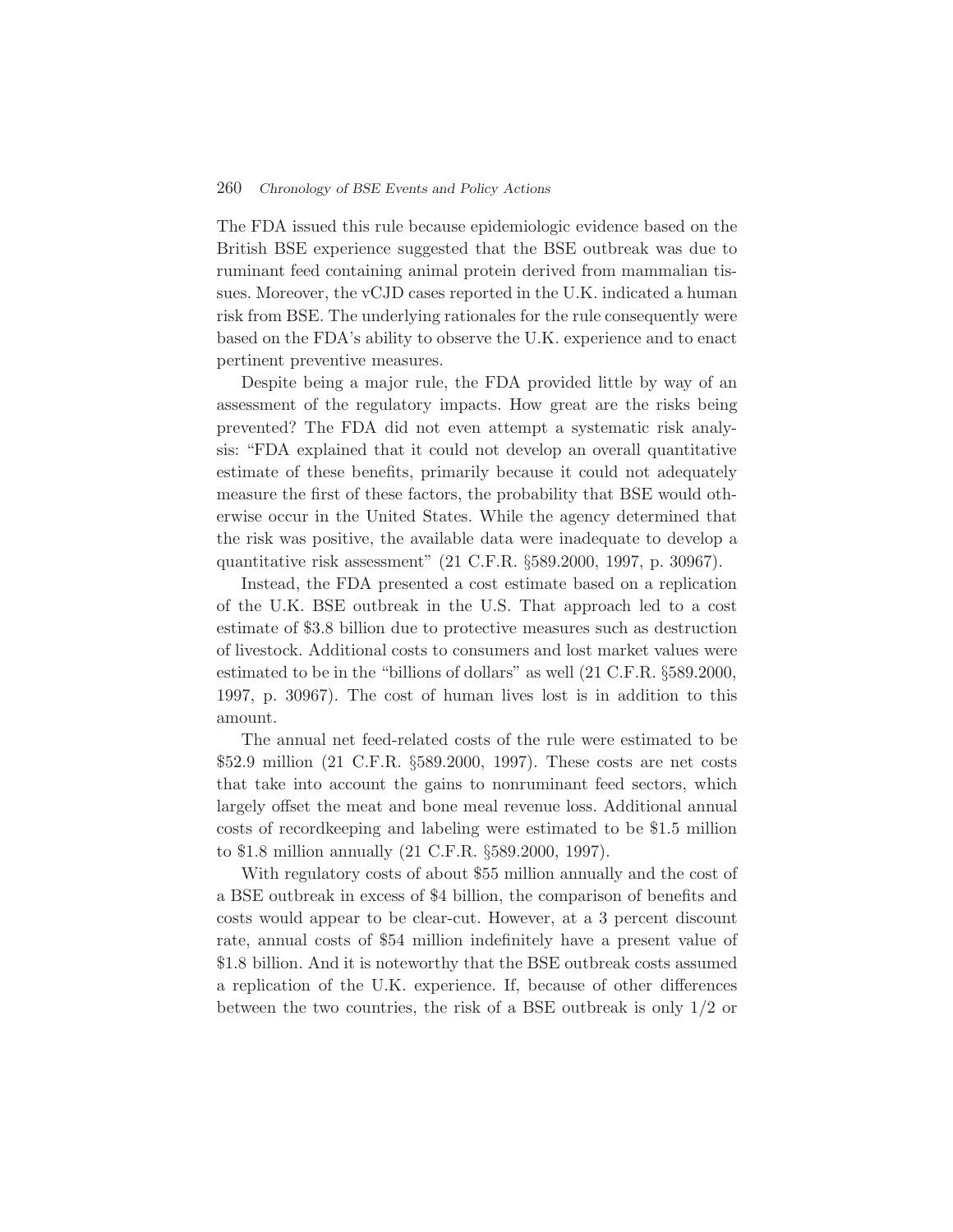The FDA issued this rule because epidemiologic evidence based on the British BSE experience suggested that the BSE outbreak was due to ruminant feed containing animal protein derived from mammalian tissues. Moreover, the vCJD cases reported in the U.K. indicated a human risk from BSE. The underlying rationales for the rule consequently were based on the FDA's ability to observe the U.K. experience and to enact pertinent preventive measures.

Despite being a major rule, the FDA provided little by way of an assessment of the regulatory impacts. How great are the risks being prevented? The FDA did not even attempt a systematic risk analysis: "FDA explained that it could not develop an overall quantitative estimate of these benefits, primarily because it could not adequately measure the first of these factors, the probability that BSE would otherwise occur in the United States. While the agency determined that the risk was positive, the available data were inadequate to develop a quantitative risk assessment" (21 C.F.R. §589.2000, 1997, p. 30967).

Instead, the FDA presented a cost estimate based on a replication of the U.K. BSE outbreak in the U.S. That approach led to a cost estimate of $3.8 billion due to protective measures such as destruction of livestock. Additional costs to consumers and lost market values were estimated to be in the "billions of dollars" as well (21 C.F.R. §589.2000, 1997, p. 30967). The cost of human lives lost is in addition to this amount.

The annual net feed-related costs of the rule were estimated to be $52.9 million (21 C.F.R. §589.2000, 1997). These costs are net costs that take into account the gains to nonruminant feed sectors, which largely offset the meat and bone meal revenue loss. Additional annual costs of recordkeeping and labeling were estimated to be $1.5 million to $1.8 million annually (21 C.F.R. §589.2000, 1997).

With regulatory costs of about $55 million annually and the cost of a BSE outbreak in excess of $4 billion, the comparison of benefits and costs would appear to be clear-cut. However, at a 3 percent discount rate, annual costs of $54 million indefinitely have a present value of $1.8 billion. And it is noteworthy that the BSE outbreak costs assumed a replication of the U.K. experience. If, because of other differences between the two countries, the risk of a BSE outbreak is only 1/2 or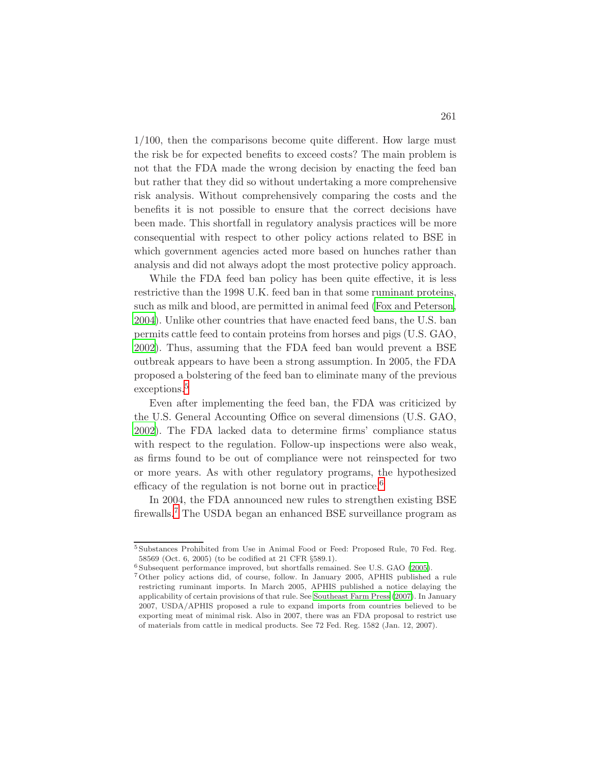1/100, then the comparisons become quite different. How large must the risk be for expected benefits to exceed costs? The main problem is not that the FDA made the wrong decision by enacting the feed ban but rather that they did so without undertaking a more comprehensive risk analysis. Without comprehensively comparing the costs and the benefits it is not possible to ensure that the correct decisions have been made. This shortfall in regulatory analysis practices will be more consequential with respect to other policy actions related to BSE in which government agencies acted more based on hunches rather than analysis and did not always adopt the most protective policy approach.

While the FDA feed ban policy has been quite effective, it is less restrictive than the 1998 U.K. feed ban in that some ruminant proteins, such as milk and blood, are permitted in animal feed (Fox and Peterson, 2004). Unlike other countries that have enacted feed bans, the U.S. ban permits cattle feed to contain proteins from horses and pigs (U.S. GAO, 2002). Thus, assuming that the FDA feed ban would prevent a BSE outbreak appears to have been a strong assumption. In 2005, the FDA proposed a bolstering of the feed ban to eliminate many of the previous exceptions.[5]

Even after implementing the feed ban, the FDA was criticized by the U.S. General Accounting Office on several dimensions (U.S. GAO, 2002). The FDA lacked data to determine firms' compliance status with respect to the regulation. Follow-up inspections were also weak, as firms found to be out of compliance were not reinspected for two or more years. As with other regulatory programs, the hypothesized efficacy of the regulation is not borne out in practice.[6]

In 2004, the FDA announced new rules to strengthen existing BSE firewalls.[7] The USDA began an enhanced BSE surveillance program as

[5] Substances Prohibited from Use in Animal Food or Feed: Proposed Rule, 70 Fed. Reg. 58569 (Oct. 6, 2005) (to be codified at 21 CFR §589.1).

[6] Subsequent performance improved, but shortfalls remained. See U.S. GAO (2005).

[7] Other policy actions did, of course, follow. In January 2005, APHIS published a rule restricting ruminant imports. In March 2005, APHIS published a notice delaying the applicability of certain provisions of that rule. See Southeast Farm Press (2007). In January 2007, USDA/APHIS proposed a rule to expand imports from countries believed to be exporting meat of minimal risk. Also in 2007, there was an FDA proposal to restrict use of materials from cattle in medical products. See 72 Fed. Reg. 1582 (Jan. 12, 2007).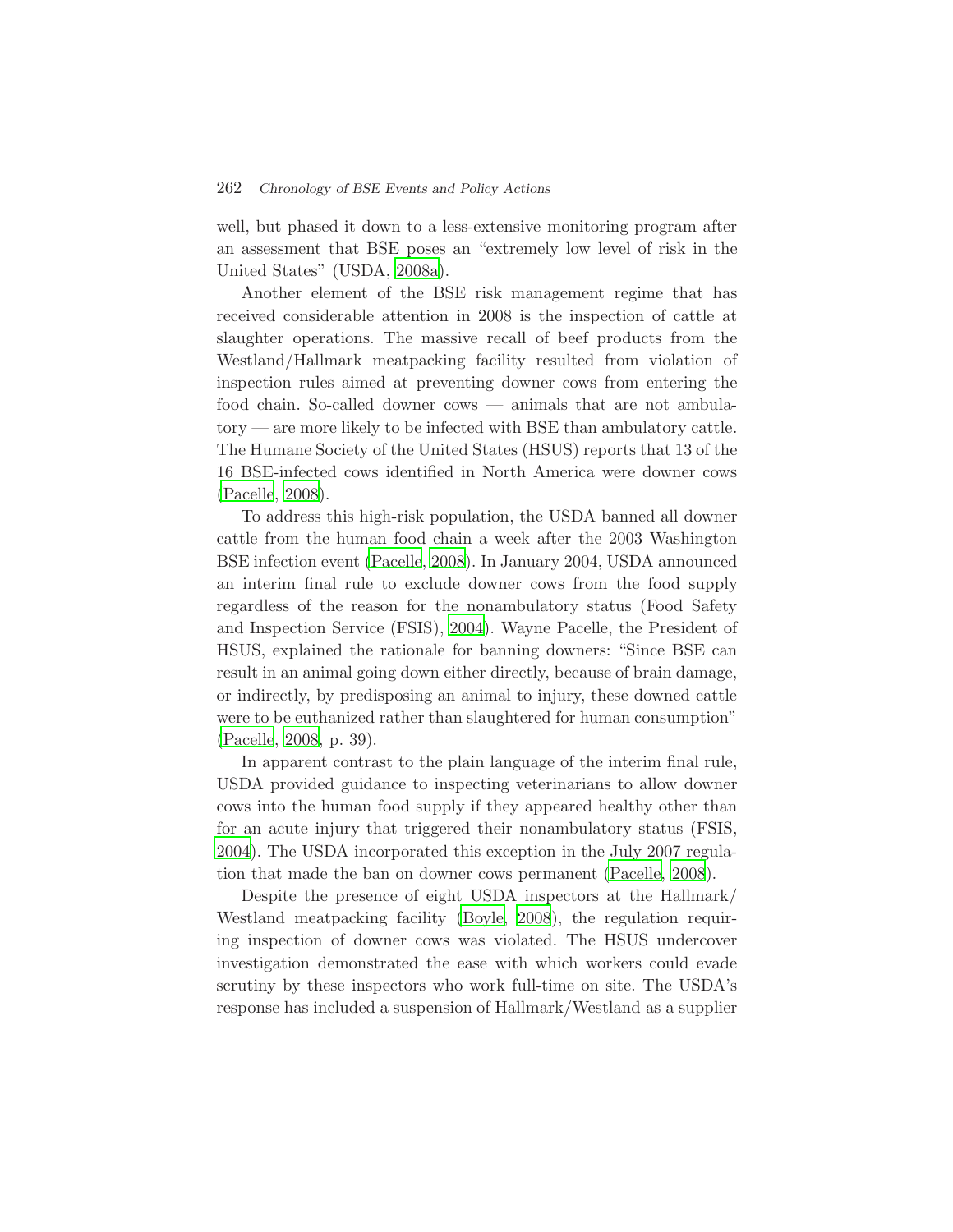well, but phased it down to a less-extensive monitoring program after an assessment that BSE poses an "extremely low level of risk in the United States" (USDA, 2008a).

Another element of the BSE risk management regime that has received considerable attention in 2008 is the inspection of cattle at slaughter operations. The massive recall of beef products from the Westland/Hallmark meatpacking facility resulted from violation of inspection rules aimed at preventing downer cows from entering the food chain. So-called downer cows — animals that are not ambulatory — are more likely to be infected with BSE than ambulatory cattle. The Humane Society of the United States (HSUS) reports that 13 of the 16 BSE-infected cows identified in North America were downer cows (Pacelle, 2008).

To address this high-risk population, the USDA banned all downer cattle from the human food chain a week after the 2003 Washington BSE infection event (Pacelle, 2008). In January 2004, USDA announced an interim final rule to exclude downer cows from the food supply regardless of the reason for the nonambulatory status (Food Safety and Inspection Service (FSIS), 2004). Wayne Pacelle, the President of HSUS, explained the rationale for banning downers: "Since BSE can result in an animal going down either directly, because of brain damage, or indirectly, by predisposing an animal to injury, these downed cattle were to be euthanized rather than slaughtered for human consumption" (Pacelle, 2008, p. 39).

In apparent contrast to the plain language of the interim final rule, USDA provided guidance to inspecting veterinarians to allow downer cows into the human food supply if they appeared healthy other than for an acute injury that triggered their nonambulatory status (FSIS, 2004). The USDA incorporated this exception in the July 2007 regulation that made the ban on downer cows permanent (Pacelle, 2008).

Despite the presence of eight USDA inspectors at the Hallmark/Westland meatpacking facility (Boyle, 2008), the regulation requiring inspection of downer cows was violated. The HSUS undercover investigation demonstrated the ease with which workers could evade scrutiny by these inspectors who work full-time on site. The USDA's response has included a suspension of Hallmark/Westland as a supplier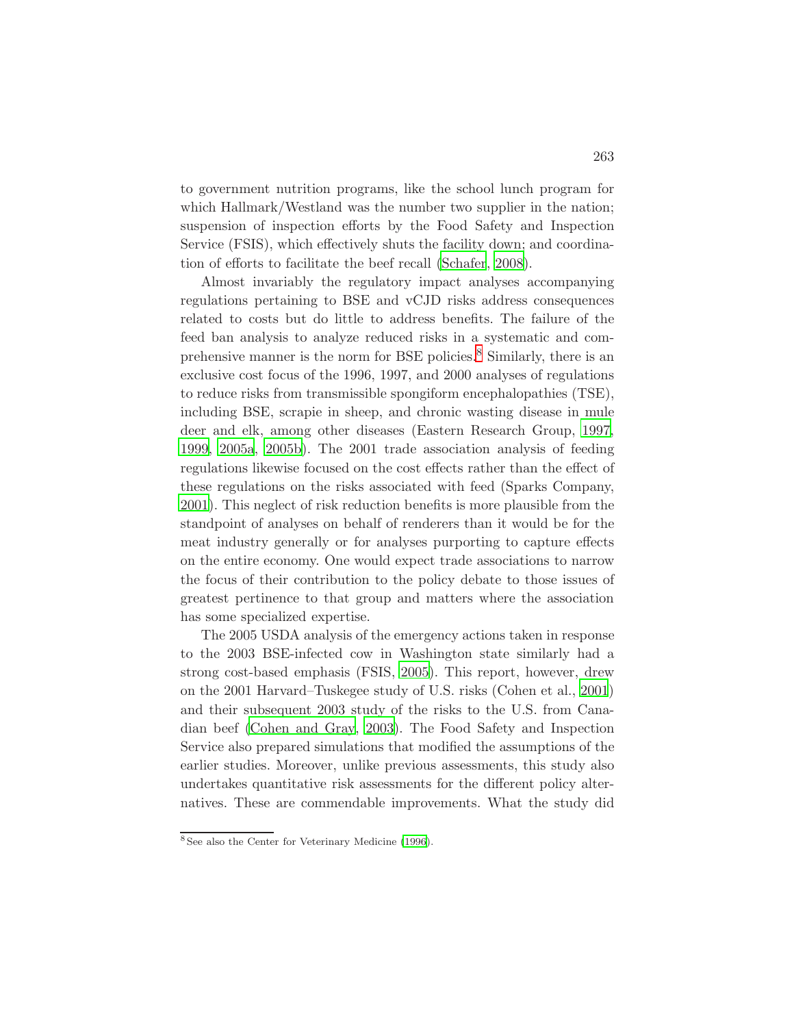to government nutrition programs, like the school lunch program for which Hallmark/Westland was the number two supplier in the nation; suspension of inspection efforts by the Food Safety and Inspection Service (FSIS), which effectively shuts the facility down; and coordination of efforts to facilitate the beef recall (Schafer, 2008).

Almost invariably the regulatory impact analyses accompanying regulations pertaining to BSE and vCJD risks address consequences related to costs but do little to address benefits. The failure of the feed ban analysis to analyze reduced risks in a systematic and comprehensive manner is the norm for BSE policies.[8] Similarly, there is an exclusive cost focus of the 1996, 1997, and 2000 analyses of regulations to reduce risks from transmissible spongiform encephalopathies (TSE), including BSE, scrapie in sheep, and chronic wasting disease in mule deer and elk, among other diseases (Eastern Research Group, 1997, 1999, 2005a, 2005b). The 2001 trade association analysis of feeding regulations likewise focused on the cost effects rather than the effect of these regulations on the risks associated with feed (Sparks Company, 2001). This neglect of risk reduction benefits is more plausible from the standpoint of analyses on behalf of renderers than it would be for the meat industry generally or for analyses purporting to capture effects on the entire economy. One would expect trade associations to narrow the focus of their contribution to the policy debate to those issues of greatest pertinence to that group and matters where the association has some specialized expertise.

The 2005 USDA analysis of the emergency actions taken in response to the 2003 BSE-infected cow in Washington state similarly had a strong cost-based emphasis (FSIS, 2005). This report, however, drew on the 2001 Harvard–Tuskegee study of U.S. risks (Cohen et al., 2001) and their subsequent 2003 study of the risks to the U.S. from Canadian beef (Cohen and Gray, 2003). The Food Safety and Inspection Service also prepared simulations that modified the assumptions of the earlier studies. Moreover, unlike previous assessments, this study also undertakes quantitative risk assessments for the different policy alternatives. These are commendable improvements. What the study did

[8] See also the Center for Veterinary Medicine (1996).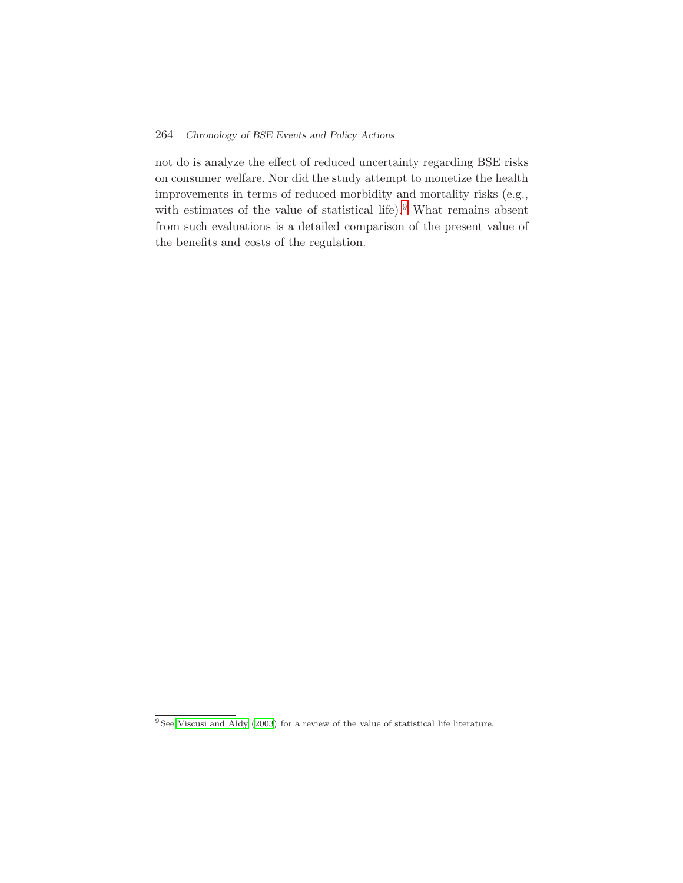not do is analyze the effect of reduced uncertainty regarding BSE risks on consumer welfare. Nor did the study attempt to monetize the health improvements in terms of reduced morbidity and mortality risks (e.g., with estimates of the value of statistical life).[9] What remains absent from such evaluations is a detailed comparison of the present value of the benefits and costs of the regulation.

[9] See Viscusi and Aldy (2003) for a review of the value of statistical life literature.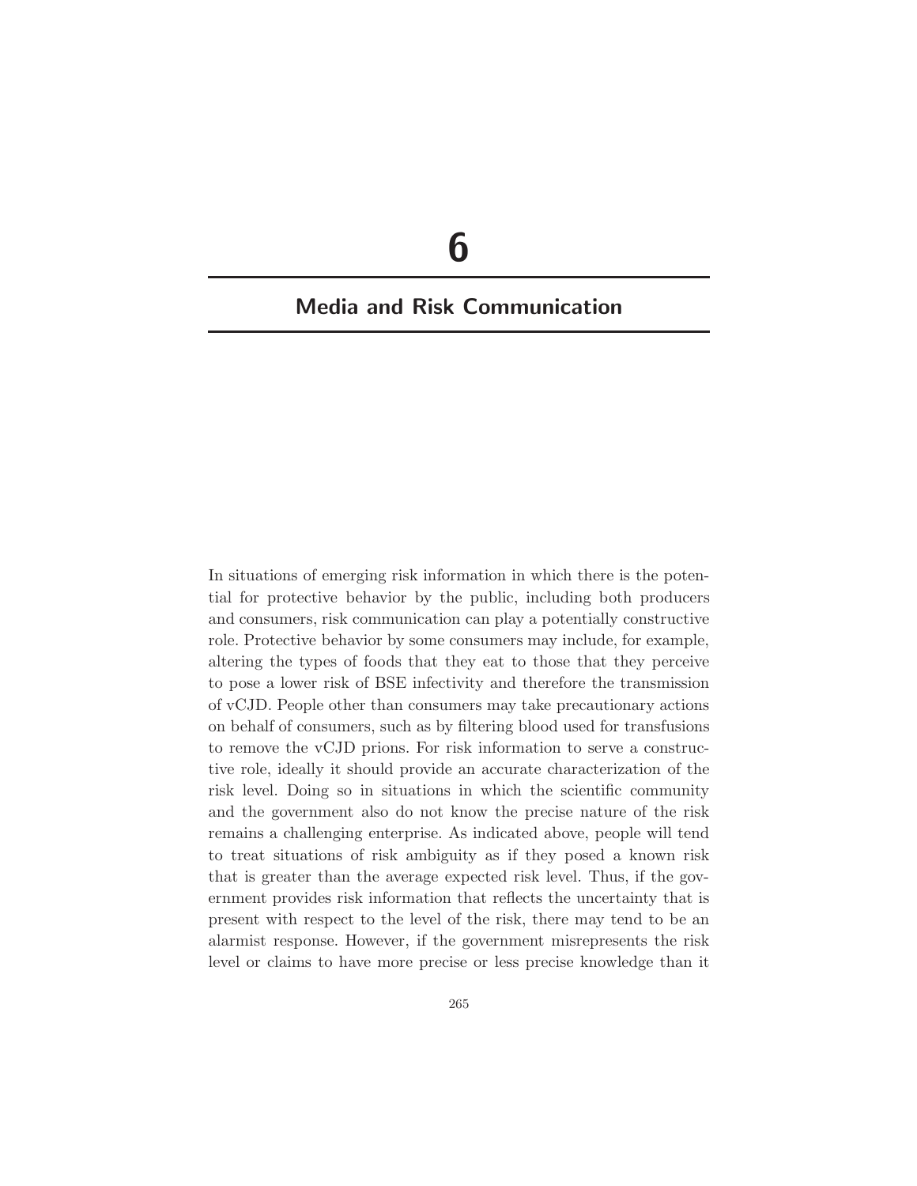# 6

## Media and Risk Communication

In situations of emerging risk information in which there is the potential for protective behavior by the public, including both producers and consumers, risk communication can play a potentially constructive role. Protective behavior by some consumers may include, for example, altering the types of foods that they eat to those that they perceive to pose a lower risk of BSE infectivity and therefore the transmission of vCJD. People other than consumers may take precautionary actions on behalf of consumers, such as by filtering blood used for transfusions to remove the vCJD prions. For risk information to serve a constructive role, ideally it should provide an accurate characterization of the risk level. Doing so in situations in which the scientific community and the government also do not know the precise nature of the risk remains a challenging enterprise. As indicated above, people will tend to treat situations of risk ambiguity as if they posed a known risk that is greater than the average expected risk level. Thus, if the government provides risk information that reflects the uncertainty that is present with respect to the level of the risk, there may tend to be an alarmist response. However, if the government misrepresents the risk level or claims to have more precise or less precise knowledge than it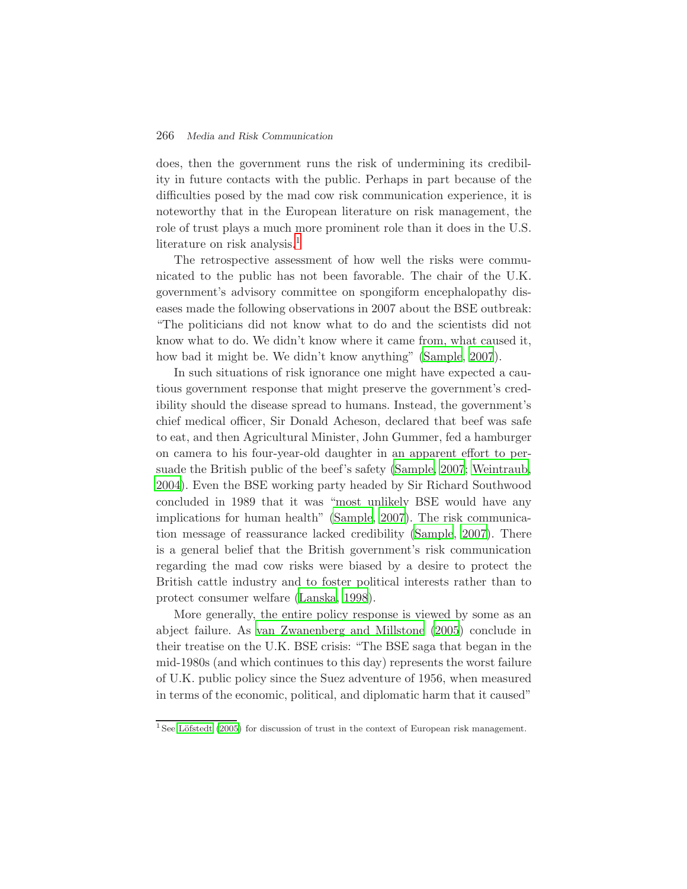does, then the government runs the risk of undermining its credibility in future contacts with the public. Perhaps in part because of the difficulties posed by the mad cow risk communication experience, it is noteworthy that in the European literature on risk management, the role of trust plays a much more prominent role than it does in the U.S. literature on risk analysis.[1]

The retrospective assessment of how well the risks were communicated to the public has not been favorable. The chair of the U.K. government's advisory committee on spongiform encephalopathy diseases made the following observations in 2007 about the BSE outbreak: "The politicians did not know what to do and the scientists did not know what to do. We didn't know where it came from, what caused it, how bad it might be. We didn't know anything" (Sample, 2007).

In such situations of risk ignorance one might have expected a cautious government response that might preserve the government's credibility should the disease spread to humans. Instead, the government's chief medical officer, Sir Donald Acheson, declared that beef was safe to eat, and then Agricultural Minister, John Gummer, fed a hamburger on camera to his four-year-old daughter in an apparent effort to persuade the British public of the beef's safety (Sample, 2007; Weintraub, 2004). Even the BSE working party headed by Sir Richard Southwood concluded in 1989 that it was "most unlikely BSE would have any implications for human health" (Sample, 2007). The risk communication message of reassurance lacked credibility (Sample, 2007). There is a general belief that the British government's risk communication regarding the mad cow risks were biased by a desire to protect the British cattle industry and to foster political interests rather than to protect consumer welfare (Lanska, 1998).

More generally, the entire policy response is viewed by some as an abject failure. As van Zwanenberg and Millstone (2005) conclude in their treatise on the U.K. BSE crisis: "The BSE saga that began in the mid-1980s (and which continues to this day) represents the worst failure of U.K. public policy since the Suez adventure of 1956, when measured in terms of the economic, political, and diplomatic harm that it caused"

[1] See Löfstedt (2005) for discussion of trust in the context of European risk management.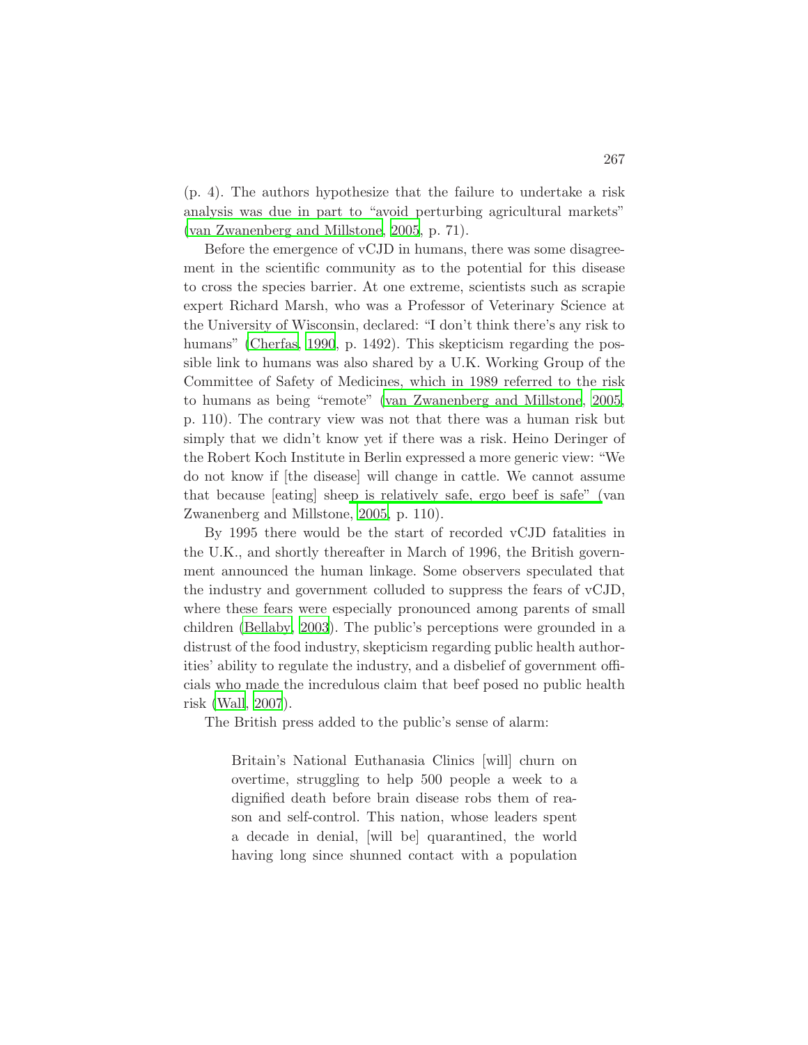(p. 4). The authors hypothesize that the failure to undertake a risk analysis was due in part to "avoid perturbing agricultural markets" (van Zwanenberg and Millstone, 2005, p. 71).

Before the emergence of vCJD in humans, there was some disagreement in the scientific community as to the potential for this disease to cross the species barrier. At one extreme, scientists such as scrapie expert Richard Marsh, who was a Professor of Veterinary Science at the University of Wisconsin, declared: "I don't think there's any risk to humans" (Cherfas, 1990, p. 1492). This skepticism regarding the possible link to humans was also shared by a U.K. Working Group of the Committee of Safety of Medicines, which in 1989 referred to the risk to humans as being "remote" (van Zwanenberg and Millstone, 2005, p. 110). The contrary view was not that there was a human risk but simply that we didn't know yet if there was a risk. Heino Deringer of the Robert Koch Institute in Berlin expressed a more generic view: "We do not know if [the disease] will change in cattle. We cannot assume that because [eating] sheep is relatively safe, ergo beef is safe" (van Zwanenberg and Millstone, 2005, p. 110).

By 1995 there would be the start of recorded vCJD fatalities in the U.K., and shortly thereafter in March of 1996, the British government announced the human linkage. Some observers speculated that the industry and government colluded to suppress the fears of vCJD, where these fears were especially pronounced among parents of small children (Bellaby, 2003). The public's perceptions were grounded in a distrust of the food industry, skepticism regarding public health authorities' ability to regulate the industry, and a disbelief of government officials who made the incredulous claim that beef posed no public health risk (Wall, 2007).

The British press added to the public's sense of alarm:

> Britain's National Euthanasia Clinics [will] churn on overtime, struggling to help 500 people a week to a dignified death before brain disease robs them of reason and self-control. This nation, whose leaders spent a decade in denial, [will be] quarantined, the world having long since shunned contact with a population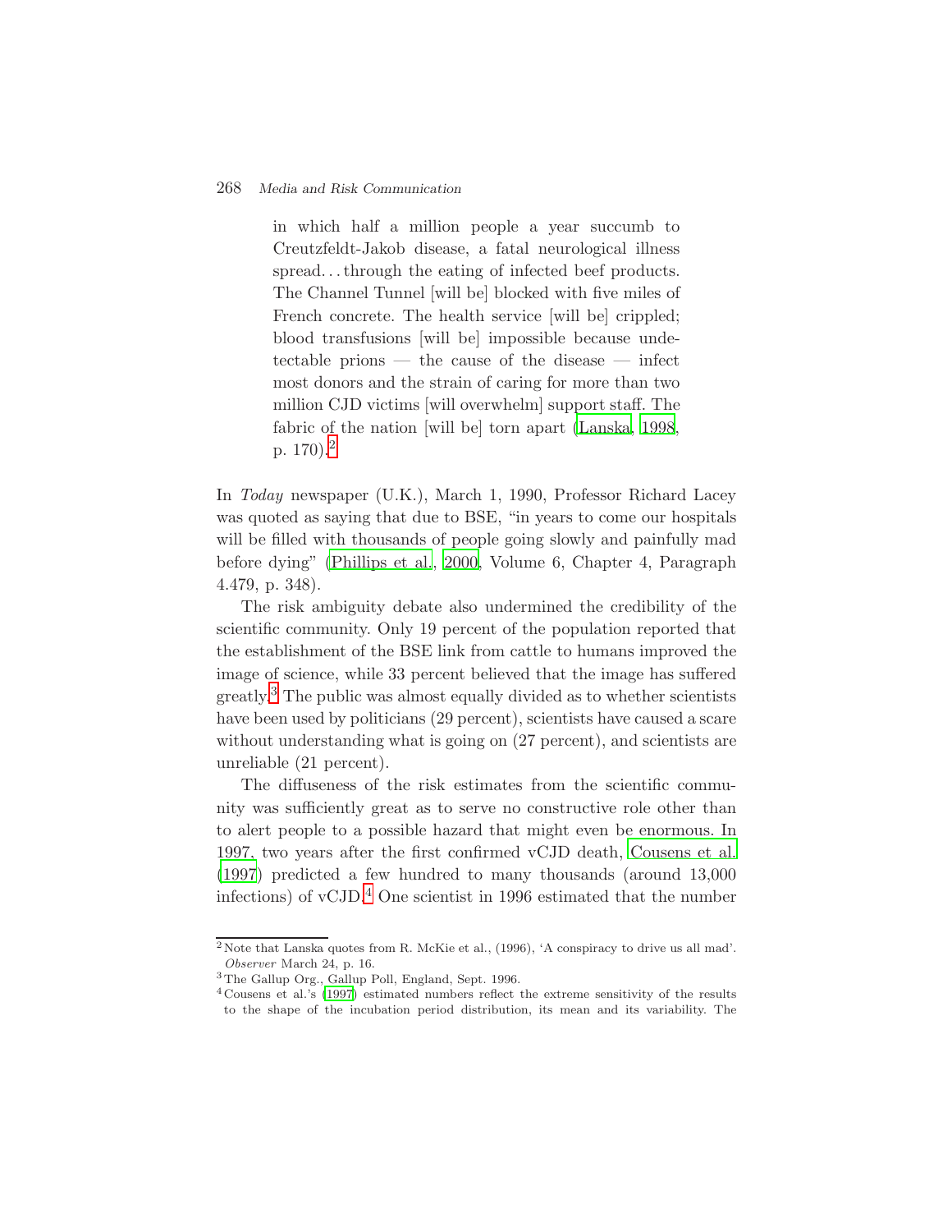> in which half a million people a year succumb to Creutzfeldt-Jakob disease, a fatal neurological illness spread. . . through the eating of infected beef products. The Channel Tunnel [will be] blocked with five miles of French concrete. The health service [will be] crippled; blood transfusions [will be] impossible because undetectable prions — the cause of the disease — infect most donors and the strain of caring for more than two million CJD victims [will overwhelm] support staff. The fabric of the nation [will be] torn apart (Lanska, 1998, p. 170).[2]

In *Today* newspaper (U.K.), March 1, 1990, Professor Richard Lacey was quoted as saying that due to BSE, "in years to come our hospitals will be filled with thousands of people going slowly and painfully mad before dying" (Phillips et al., 2000, Volume 6, Chapter 4, Paragraph 4.479, p. 348).

The risk ambiguity debate also undermined the credibility of the scientific community. Only 19 percent of the population reported that the establishment of the BSE link from cattle to humans improved the image of science, while 33 percent believed that the image has suffered greatly.[3] The public was almost equally divided as to whether scientists have been used by politicians (29 percent), scientists have caused a scare without understanding what is going on (27 percent), and scientists are unreliable (21 percent).

The diffuseness of the risk estimates from the scientific community was sufficiently great as to serve no constructive role other than to alert people to a possible hazard that might even be enormous. In 1997, two years after the first confirmed vCJD death, Cousens et al. (1997) predicted a few hundred to many thousands (around 13,000 infections) of vCJD.[4] One scientist in 1996 estimated that the number

---

[2] Note that Lanska quotes from R. McKie et al., (1996), 'A conspiracy to drive us all mad'. *Observer* March 24, p. 16.

[3] The Gallup Org., Gallup Poll, England, Sept. 1996.

[4] Cousens et al.'s (1997) estimated numbers reflect the extreme sensitivity of the results to the shape of the incubation period distribution, its mean and its variability. The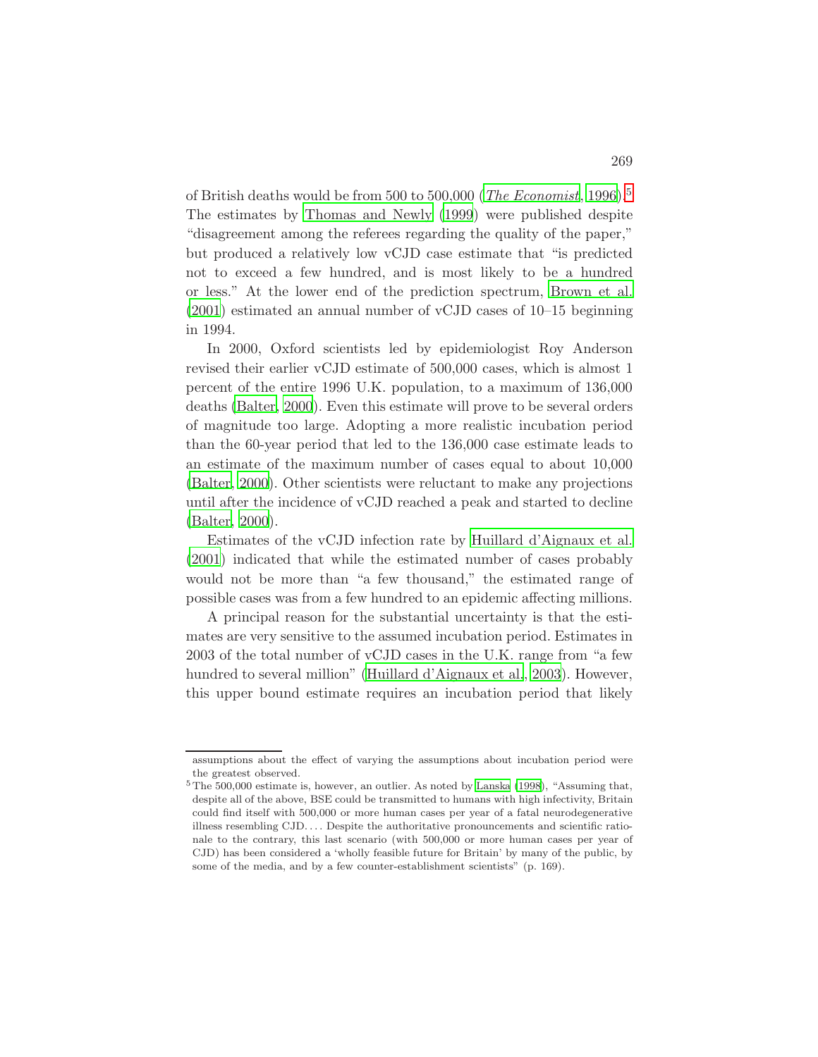of British deaths would be from 500 to 500,000 (*The Economist*, 1996).[5] The estimates by Thomas and Newly (1999) were published despite "disagreement among the referees regarding the quality of the paper," but produced a relatively low vCJD case estimate that "is predicted not to exceed a few hundred, and is most likely to be a hundred or less." At the lower end of the prediction spectrum, Brown et al. (2001) estimated an annual number of vCJD cases of 10–15 beginning in 1994.

In 2000, Oxford scientists led by epidemiologist Roy Anderson revised their earlier vCJD estimate of 500,000 cases, which is almost 1 percent of the entire 1996 U.K. population, to a maximum of 136,000 deaths (Balter, 2000). Even this estimate will prove to be several orders of magnitude too large. Adopting a more realistic incubation period than the 60-year period that led to the 136,000 case estimate leads to an estimate of the maximum number of cases equal to about 10,000 (Balter, 2000). Other scientists were reluctant to make any projections until after the incidence of vCJD reached a peak and started to decline (Balter, 2000).

Estimates of the vCJD infection rate by Huillard d'Aignaux et al. (2001) indicated that while the estimated number of cases probably would not be more than "a few thousand," the estimated range of possible cases was from a few hundred to an epidemic affecting millions.

A principal reason for the substantial uncertainty is that the estimates are very sensitive to the assumed incubation period. Estimates in 2003 of the total number of vCJD cases in the U.K. range from "a few hundred to several million" (Huillard d'Aignaux et al., 2003). However, this upper bound estimate requires an incubation period that likely

---

assumptions about the effect of varying the assumptions about incubation period were the greatest observed.

[5] The 500,000 estimate is, however, an outlier. As noted by Lanska (1998), "Assuming that, despite all of the above, BSE could be transmitted to humans with high infectivity, Britain could find itself with 500,000 or more human cases per year of a fatal neurodegenerative illness resembling CJD. . . . Despite the authoritative pronouncements and scientific rationale to the contrary, this last scenario (with 500,000 or more human cases per year of CJD) has been considered a 'wholly feasible future for Britain' by many of the public, by some of the media, and by a few counter-establishment scientists" (p. 169).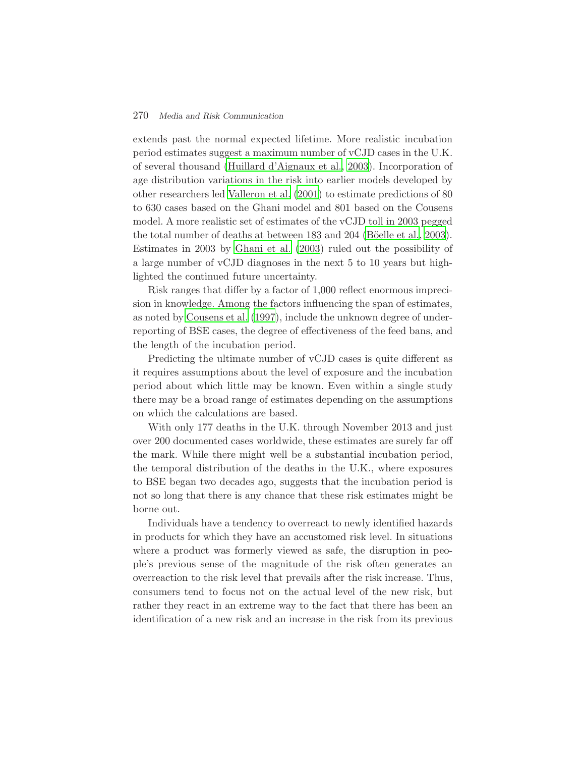extends past the normal expected lifetime. More realistic incubation period estimates suggest a maximum number of vCJD cases in the U.K. of several thousand (Huillard d'Aignaux et al., 2003). Incorporation of age distribution variations in the risk into earlier models developed by other researchers led Valleron et al. (2001) to estimate predictions of 80 to 630 cases based on the Ghani model and 801 based on the Cousens model. A more realistic set of estimates of the vCJD toll in 2003 pegged the total number of deaths at between 183 and 204 (Böelle et al., 2003). Estimates in 2003 by Ghani et al. (2003) ruled out the possibility of a large number of vCJD diagnoses in the next 5 to 10 years but highlighted the continued future uncertainty.

Risk ranges that differ by a factor of 1,000 reflect enormous imprecision in knowledge. Among the factors influencing the span of estimates, as noted by Cousens et al. (1997), include the unknown degree of underreporting of BSE cases, the degree of effectiveness of the feed bans, and the length of the incubation period.

Predicting the ultimate number of vCJD cases is quite different as it requires assumptions about the level of exposure and the incubation period about which little may be known. Even within a single study there may be a broad range of estimates depending on the assumptions on which the calculations are based.

With only 177 deaths in the U.K. through November 2013 and just over 200 documented cases worldwide, these estimates are surely far off the mark. While there might well be a substantial incubation period, the temporal distribution of the deaths in the U.K., where exposures to BSE began two decades ago, suggests that the incubation period is not so long that there is any chance that these risk estimates might be borne out.

Individuals have a tendency to overreact to newly identified hazards in products for which they have an accustomed risk level. In situations where a product was formerly viewed as safe, the disruption in people's previous sense of the magnitude of the risk often generates an overreaction to the risk level that prevails after the risk increase. Thus, consumers tend to focus not on the actual level of the new risk, but rather they react in an extreme way to the fact that there has been an identification of a new risk and an increase in the risk from its previous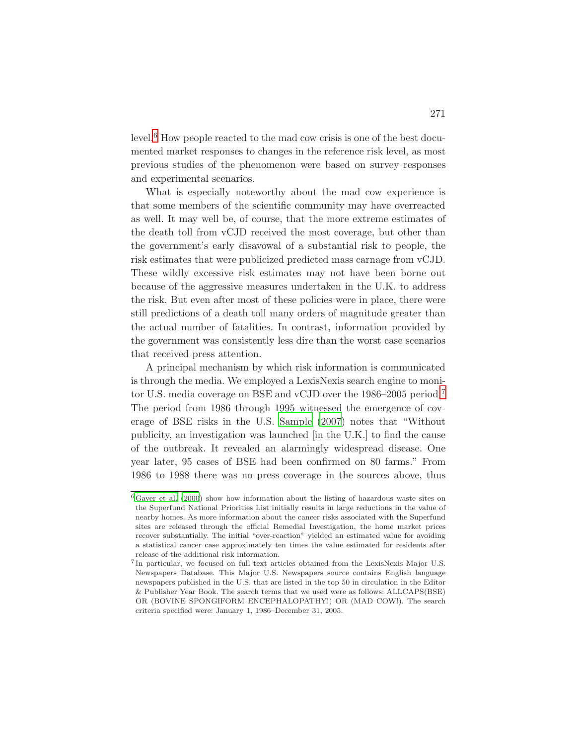level.[6] How people reacted to the mad cow crisis is one of the best documented market responses to changes in the reference risk level, as most previous studies of the phenomenon were based on survey responses and experimental scenarios.

What is especially noteworthy about the mad cow experience is that some members of the scientific community may have overreacted as well. It may well be, of course, that the more extreme estimates of the death toll from vCJD received the most coverage, but other than the government's early disavowal of a substantial risk to people, the risk estimates that were publicized predicted mass carnage from vCJD. These wildly excessive risk estimates may not have been borne out because of the aggressive measures undertaken in the U.K. to address the risk. But even after most of these policies were in place, there were still predictions of a death toll many orders of magnitude greater than the actual number of fatalities. In contrast, information provided by the government was consistently less dire than the worst case scenarios that received press attention.

A principal mechanism by which risk information is communicated is through the media. We employed a LexisNexis search engine to monitor U.S. media coverage on BSE and vCJD over the 1986–2005 period.[7] The period from 1986 through 1995 witnessed the emergence of coverage of BSE risks in the U.S. Sample (2007) notes that "Without publicity, an investigation was launched [in the U.K.] to find the cause of the outbreak. It revealed an alarmingly widespread disease. One year later, 95 cases of BSE had been confirmed on 80 farms." From 1986 to 1988 there was no press coverage in the sources above, thus

[6] Gayer et al. (2000) show how information about the listing of hazardous waste sites on the Superfund National Priorities List initially results in large reductions in the value of nearby homes. As more information about the cancer risks associated with the Superfund sites are released through the official Remedial Investigation, the home market prices recover substantially. The initial "over-reaction" yielded an estimated value for avoiding a statistical cancer case approximately ten times the value estimated for residents after release of the additional risk information.

[7] In particular, we focused on full text articles obtained from the LexisNexis Major U.S. Newspapers Database. This Major U.S. Newspapers source contains English language newspapers published in the U.S. that are listed in the top 50 in circulation in the Editor & Publisher Year Book. The search terms that we used were as follows: ALLCAPS(BSE) OR (BOVINE SPONGIFORM ENCEPHALOPATHY!) OR (MAD COW!). The search criteria specified were: January 1, 1986–December 31, 2005.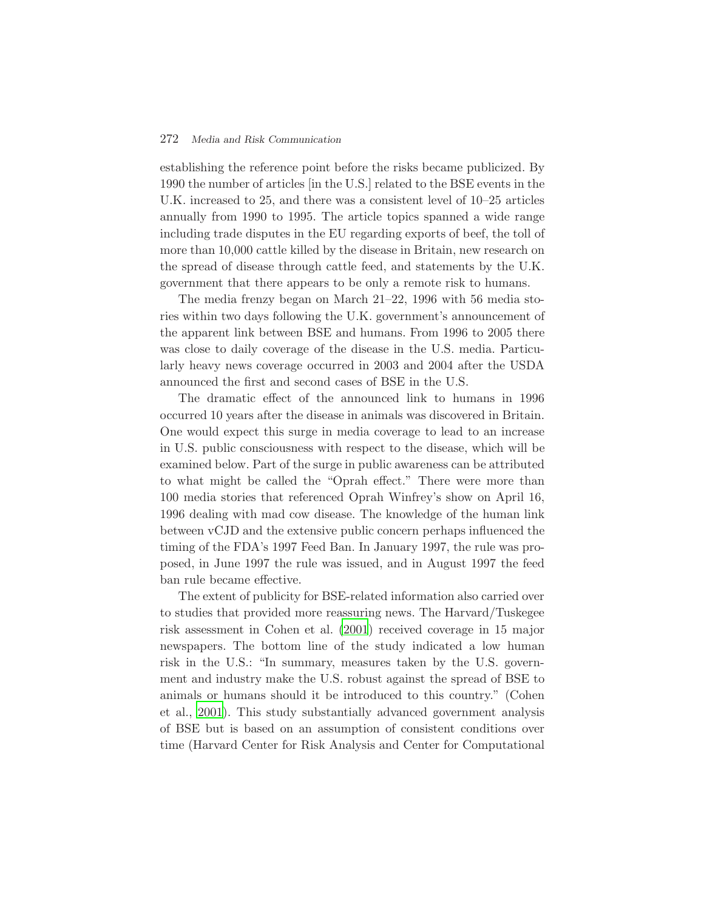establishing the reference point before the risks became publicized. By 1990 the number of articles [in the U.S.] related to the BSE events in the U.K. increased to 25, and there was a consistent level of 10–25 articles annually from 1990 to 1995. The article topics spanned a wide range including trade disputes in the EU regarding exports of beef, the toll of more than 10,000 cattle killed by the disease in Britain, new research on the spread of disease through cattle feed, and statements by the U.K. government that there appears to be only a remote risk to humans.

The media frenzy began on March 21–22, 1996 with 56 media stories within two days following the U.K. government's announcement of the apparent link between BSE and humans. From 1996 to 2005 there was close to daily coverage of the disease in the U.S. media. Particularly heavy news coverage occurred in 2003 and 2004 after the USDA announced the first and second cases of BSE in the U.S.

The dramatic effect of the announced link to humans in 1996 occurred 10 years after the disease in animals was discovered in Britain. One would expect this surge in media coverage to lead to an increase in U.S. public consciousness with respect to the disease, which will be examined below. Part of the surge in public awareness can be attributed to what might be called the "Oprah effect." There were more than 100 media stories that referenced Oprah Winfrey's show on April 16, 1996 dealing with mad cow disease. The knowledge of the human link between vCJD and the extensive public concern perhaps influenced the timing of the FDA's 1997 Feed Ban. In January 1997, the rule was proposed, in June 1997 the rule was issued, and in August 1997 the feed ban rule became effective.

The extent of publicity for BSE-related information also carried over to studies that provided more reassuring news. The Harvard/Tuskegee risk assessment in Cohen et al. (2001) received coverage in 15 major newspapers. The bottom line of the study indicated a low human risk in the U.S.: "In summary, measures taken by the U.S. government and industry make the U.S. robust against the spread of BSE to animals or humans should it be introduced to this country." (Cohen et al., 2001). This study substantially advanced government analysis of BSE but is based on an assumption of consistent conditions over time (Harvard Center for Risk Analysis and Center for Computational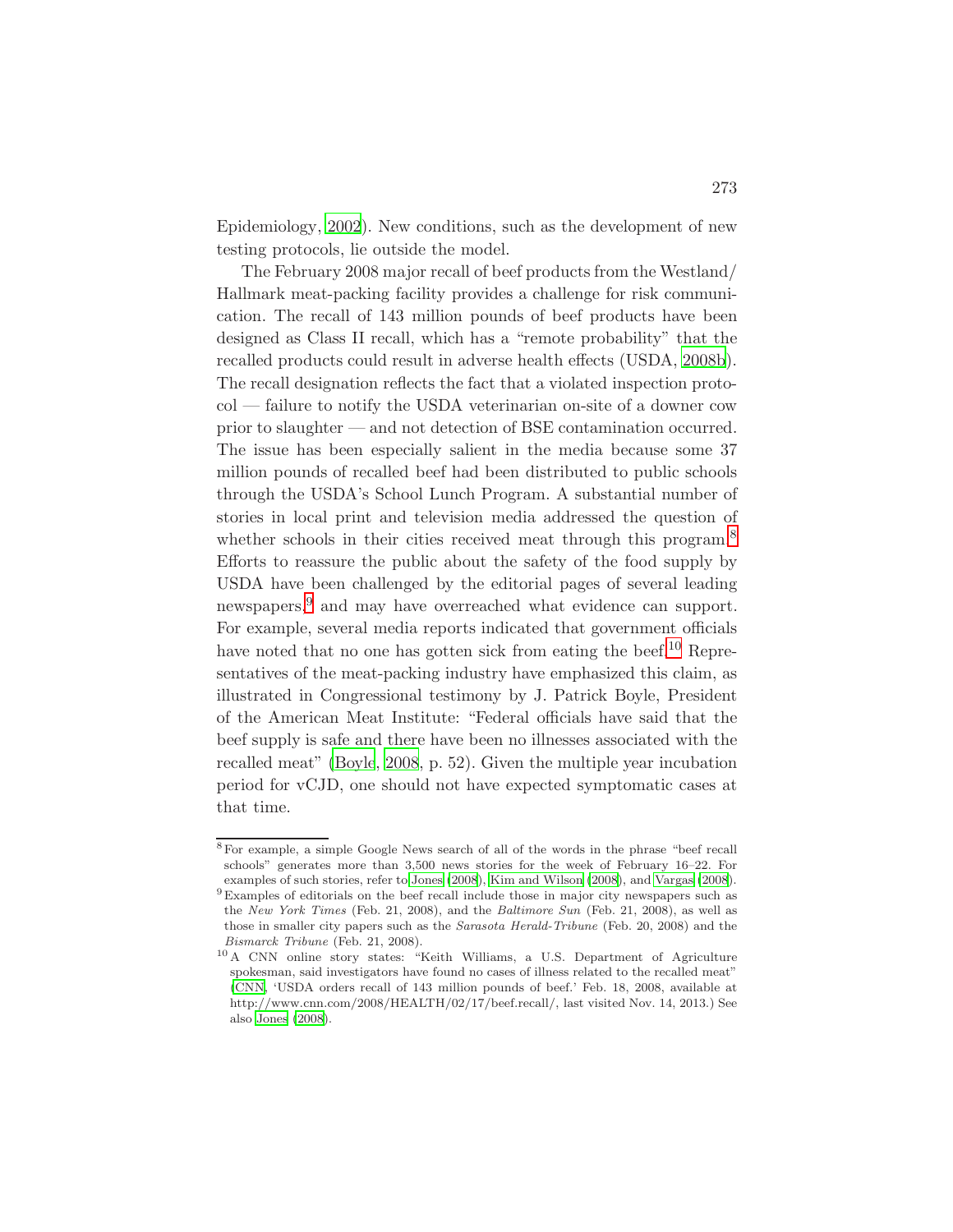Epidemiology, 2002). New conditions, such as the development of new testing protocols, lie outside the model.

The February 2008 major recall of beef products from the Westland/Hallmark meat-packing facility provides a challenge for risk communication. The recall of 143 million pounds of beef products have been designed as Class II recall, which has a "remote probability" that the recalled products could result in adverse health effects (USDA, 2008b). The recall designation reflects the fact that a violated inspection protocol — failure to notify the USDA veterinarian on-site of a downer cow prior to slaughter — and not detection of BSE contamination occurred. The issue has been especially salient in the media because some 37 million pounds of recalled beef had been distributed to public schools through the USDA's School Lunch Program. A substantial number of stories in local print and television media addressed the question of whether schools in their cities received meat through this program.[8] Efforts to reassure the public about the safety of the food supply by USDA have been challenged by the editorial pages of several leading newspapers,[9] and may have overreached what evidence can support. For example, several media reports indicated that government officials have noted that no one has gotten sick from eating the beef.[10] Representatives of the meat-packing industry have emphasized this claim, as illustrated in Congressional testimony by J. Patrick Boyle, President of the American Meat Institute: "Federal officials have said that the beef supply is safe and there have been no illnesses associated with the recalled meat" (Boyle, 2008, p. 52). Given the multiple year incubation period for vCJD, one should not have expected symptomatic cases at that time.

---

[8] For example, a simple Google News search of all of the words in the phrase "beef recall schools" generates more than 3,500 news stories for the week of February 16–22. For examples of such stories, refer to Jones (2008), Kim and Wilson (2008), and Vargas (2008).

[9] Examples of editorials on the beef recall include those in major city newspapers such as the *New York Times* (Feb. 21, 2008), and the *Baltimore Sun* (Feb. 21, 2008), as well as those in smaller city papers such as the *Sarasota Herald-Tribune* (Feb. 20, 2008) and the *Bismarck Tribune* (Feb. 21, 2008).

[10] A CNN online story states: "Keith Williams, a U.S. Department of Agriculture spokesman, said investigators have found no cases of illness related to the recalled meat" (CNN, 'USDA orders recall of 143 million pounds of beef.' Feb. 18, 2008, available at http://www.cnn.com/2008/HEALTH/02/17/beef.recall/, last visited Nov. 14, 2013.) See also Jones (2008).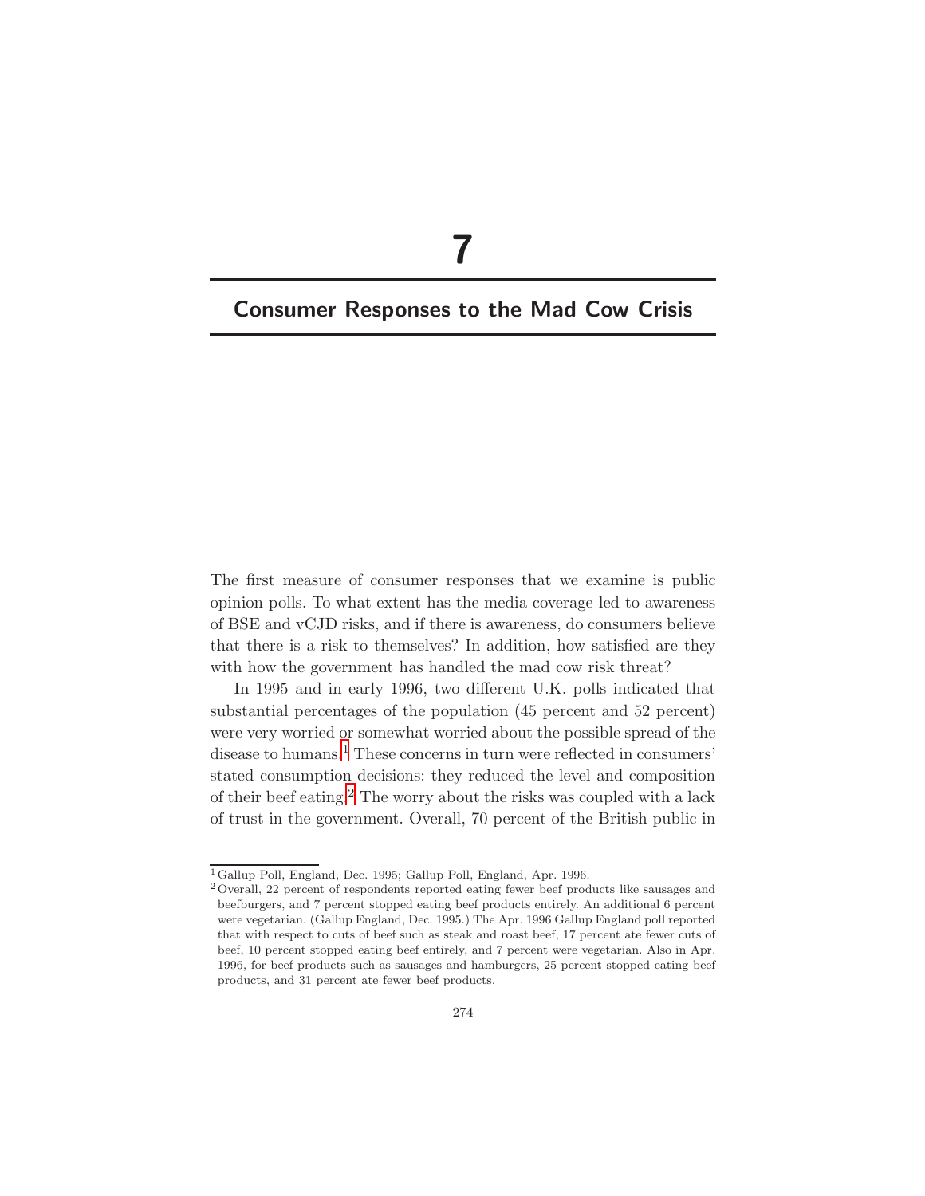# 7

## Consumer Responses to the Mad Cow Crisis

The first measure of consumer responses that we examine is public opinion polls. To what extent has the media coverage led to awareness of BSE and vCJD risks, and if there is awareness, do consumers believe that there is a risk to themselves? In addition, how satisfied are they with how the government has handled the mad cow risk threat?

In 1995 and in early 1996, two different U.K. polls indicated that substantial percentages of the population (45 percent and 52 percent) were very worried or somewhat worried about the possible spread of the disease to humans.[1] These concerns in turn were reflected in consumers' stated consumption decisions: they reduced the level and composition of their beef eating.[2] The worry about the risks was coupled with a lack of trust in the government. Overall, 70 percent of the British public in

---

[1] Gallup Poll, England, Dec. 1995; Gallup Poll, England, Apr. 1996.

[2] Overall, 22 percent of respondents reported eating fewer beef products like sausages and beefburgers, and 7 percent stopped eating beef products entirely. An additional 6 percent were vegetarian. (Gallup England, Dec. 1995.) The Apr. 1996 Gallup England poll reported that with respect to cuts of beef such as steak and roast beef, 17 percent ate fewer cuts of beef, 10 percent stopped eating beef entirely, and 7 percent were vegetarian. Also in Apr. 1996, for beef products such as sausages and hamburgers, 25 percent stopped eating beef products, and 31 percent ate fewer beef products.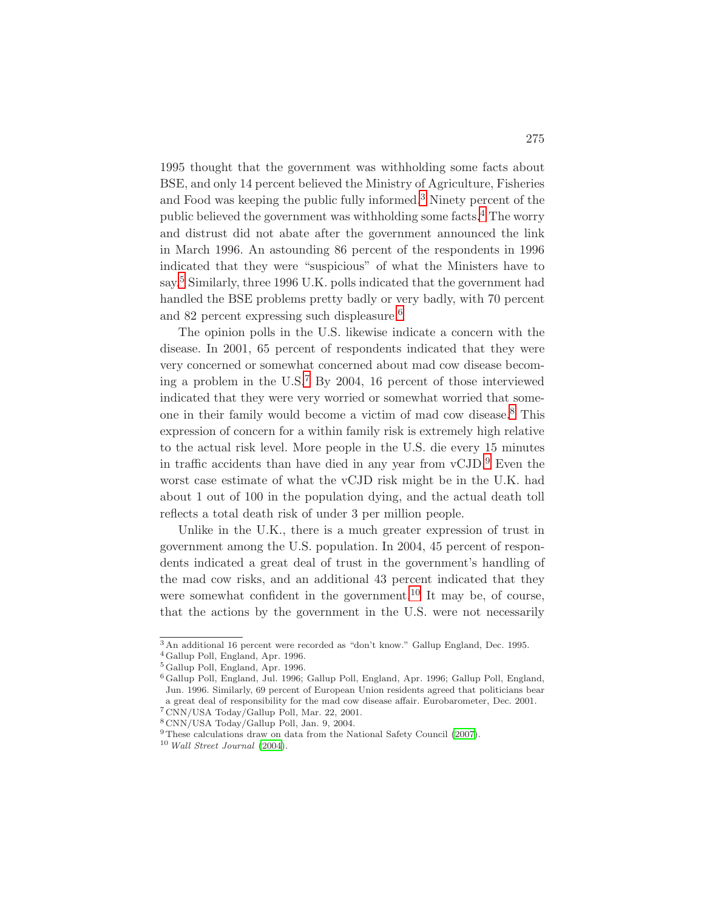1995 thought that the government was withholding some facts about BSE, and only 14 percent believed the Ministry of Agriculture, Fisheries and Food was keeping the public fully informed.[3] Ninety percent of the public believed the government was withholding some facts.[4] The worry and distrust did not abate after the government announced the link in March 1996. An astounding 86 percent of the respondents in 1996 indicated that they were "suspicious" of what the Ministers have to say.[5] Similarly, three 1996 U.K. polls indicated that the government had handled the BSE problems pretty badly or very badly, with 70 percent and 82 percent expressing such displeasure.[6]

The opinion polls in the U.S. likewise indicate a concern with the disease. In 2001, 65 percent of respondents indicated that they were very concerned or somewhat concerned about mad cow disease becoming a problem in the U.S.[7] By 2004, 16 percent of those interviewed indicated that they were very worried or somewhat worried that someone in their family would become a victim of mad cow disease.[8] This expression of concern for a within family risk is extremely high relative to the actual risk level. More people in the U.S. die every 15 minutes in traffic accidents than have died in any year from vCJD.[9] Even the worst case estimate of what the vCJD risk might be in the U.K. had about 1 out of 100 in the population dying, and the actual death toll reflects a total death risk of under 3 per million people.

Unlike in the U.K., there is a much greater expression of trust in government among the U.S. population. In 2004, 45 percent of respondents indicated a great deal of trust in the government's handling of the mad cow risks, and an additional 43 percent indicated that they were somewhat confident in the government.[10] It may be, of course, that the actions by the government in the U.S. were not necessarily

---

[3] An additional 16 percent were recorded as "don't know." Gallup England, Dec. 1995.

[4] Gallup Poll, England, Apr. 1996.

[5] Gallup Poll, England, Apr. 1996.

[6] Gallup Poll, England, Jul. 1996; Gallup Poll, England, Apr. 1996; Gallup Poll, England, Jun. 1996. Similarly, 69 percent of European Union residents agreed that politicians bear a great deal of responsibility for the mad cow disease affair. Eurobarometer, Dec. 2001.

[7] CNN/USA Today/Gallup Poll, Mar. 22, 2001.

[8] CNN/USA Today/Gallup Poll, Jan. 9, 2004.

[9] These calculations draw on data from the National Safety Council (2007).

[10] *Wall Street Journal* (2004).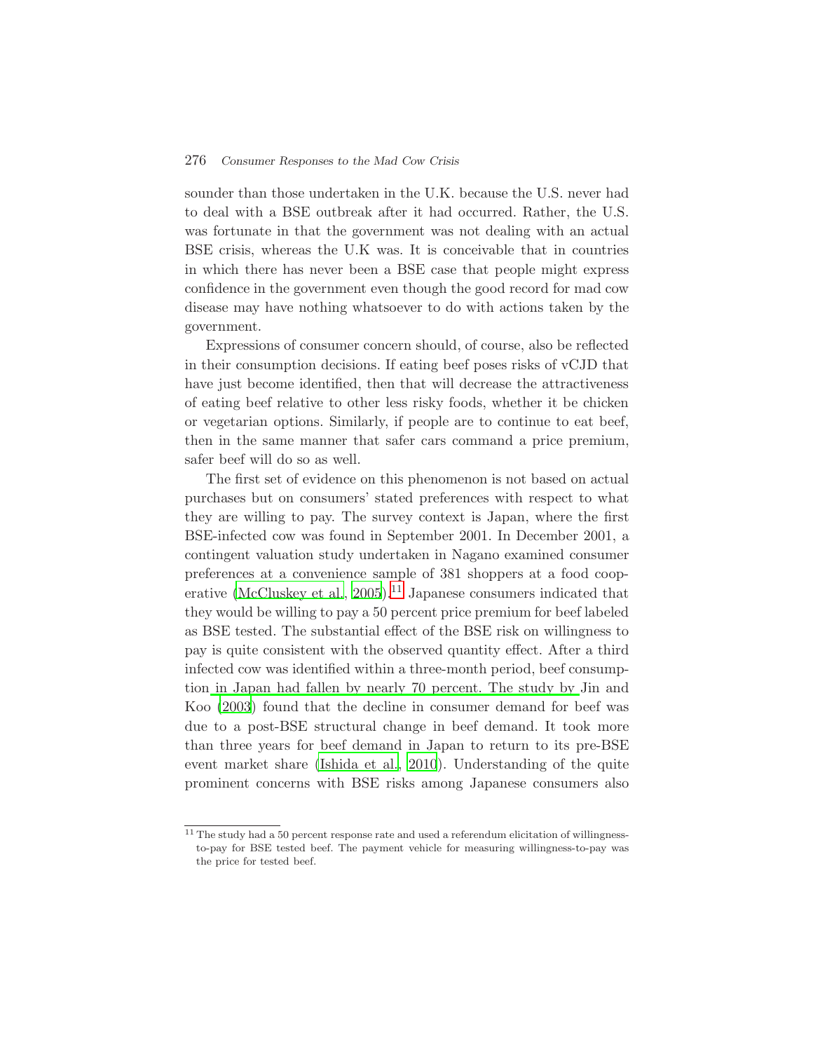sounder than those undertaken in the U.K. because the U.S. never had to deal with a BSE outbreak after it had occurred. Rather, the U.S. was fortunate in that the government was not dealing with an actual BSE crisis, whereas the U.K was. It is conceivable that in countries in which there has never been a BSE case that people might express confidence in the government even though the good record for mad cow disease may have nothing whatsoever to do with actions taken by the government.

Expressions of consumer concern should, of course, also be reflected in their consumption decisions. If eating beef poses risks of vCJD that have just become identified, then that will decrease the attractiveness of eating beef relative to other less risky foods, whether it be chicken or vegetarian options. Similarly, if people are to continue to eat beef, then in the same manner that safer cars command a price premium, safer beef will do so as well.

The first set of evidence on this phenomenon is not based on actual purchases but on consumers' stated preferences with respect to what they are willing to pay. The survey context is Japan, where the first BSE-infected cow was found in September 2001. In December 2001, a contingent valuation study undertaken in Nagano examined consumer preferences at a convenience sample of 381 shoppers at a food cooperative (McCluskey et al., 2005).[11] Japanese consumers indicated that they would be willing to pay a 50 percent price premium for beef labeled as BSE tested. The substantial effect of the BSE risk on willingness to pay is quite consistent with the observed quantity effect. After a third infected cow was identified within a three-month period, beef consumption in Japan had fallen by nearly 70 percent. The study by Jin and Koo (2003) found that the decline in consumer demand for beef was due to a post-BSE structural change in beef demand. It took more than three years for beef demand in Japan to return to its pre-BSE event market share (Ishida et al., 2010). Understanding of the quite prominent concerns with BSE risks among Japanese consumers also

[11] The study had a 50 percent response rate and used a referendum elicitation of willingness-to-pay for BSE tested beef. The payment vehicle for measuring willingness-to-pay was the price for tested beef.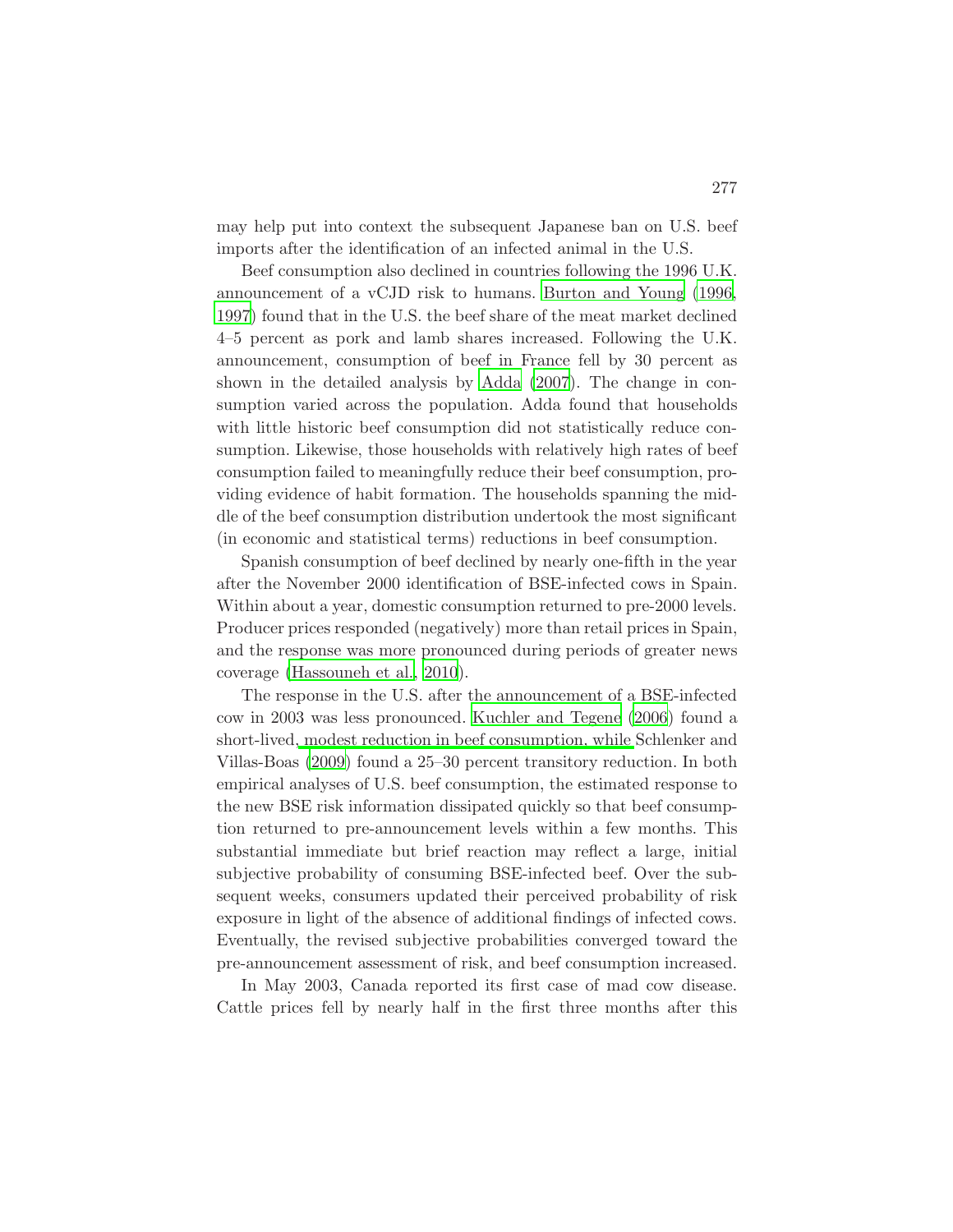may help put into context the subsequent Japanese ban on U.S. beef imports after the identification of an infected animal in the U.S.

Beef consumption also declined in countries following the 1996 U.K. announcement of a vCJD risk to humans. Burton and Young (1996, 1997) found that in the U.S. the beef share of the meat market declined 4–5 percent as pork and lamb shares increased. Following the U.K. announcement, consumption of beef in France fell by 30 percent as shown in the detailed analysis by Adda (2007). The change in consumption varied across the population. Adda found that households with little historic beef consumption did not statistically reduce consumption. Likewise, those households with relatively high rates of beef consumption failed to meaningfully reduce their beef consumption, providing evidence of habit formation. The households spanning the middle of the beef consumption distribution undertook the most significant (in economic and statistical terms) reductions in beef consumption.

Spanish consumption of beef declined by nearly one-fifth in the year after the November 2000 identification of BSE-infected cows in Spain. Within about a year, domestic consumption returned to pre-2000 levels. Producer prices responded (negatively) more than retail prices in Spain, and the response was more pronounced during periods of greater news coverage (Hassouneh et al., 2010).

The response in the U.S. after the announcement of a BSE-infected cow in 2003 was less pronounced. Kuchler and Tegene (2006) found a short-lived, modest reduction in beef consumption, while Schlenker and Villas-Boas (2009) found a 25–30 percent transitory reduction. In both empirical analyses of U.S. beef consumption, the estimated response to the new BSE risk information dissipated quickly so that beef consumption returned to pre-announcement levels within a few months. This substantial immediate but brief reaction may reflect a large, initial subjective probability of consuming BSE-infected beef. Over the subsequent weeks, consumers updated their perceived probability of risk exposure in light of the absence of additional findings of infected cows. Eventually, the revised subjective probabilities converged toward the pre-announcement assessment of risk, and beef consumption increased.

In May 2003, Canada reported its first case of mad cow disease. Cattle prices fell by nearly half in the first three months after this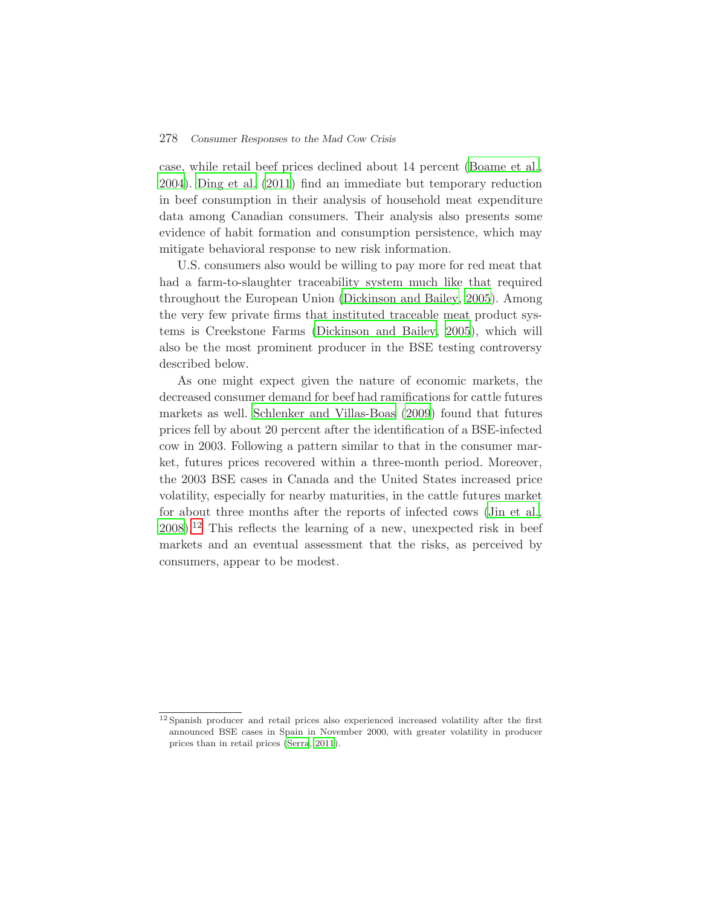case, while retail beef prices declined about 14 percent (Boame et al., 2004). Ding et al. (2011) find an immediate but temporary reduction in beef consumption in their analysis of household meat expenditure data among Canadian consumers. Their analysis also presents some evidence of habit formation and consumption persistence, which may mitigate behavioral response to new risk information.

U.S. consumers also would be willing to pay more for red meat that had a farm-to-slaughter traceability system much like that required throughout the European Union (Dickinson and Bailey, 2005). Among the very few private firms that instituted traceable meat product systems is Creekstone Farms (Dickinson and Bailey, 2005), which will also be the most prominent producer in the BSE testing controversy described below.

As one might expect given the nature of economic markets, the decreased consumer demand for beef had ramifications for cattle futures markets as well. Schlenker and Villas-Boas (2009) found that futures prices fell by about 20 percent after the identification of a BSE-infected cow in 2003. Following a pattern similar to that in the consumer market, futures prices recovered within a three-month period. Moreover, the 2003 BSE cases in Canada and the United States increased price volatility, especially for nearby maturities, in the cattle futures market for about three months after the reports of infected cows (Jin et al., 2008).[12] This reflects the learning of a new, unexpected risk in beef markets and an eventual assessment that the risks, as perceived by consumers, appear to be modest.

[12] Spanish producer and retail prices also experienced increased volatility after the first announced BSE cases in Spain in November 2000, with greater volatility in producer prices than in retail prices (Serra, 2011).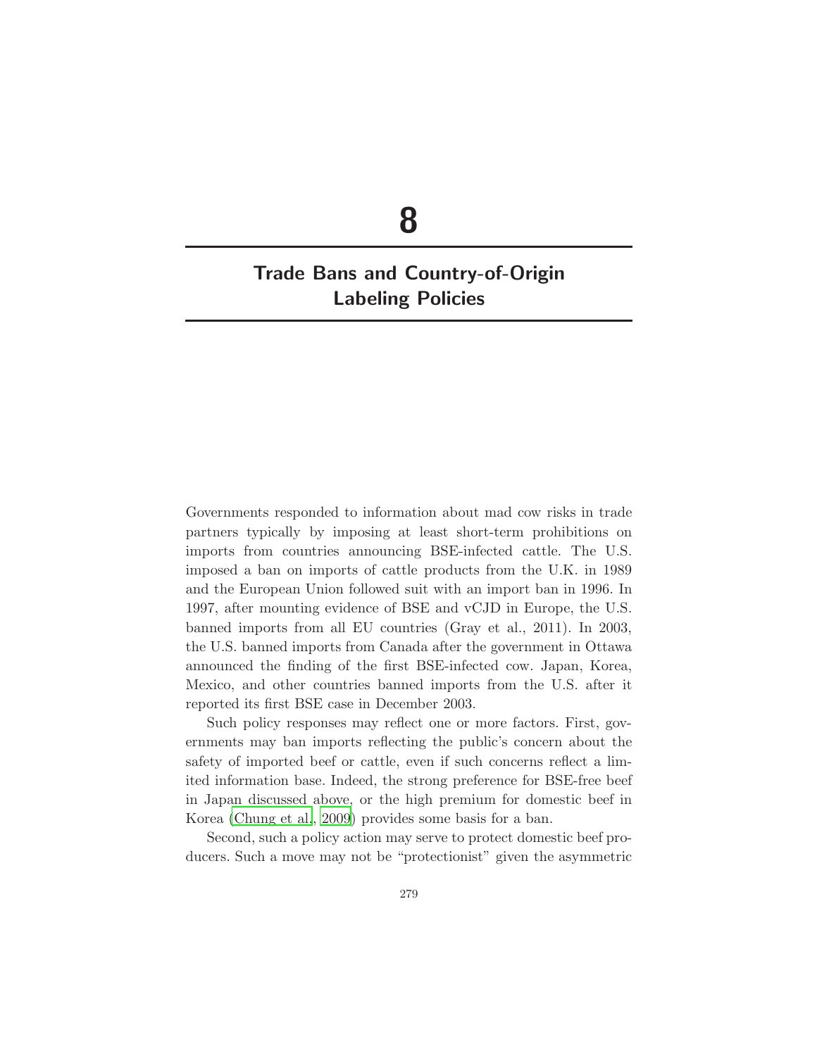# 8

# Trade Bans and Country-of-Origin Labeling Policies

Governments responded to information about mad cow risks in trade partners typically by imposing at least short-term prohibitions on imports from countries announcing BSE-infected cattle. The U.S. imposed a ban on imports of cattle products from the U.K. in 1989 and the European Union followed suit with an import ban in 1996. In 1997, after mounting evidence of BSE and vCJD in Europe, the U.S. banned imports from all EU countries (Gray et al., 2011). In 2003, the U.S. banned imports from Canada after the government in Ottawa announced the finding of the first BSE-infected cow. Japan, Korea, Mexico, and other countries banned imports from the U.S. after it reported its first BSE case in December 2003.

Such policy responses may reflect one or more factors. First, governments may ban imports reflecting the public's concern about the safety of imported beef or cattle, even if such concerns reflect a limited information base. Indeed, the strong preference for BSE-free beef in Japan discussed above, or the high premium for domestic beef in Korea (Chung et al., 2009) provides some basis for a ban.

Second, such a policy action may serve to protect domestic beef producers. Such a move may not be "protectionist" given the asymmetric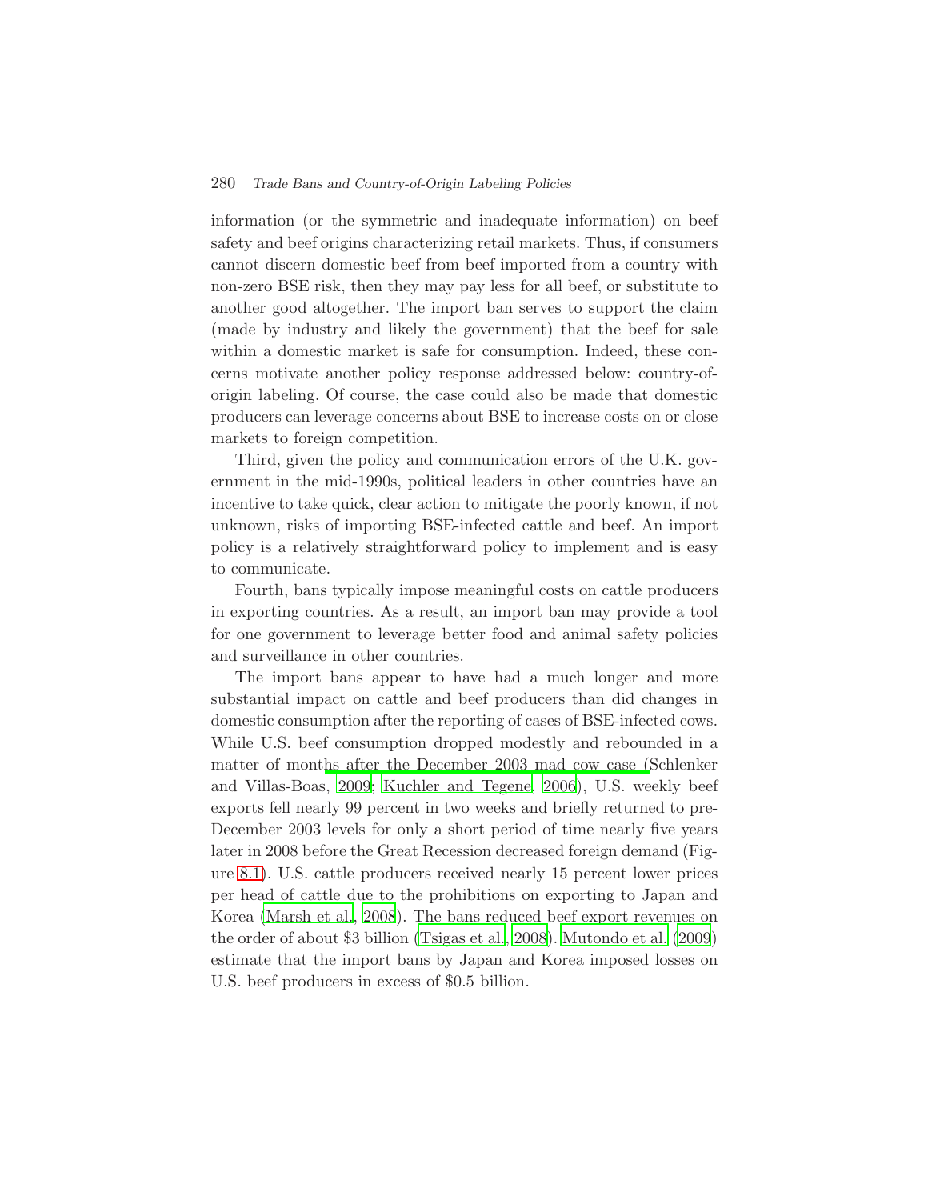information (or the symmetric and inadequate information) on beef safety and beef origins characterizing retail markets. Thus, if consumers cannot discern domestic beef from beef imported from a country with non-zero BSE risk, then they may pay less for all beef, or substitute to another good altogether. The import ban serves to support the claim (made by industry and likely the government) that the beef for sale within a domestic market is safe for consumption. Indeed, these concerns motivate another policy response addressed below: country-of-origin labeling. Of course, the case could also be made that domestic producers can leverage concerns about BSE to increase costs on or close markets to foreign competition.

Third, given the policy and communication errors of the U.K. government in the mid-1990s, political leaders in other countries have an incentive to take quick, clear action to mitigate the poorly known, if not unknown, risks of importing BSE-infected cattle and beef. An import policy is a relatively straightforward policy to implement and is easy to communicate.

Fourth, bans typically impose meaningful costs on cattle producers in exporting countries. As a result, an import ban may provide a tool for one government to leverage better food and animal safety policies and surveillance in other countries.

The import bans appear to have had a much longer and more substantial impact on cattle and beef producers than did changes in domestic consumption after the reporting of cases of BSE-infected cows. While U.S. beef consumption dropped modestly and rebounded in a matter of months after the December 2003 mad cow case (Schlenker and Villas-Boas, 2009; Kuchler and Tegene, 2006), U.S. weekly beef exports fell nearly 99 percent in two weeks and briefly returned to pre-December 2003 levels for only a short period of time nearly five years later in 2008 before the Great Recession decreased foreign demand (Figure 8.1). U.S. cattle producers received nearly 15 percent lower prices per head of cattle due to the prohibitions on exporting to Japan and Korea (Marsh et al., 2008). The bans reduced beef export revenues on the order of about $3 billion (Tsigas et al., 2008). Mutondo et al. (2009) estimate that the import bans by Japan and Korea imposed losses on U.S. beef producers in excess of $0.5 billion.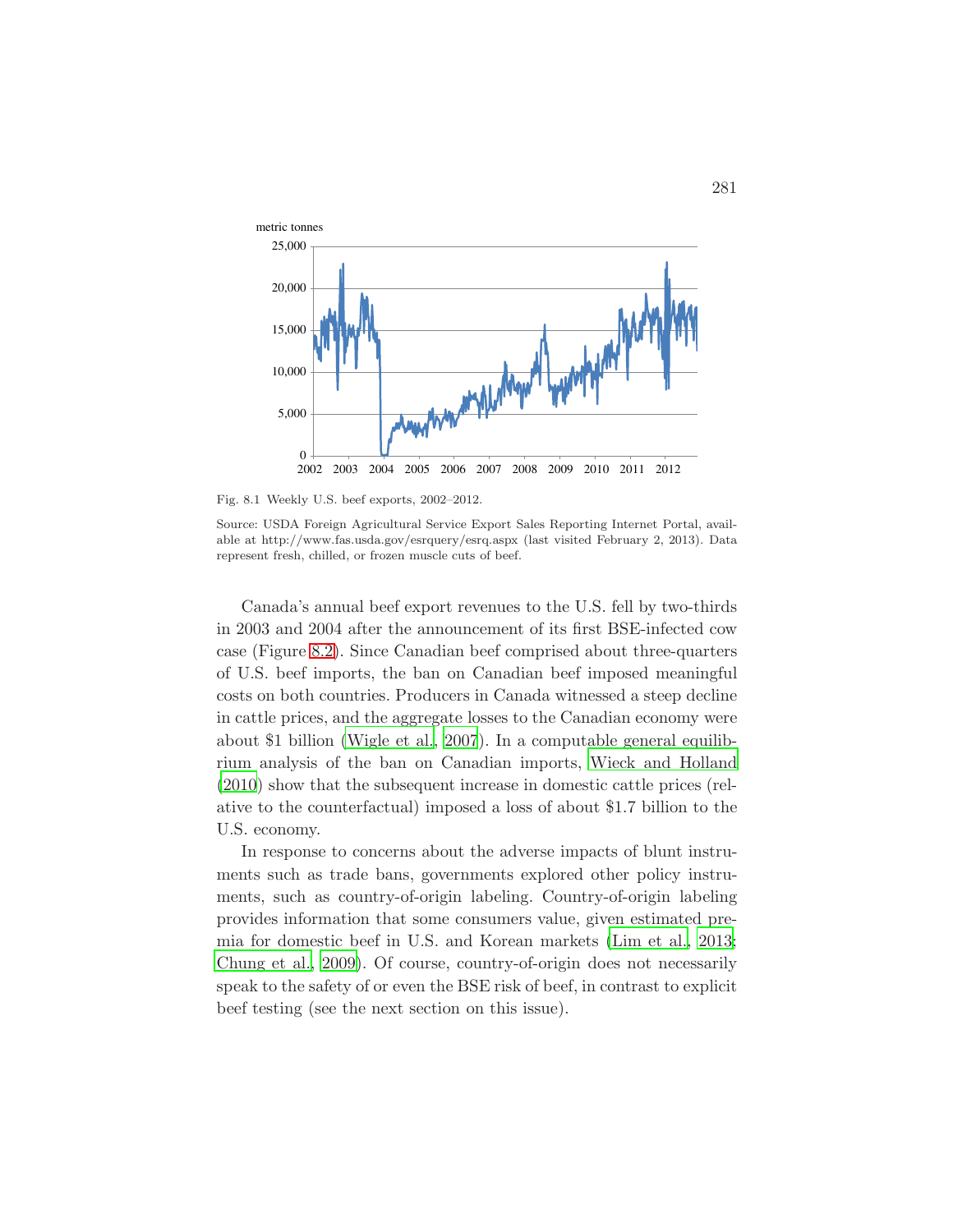Fig. 8.1 Weekly U.S. beef exports, 2002–2012.

Source: USDA Foreign Agricultural Service Export Sales Reporting Internet Portal, available at http://www.fas.usda.gov/esrquery/esrq.aspx (last visited February 2, 2013). Data represent fresh, chilled, or frozen muscle cuts of beef.

Canada's annual beef export revenues to the U.S. fell by two-thirds in 2003 and 2004 after the announcement of its first BSE-infected cow case (Figure 8.2). Since Canadian beef comprised about three-quarters of U.S. beef imports, the ban on Canadian beef imposed meaningful costs on both countries. Producers in Canada witnessed a steep decline in cattle prices, and the aggregate losses to the Canadian economy were about $1 billion (Wigle et al., 2007). In a computable general equilibrium analysis of the ban on Canadian imports, Wieck and Holland (2010) show that the subsequent increase in domestic cattle prices (relative to the counterfactual) imposed a loss of about $1.7 billion to the U.S. economy.

In response to concerns about the adverse impacts of blunt instruments such as trade bans, governments explored other policy instruments, such as country-of-origin labeling. Country-of-origin labeling provides information that some consumers value, given estimated premia for domestic beef in U.S. and Korean markets (Lim et al., 2013; Chung et al., 2009). Of course, country-of-origin does not necessarily speak to the safety of or even the BSE risk of beef, in contrast to explicit beef testing (see the next section on this issue).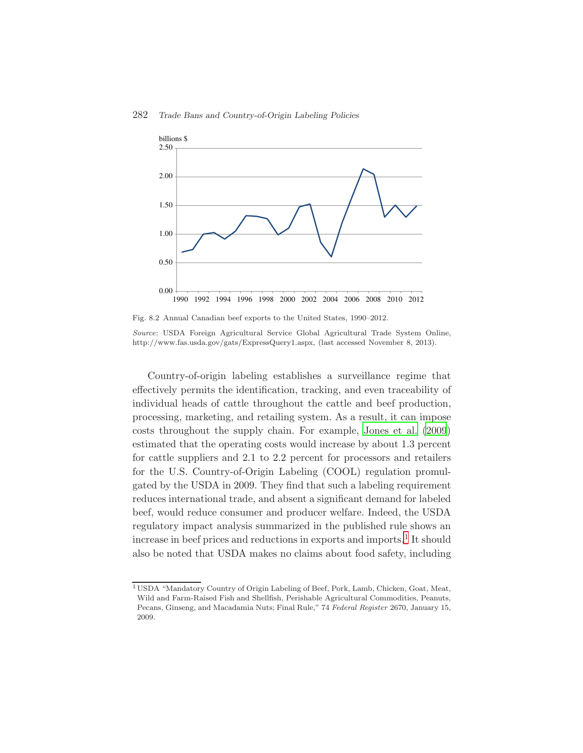Fig. 8.2 Annual Canadian beef exports to the United States, 1990–2012.

*Source*: USDA Foreign Agricultural Service Global Agricultural Trade System Online, http://www.fas.usda.gov/gats/ExpressQuery1.aspx, (last accessed November 8, 2013).

Country-of-origin labeling establishes a surveillance regime that effectively permits the identification, tracking, and even traceability of individual heads of cattle throughout the cattle and beef production, processing, marketing, and retailing system. As a result, it can impose costs throughout the supply chain. For example, Jones et al. (2009) estimated that the operating costs would increase by about 1.3 percent for cattle suppliers and 2.1 to 2.2 percent for processors and retailers for the U.S. Country-of-Origin Labeling (COOL) regulation promulgated by the USDA in 2009. They find that such a labeling requirement reduces international trade, and absent a significant demand for labeled beef, would reduce consumer and producer welfare. Indeed, the USDA regulatory impact analysis summarized in the published rule shows an increase in beef prices and reductions in exports and imports.[1] It should also be noted that USDA makes no claims about food safety, including

[1] USDA "Mandatory Country of Origin Labeling of Beef, Pork, Lamb, Chicken, Goat, Meat, Wild and Farm-Raised Fish and Shellfish, Perishable Agricultural Commodities, Peanuts, Pecans, Ginseng, and Macadamia Nuts; Final Rule," 74 *Federal Register* 2670, January 15, 2009.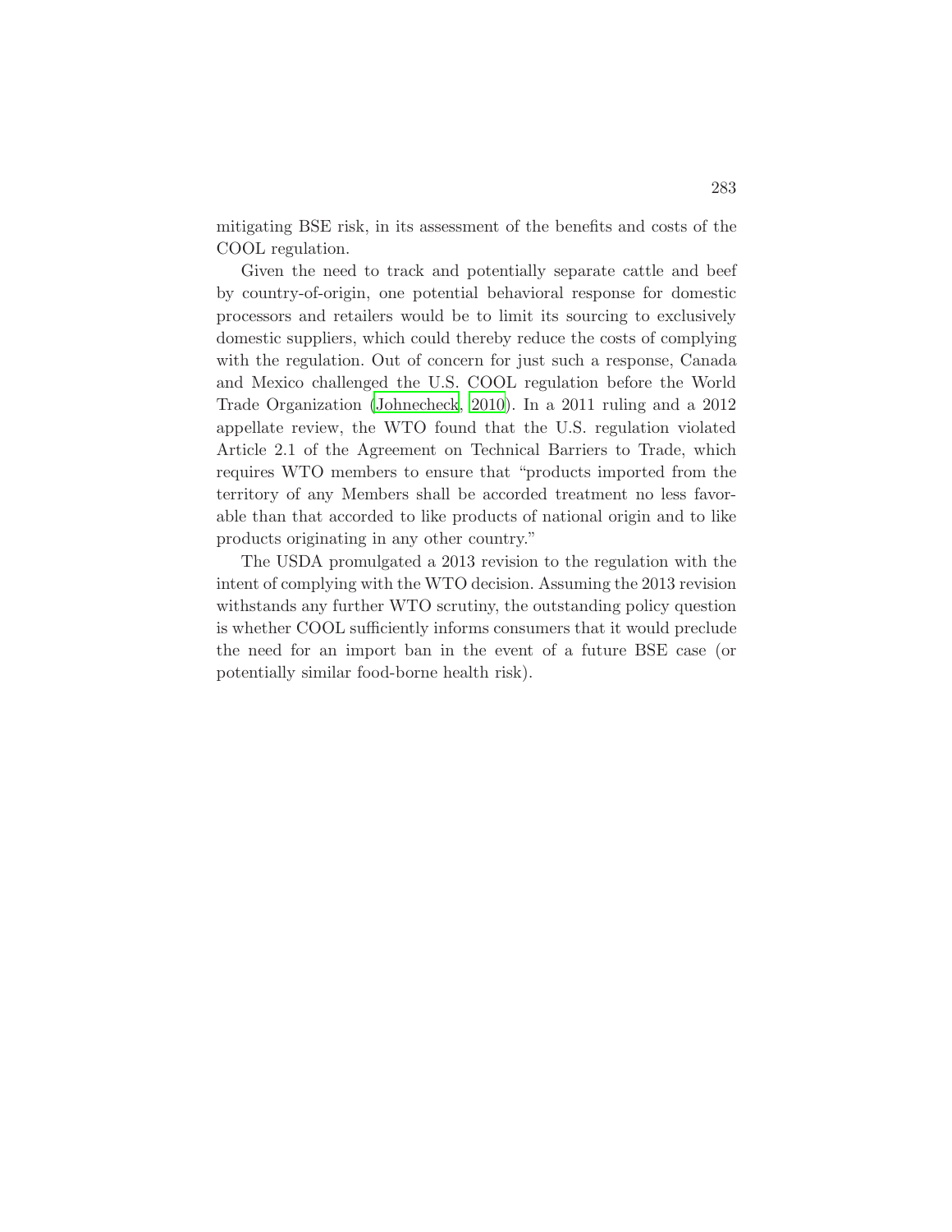mitigating BSE risk, in its assessment of the benefits and costs of the COOL regulation.

Given the need to track and potentially separate cattle and beef by country-of-origin, one potential behavioral response for domestic processors and retailers would be to limit its sourcing to exclusively domestic suppliers, which could thereby reduce the costs of complying with the regulation. Out of concern for just such a response, Canada and Mexico challenged the U.S. COOL regulation before the World Trade Organization (Johnecheck, 2010). In a 2011 ruling and a 2012 appellate review, the WTO found that the U.S. regulation violated Article 2.1 of the Agreement on Technical Barriers to Trade, which requires WTO members to ensure that "products imported from the territory of any Members shall be accorded treatment no less favorable than that accorded to like products of national origin and to like products originating in any other country."

The USDA promulgated a 2013 revision to the regulation with the intent of complying with the WTO decision. Assuming the 2013 revision withstands any further WTO scrutiny, the outstanding policy question is whether COOL sufficiently informs consumers that it would preclude the need for an import ban in the event of a future BSE case (or potentially similar food-borne health risk).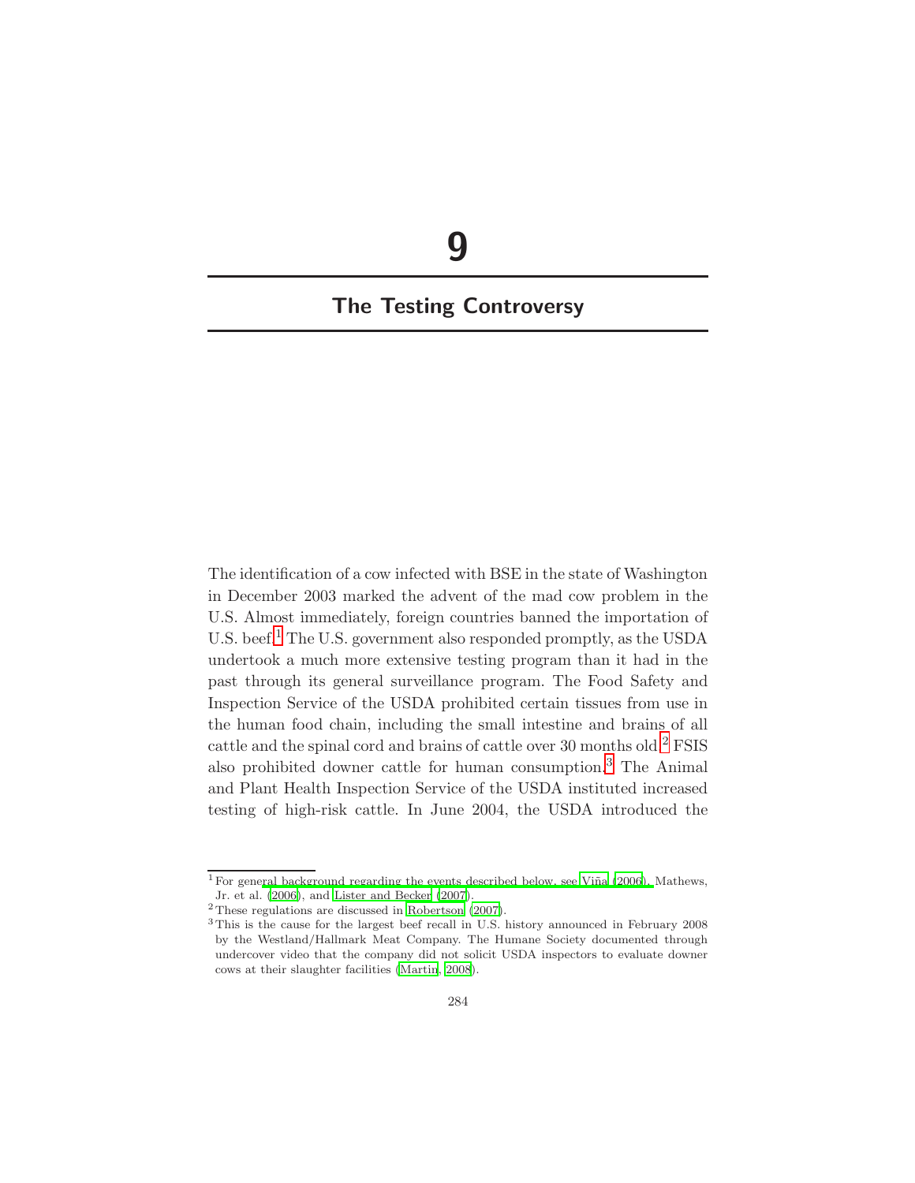# 9

## The Testing Controversy

The identification of a cow infected with BSE in the state of Washington in December 2003 marked the advent of the mad cow problem in the U.S. Almost immediately, foreign countries banned the importation of U.S. beef.[1] The U.S. government also responded promptly, as the USDA undertook a much more extensive testing program than it had in the past through its general surveillance program. The Food Safety and Inspection Service of the USDA prohibited certain tissues from use in the human food chain, including the small intestine and brains of all cattle and the spinal cord and brains of cattle over 30 months old.[2] FSIS also prohibited downer cattle for human consumption.[3] The Animal and Plant Health Inspection Service of the USDA instituted increased testing of high-risk cattle. In June 2004, the USDA introduced the

[1] For general background regarding the events described below, see Viña (2006), Mathews, Jr. et al. (2006), and Lister and Becker (2007).

[2] These regulations are discussed in Robertson (2007).

[3] This is the cause for the largest beef recall in U.S. history announced in February 2008 by the Westland/Hallmark Meat Company. The Humane Society documented through undercover video that the company did not solicit USDA inspectors to evaluate downer cows at their slaughter facilities (Martin, 2008).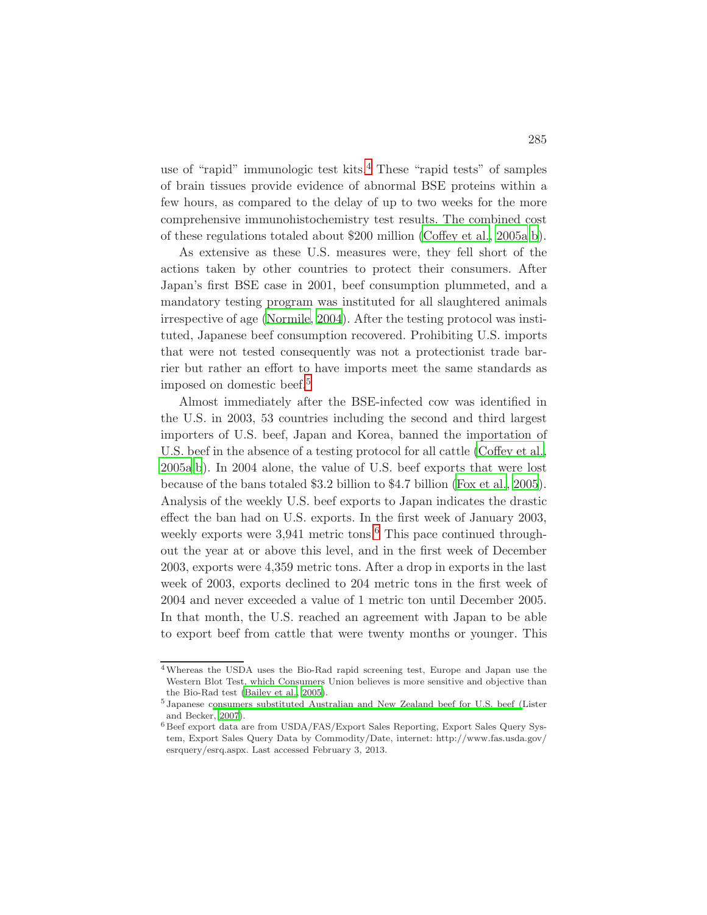use of "rapid" immunologic test kits.[4] These "rapid tests" of samples of brain tissues provide evidence of abnormal BSE proteins within a few hours, as compared to the delay of up to two weeks for the more comprehensive immunohistochemistry test results. The combined cost of these regulations totaled about $200 million (Coffey et al., 2005a,b).

As extensive as these U.S. measures were, they fell short of the actions taken by other countries to protect their consumers. After Japan's first BSE case in 2001, beef consumption plummeted, and a mandatory testing program was instituted for all slaughtered animals irrespective of age (Normile, 2004). After the testing protocol was instituted, Japanese beef consumption recovered. Prohibiting U.S. imports that were not tested consequently was not a protectionist trade barrier but rather an effort to have imports meet the same standards as imposed on domestic beef.[5]

Almost immediately after the BSE-infected cow was identified in the U.S. in 2003, 53 countries including the second and third largest importers of U.S. beef, Japan and Korea, banned the importation of U.S. beef in the absence of a testing protocol for all cattle (Coffey et al., 2005a,b). In 2004 alone, the value of U.S. beef exports that were lost because of the bans totaled $3.2 billion to $4.7 billion (Fox et al., 2005). Analysis of the weekly U.S. beef exports to Japan indicates the drastic effect the ban had on U.S. exports. In the first week of January 2003, weekly exports were 3,941 metric tons.[6] This pace continued throughout the year at or above this level, and in the first week of December 2003, exports were 4,359 metric tons. After a drop in exports in the last week of 2003, exports declined to 204 metric tons in the first week of 2004 and never exceeded a value of 1 metric ton until December 2005. In that month, the U.S. reached an agreement with Japan to be able to export beef from cattle that were twenty months or younger. This

[4] Whereas the USDA uses the Bio-Rad rapid screening test, Europe and Japan use the Western Blot Test, which Consumers Union believes is more sensitive and objective than the Bio-Rad test (Bailey et al., 2005).

[5] Japanese consumers substituted Australian and New Zealand beef for U.S. beef (Lister and Becker, 2007).

[6] Beef export data are from USDA/FAS/Export Sales Reporting, Export Sales Query System, Export Sales Query Data by Commodity/Date, internet: http://www.fas.usda.gov/esrquery/esrq.aspx. Last accessed February 3, 2013.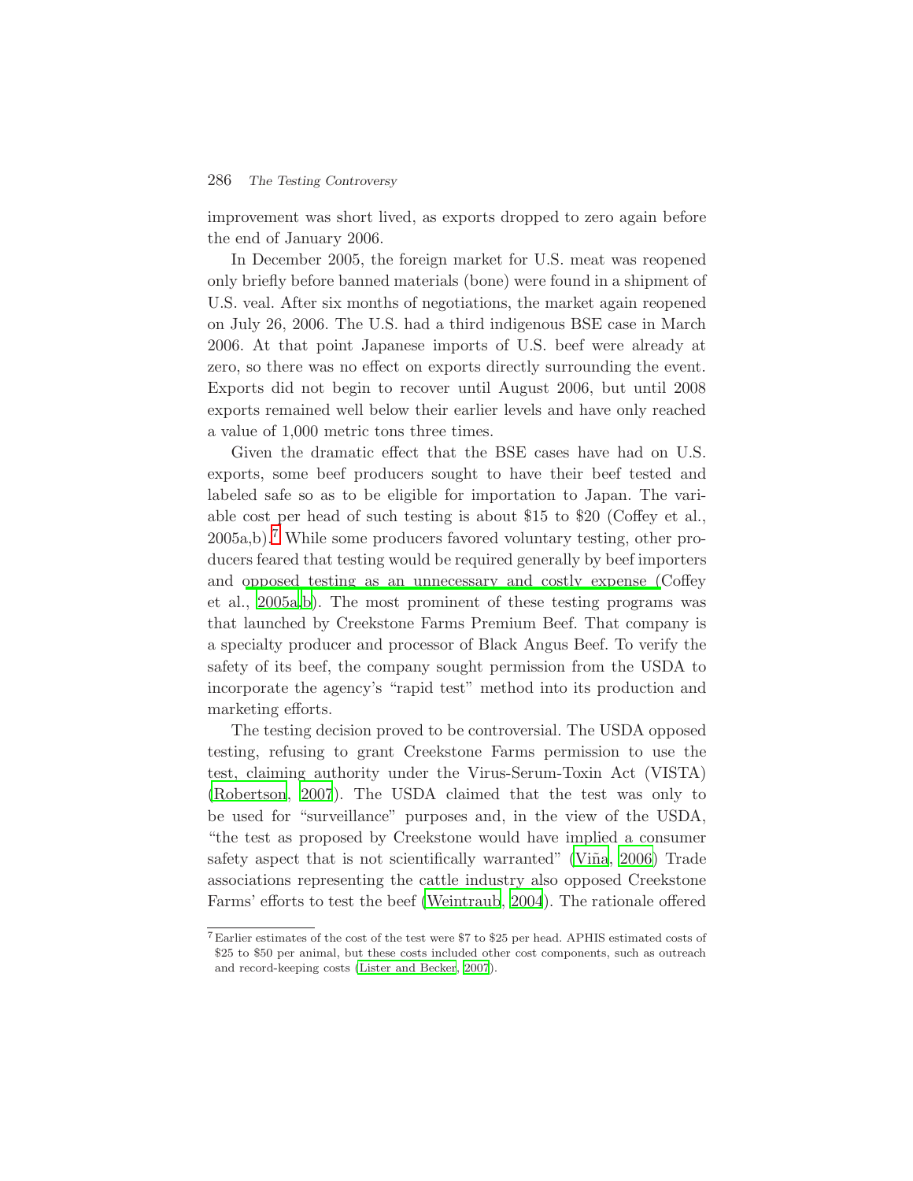improvement was short lived, as exports dropped to zero again before the end of January 2006.

In December 2005, the foreign market for U.S. meat was reopened only briefly before banned materials (bone) were found in a shipment of U.S. veal. After six months of negotiations, the market again reopened on July 26, 2006. The U.S. had a third indigenous BSE case in March 2006. At that point Japanese imports of U.S. beef were already at zero, so there was no effect on exports directly surrounding the event. Exports did not begin to recover until August 2006, but until 2008 exports remained well below their earlier levels and have only reached a value of 1,000 metric tons three times.

Given the dramatic effect that the BSE cases have had on U.S. exports, some beef producers sought to have their beef tested and labeled safe so as to be eligible for importation to Japan. The variable cost per head of such testing is about $15 to $20 (Coffey et al., 2005a,b).[7] While some producers favored voluntary testing, other producers feared that testing would be required generally by beef importers and opposed testing as an unnecessary and costly expense (Coffey et al., 2005a,b). The most prominent of these testing programs was that launched by Creekstone Farms Premium Beef. That company is a specialty producer and processor of Black Angus Beef. To verify the safety of its beef, the company sought permission from the USDA to incorporate the agency's "rapid test" method into its production and marketing efforts.

The testing decision proved to be controversial. The USDA opposed testing, refusing to grant Creekstone Farms permission to use the test, claiming authority under the Virus-Serum-Toxin Act (VISTA) (Robertson, 2007). The USDA claimed that the test was only to be used for "surveillance" purposes and, in the view of the USDA, "the test as proposed by Creekstone would have implied a consumer safety aspect that is not scientifically warranted" (Viña, 2006) Trade associations representing the cattle industry also opposed Creekstone Farms' efforts to test the beef (Weintraub, 2004). The rationale offered

[7] Earlier estimates of the cost of the test were $7 to $25 per head. APHIS estimated costs of $25 to $50 per animal, but these costs included other cost components, such as outreach and record-keeping costs (Lister and Becker, 2007).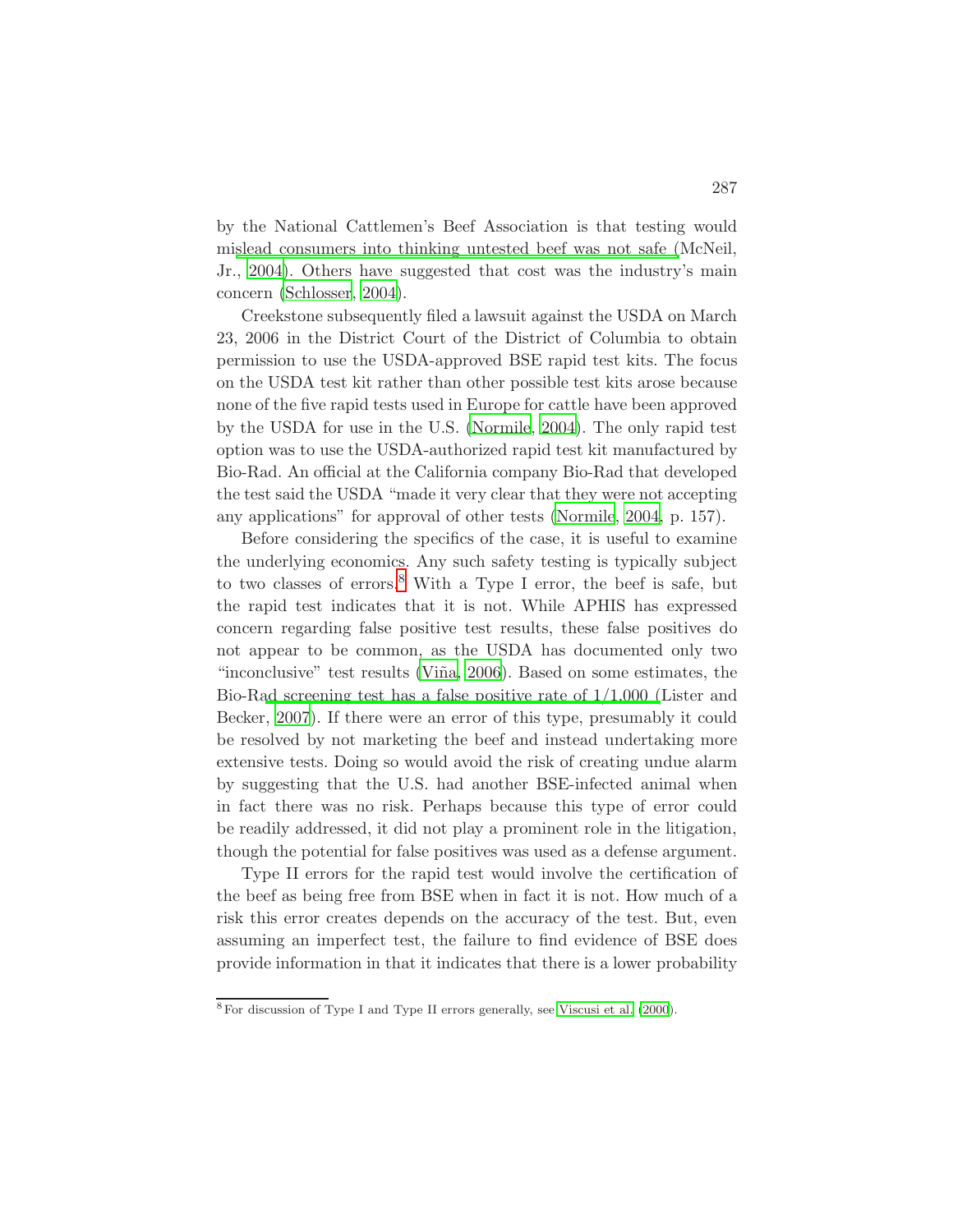by the National Cattlemen's Beef Association is that testing would mislead consumers into thinking untested beef was not safe (McNeil, Jr., 2004). Others have suggested that cost was the industry's main concern (Schlosser, 2004).

Creekstone subsequently filed a lawsuit against the USDA on March 23, 2006 in the District Court of the District of Columbia to obtain permission to use the USDA-approved BSE rapid test kits. The focus on the USDA test kit rather than other possible test kits arose because none of the five rapid tests used in Europe for cattle have been approved by the USDA for use in the U.S. (Normile, 2004). The only rapid test option was to use the USDA-authorized rapid test kit manufactured by Bio-Rad. An official at the California company Bio-Rad that developed the test said the USDA "made it very clear that they were not accepting any applications" for approval of other tests (Normile, 2004, p. 157).

Before considering the specifics of the case, it is useful to examine the underlying economics. Any such safety testing is typically subject to two classes of errors.[8] With a Type I error, the beef is safe, but the rapid test indicates that it is not. While APHIS has expressed concern regarding false positive test results, these false positives do not appear to be common, as the USDA has documented only two "inconclusive" test results (Viña, 2006). Based on some estimates, the Bio-Rad screening test has a false positive rate of 1/1,000 (Lister and Becker, 2007). If there were an error of this type, presumably it could be resolved by not marketing the beef and instead undertaking more extensive tests. Doing so would avoid the risk of creating undue alarm by suggesting that the U.S. had another BSE-infected animal when in fact there was no risk. Perhaps because this type of error could be readily addressed, it did not play a prominent role in the litigation, though the potential for false positives was used as a defense argument.

Type II errors for the rapid test would involve the certification of the beef as being free from BSE when in fact it is not. How much of a risk this error creates depends on the accuracy of the test. But, even assuming an imperfect test, the failure to find evidence of BSE does provide information in that it indicates that there is a lower probability

[8] For discussion of Type I and Type II errors generally, see Viscusi et al. (2000).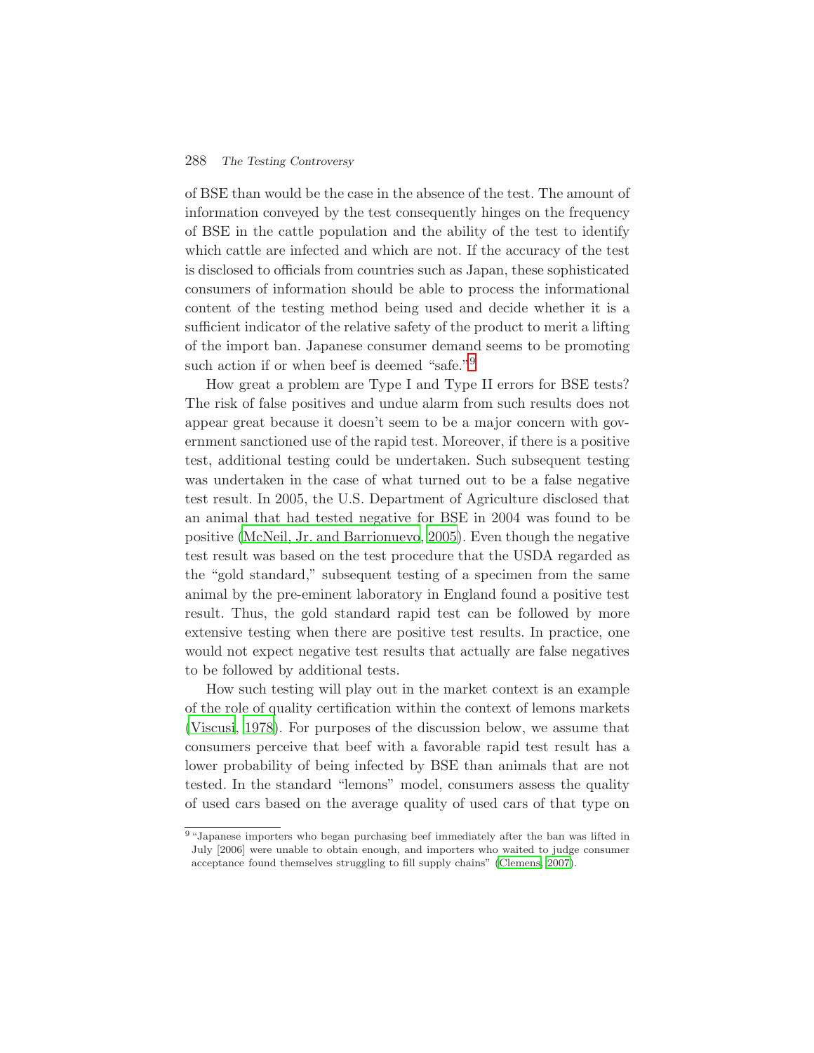of BSE than would be the case in the absence of the test. The amount of information conveyed by the test consequently hinges on the frequency of BSE in the cattle population and the ability of the test to identify which cattle are infected and which are not. If the accuracy of the test is disclosed to officials from countries such as Japan, these sophisticated consumers of information should be able to process the informational content of the testing method being used and decide whether it is a sufficient indicator of the relative safety of the product to merit a lifting of the import ban. Japanese consumer demand seems to be promoting such action if or when beef is deemed "safe."[9]

How great a problem are Type I and Type II errors for BSE tests? The risk of false positives and undue alarm from such results does not appear great because it doesn't seem to be a major concern with government sanctioned use of the rapid test. Moreover, if there is a positive test, additional testing could be undertaken. Such subsequent testing was undertaken in the case of what turned out to be a false negative test result. In 2005, the U.S. Department of Agriculture disclosed that an animal that had tested negative for BSE in 2004 was found to be positive (McNeil, Jr. and Barrionuevo, 2005). Even though the negative test result was based on the test procedure that the USDA regarded as the "gold standard," subsequent testing of a specimen from the same animal by the pre-eminent laboratory in England found a positive test result. Thus, the gold standard rapid test can be followed by more extensive testing when there are positive test results. In practice, one would not expect negative test results that actually are false negatives to be followed by additional tests.

How such testing will play out in the market context is an example of the role of quality certification within the context of lemons markets (Viscusi, 1978). For purposes of the discussion below, we assume that consumers perceive that beef with a favorable rapid test result has a lower probability of being infected by BSE than animals that are not tested. In the standard "lemons" model, consumers assess the quality of used cars based on the average quality of used cars of that type on

[9] "Japanese importers who began purchasing beef immediately after the ban was lifted in July [2006] were unable to obtain enough, and importers who waited to judge consumer acceptance found themselves struggling to fill supply chains" (Clemens, 2007).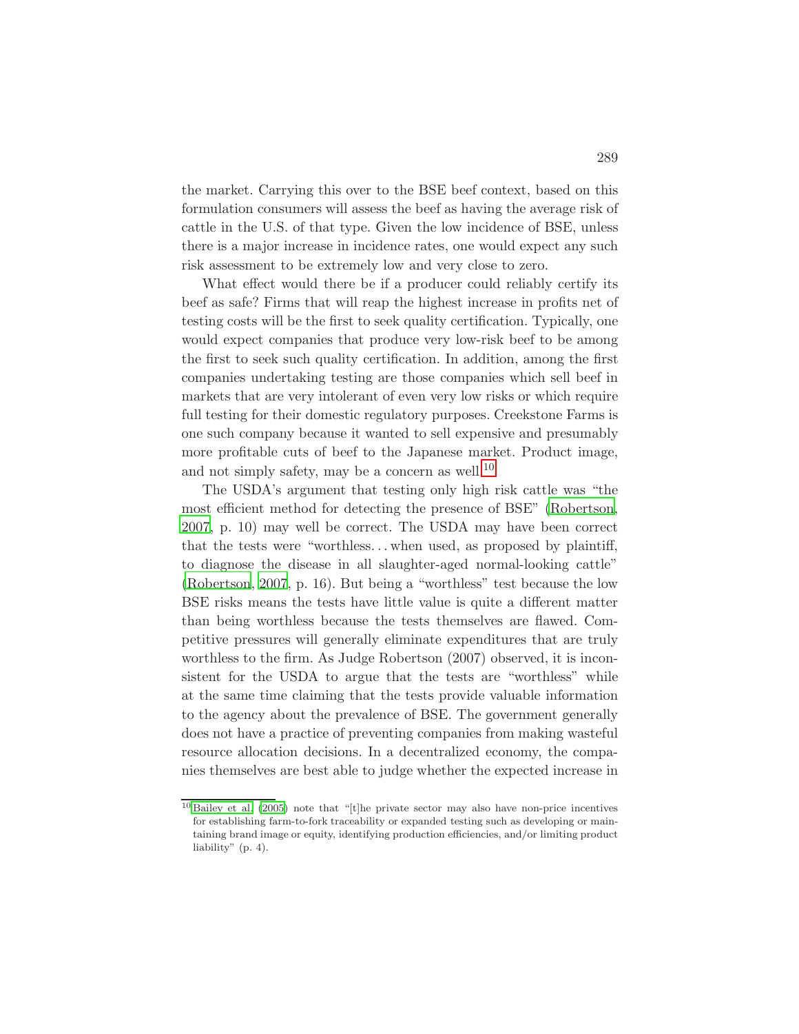the market. Carrying this over to the BSE beef context, based on this formulation consumers will assess the beef as having the average risk of cattle in the U.S. of that type. Given the low incidence of BSE, unless there is a major increase in incidence rates, one would expect any such risk assessment to be extremely low and very close to zero.

What effect would there be if a producer could reliably certify its beef as safe? Firms that will reap the highest increase in profits net of testing costs will be the first to seek quality certification. Typically, one would expect companies that produce very low-risk beef to be among the first to seek such quality certification. In addition, among the first companies undertaking testing are those companies which sell beef in markets that are very intolerant of even very low risks or which require full testing for their domestic regulatory purposes. Creekstone Farms is one such company because it wanted to sell expensive and presumably more profitable cuts of beef to the Japanese market. Product image, and not simply safety, may be a concern as well.[10]

The USDA's argument that testing only high risk cattle was "the most efficient method for detecting the presence of BSE" (Robertson, 2007, p. 10) may well be correct. The USDA may have been correct that the tests were "worthless... when used, as proposed by plaintiff, to diagnose the disease in all slaughter-aged normal-looking cattle" (Robertson, 2007, p. 16). But being a "worthless" test because the low BSE risks means the tests have little value is quite a different matter than being worthless because the tests themselves are flawed. Competitive pressures will generally eliminate expenditures that are truly worthless to the firm. As Judge Robertson (2007) observed, it is inconsistent for the USDA to argue that the tests are "worthless" while at the same time claiming that the tests provide valuable information to the agency about the prevalence of BSE. The government generally does not have a practice of preventing companies from making wasteful resource allocation decisions. In a decentralized economy, the companies themselves are best able to judge whether the expected increase in

[10] Bailey et al. (2005) note that "[t]he private sector may also have non-price incentives for establishing farm-to-fork traceability or expanded testing such as developing or maintaining brand image or equity, identifying production efficiencies, and/or limiting product liability" (p. 4).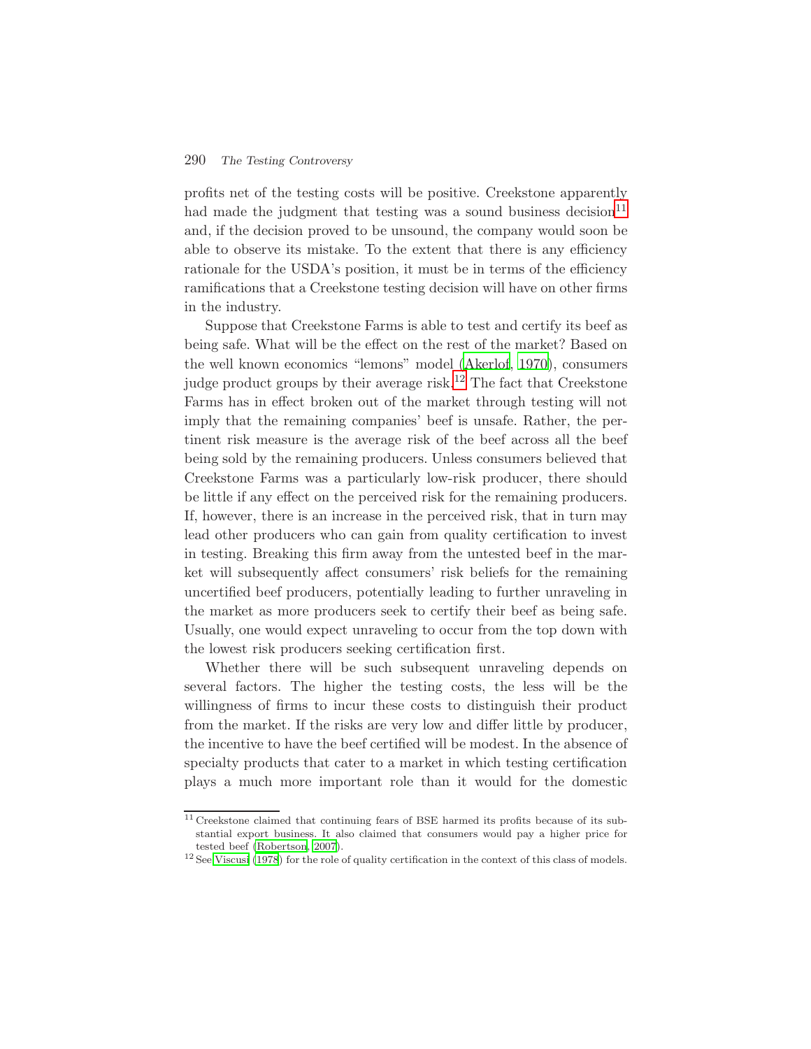profits net of the testing costs will be positive. Creekstone apparently had made the judgment that testing was a sound business decision[11] and, if the decision proved to be unsound, the company would soon be able to observe its mistake. To the extent that there is any efficiency rationale for the USDA's position, it must be in terms of the efficiency ramifications that a Creekstone testing decision will have on other firms in the industry.

Suppose that Creekstone Farms is able to test and certify its beef as being safe. What will be the effect on the rest of the market? Based on the well known economics "lemons" model (Akerlof, 1970), consumers judge product groups by their average risk.[12] The fact that Creekstone Farms has in effect broken out of the market through testing will not imply that the remaining companies' beef is unsafe. Rather, the pertinent risk measure is the average risk of the beef across all the beef being sold by the remaining producers. Unless consumers believed that Creekstone Farms was a particularly low-risk producer, there should be little if any effect on the perceived risk for the remaining producers. If, however, there is an increase in the perceived risk, that in turn may lead other producers who can gain from quality certification to invest in testing. Breaking this firm away from the untested beef in the market will subsequently affect consumers' risk beliefs for the remaining uncertified beef producers, potentially leading to further unraveling in the market as more producers seek to certify their beef as being safe. Usually, one would expect unraveling to occur from the top down with the lowest risk producers seeking certification first.

Whether there will be such subsequent unraveling depends on several factors. The higher the testing costs, the less will be the willingness of firms to incur these costs to distinguish their product from the market. If the risks are very low and differ little by producer, the incentive to have the beef certified will be modest. In the absence of specialty products that cater to a market in which testing certification plays a much more important role than it would for the domestic

[11] Creekstone claimed that continuing fears of BSE harmed its profits because of its substantial export business. It also claimed that consumers would pay a higher price for tested beef (Robertson, 2007).

[12] See Viscusi (1978) for the role of quality certification in the context of this class of models.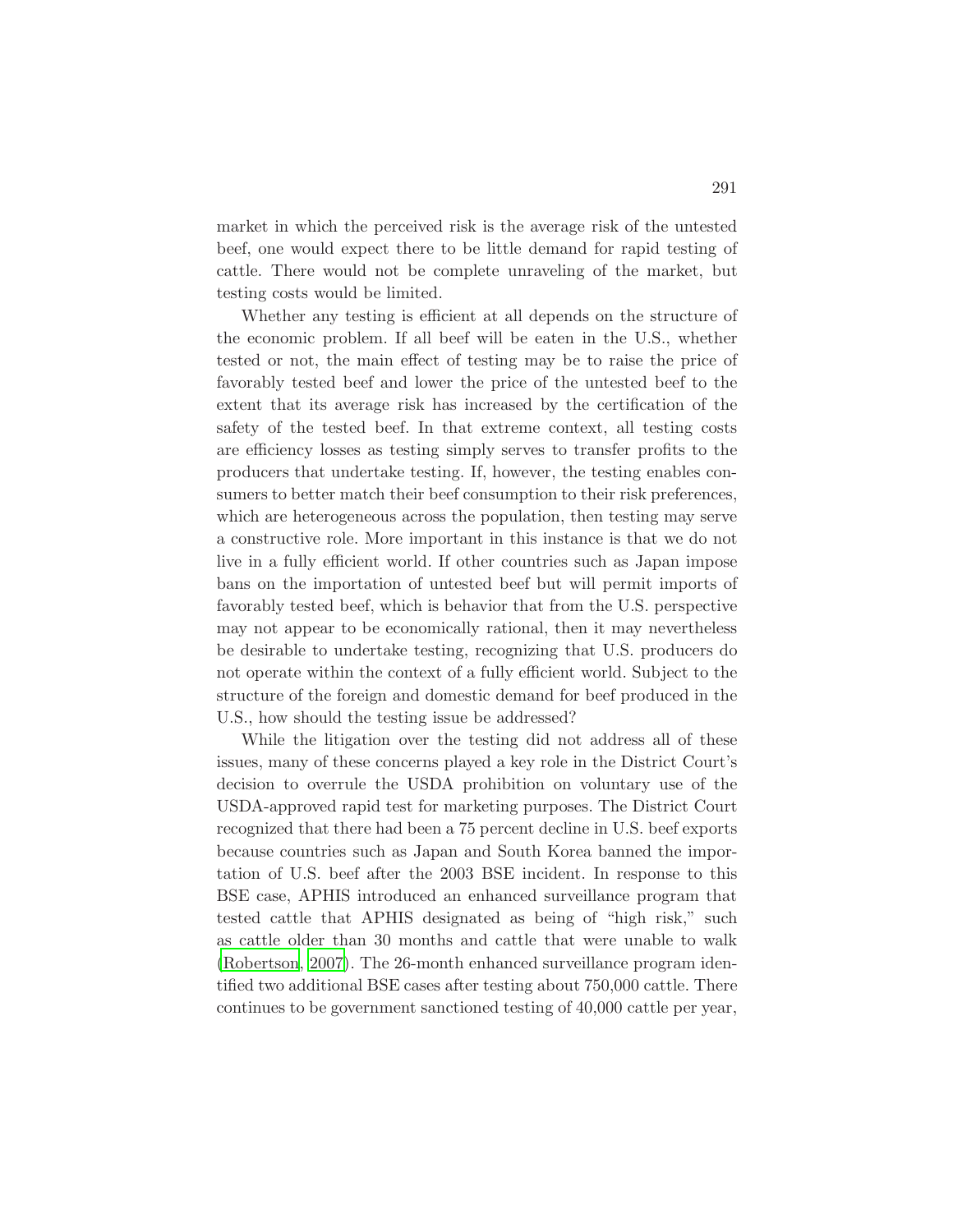market in which the perceived risk is the average risk of the untested beef, one would expect there to be little demand for rapid testing of cattle. There would not be complete unraveling of the market, but testing costs would be limited.

Whether any testing is efficient at all depends on the structure of the economic problem. If all beef will be eaten in the U.S., whether tested or not, the main effect of testing may be to raise the price of favorably tested beef and lower the price of the untested beef to the extent that its average risk has increased by the certification of the safety of the tested beef. In that extreme context, all testing costs are efficiency losses as testing simply serves to transfer profits to the producers that undertake testing. If, however, the testing enables consumers to better match their beef consumption to their risk preferences, which are heterogeneous across the population, then testing may serve a constructive role. More important in this instance is that we do not live in a fully efficient world. If other countries such as Japan impose bans on the importation of untested beef but will permit imports of favorably tested beef, which is behavior that from the U.S. perspective may not appear to be economically rational, then it may nevertheless be desirable to undertake testing, recognizing that U.S. producers do not operate within the context of a fully efficient world. Subject to the structure of the foreign and domestic demand for beef produced in the U.S., how should the testing issue be addressed?

While the litigation over the testing did not address all of these issues, many of these concerns played a key role in the District Court's decision to overrule the USDA prohibition on voluntary use of the USDA-approved rapid test for marketing purposes. The District Court recognized that there had been a 75 percent decline in U.S. beef exports because countries such as Japan and South Korea banned the importation of U.S. beef after the 2003 BSE incident. In response to this BSE case, APHIS introduced an enhanced surveillance program that tested cattle that APHIS designated as being of "high risk," such as cattle older than 30 months and cattle that were unable to walk (Robertson, 2007). The 26-month enhanced surveillance program identified two additional BSE cases after testing about 750,000 cattle. There continues to be government sanctioned testing of 40,000 cattle per year,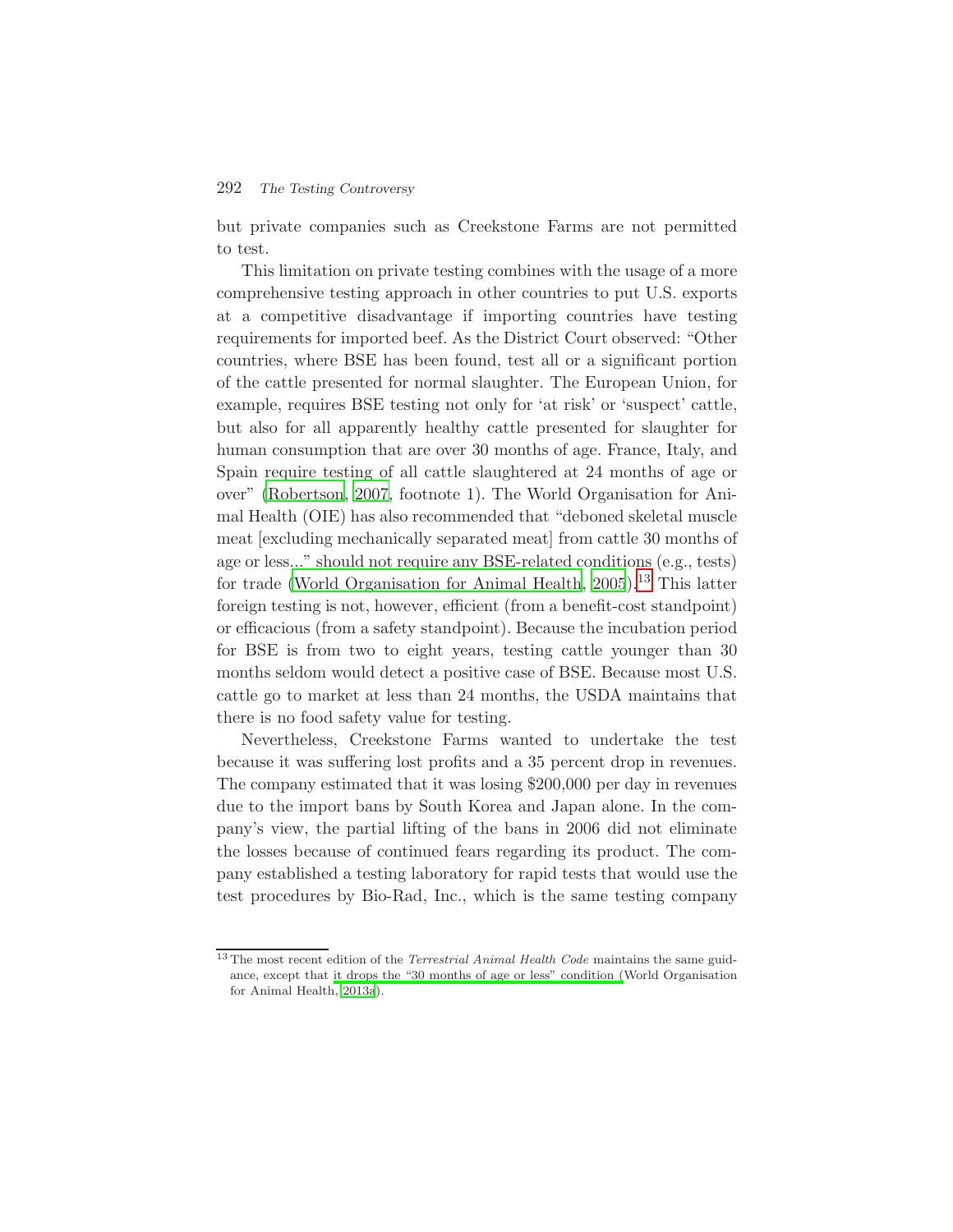but private companies such as Creekstone Farms are not permitted to test.

This limitation on private testing combines with the usage of a more comprehensive testing approach in other countries to put U.S. exports at a competitive disadvantage if importing countries have testing requirements for imported beef. As the District Court observed: "Other countries, where BSE has been found, test all or a significant portion of the cattle presented for normal slaughter. The European Union, for example, requires BSE testing not only for 'at risk' or 'suspect' cattle, but also for all apparently healthy cattle presented for slaughter for human consumption that are over 30 months of age. France, Italy, and Spain require testing of all cattle slaughtered at 24 months of age or over" (Robertson, 2007, footnote 1). The World Organisation for Animal Health (OIE) has also recommended that "deboned skeletal muscle meat [excluding mechanically separated meat] from cattle 30 months of age or less..." should not require any BSE-related conditions (e.g., tests) for trade (World Organisation for Animal Health, 2005).[13] This latter foreign testing is not, however, efficient (from a benefit-cost standpoint) or efficacious (from a safety standpoint). Because the incubation period for BSE is from two to eight years, testing cattle younger than 30 months seldom would detect a positive case of BSE. Because most U.S. cattle go to market at less than 24 months, the USDA maintains that there is no food safety value for testing.

Nevertheless, Creekstone Farms wanted to undertake the test because it was suffering lost profits and a 35 percent drop in revenues. The company estimated that it was losing $200,000 per day in revenues due to the import bans by South Korea and Japan alone. In the company's view, the partial lifting of the bans in 2006 did not eliminate the losses because of continued fears regarding its product. The company established a testing laboratory for rapid tests that would use the test procedures by Bio-Rad, Inc., which is the same testing company

[13] The most recent edition of the *Terrestrial Animal Health Code* maintains the same guidance, except that it drops the "30 months of age or less" condition (World Organisation for Animal Health, 2013a).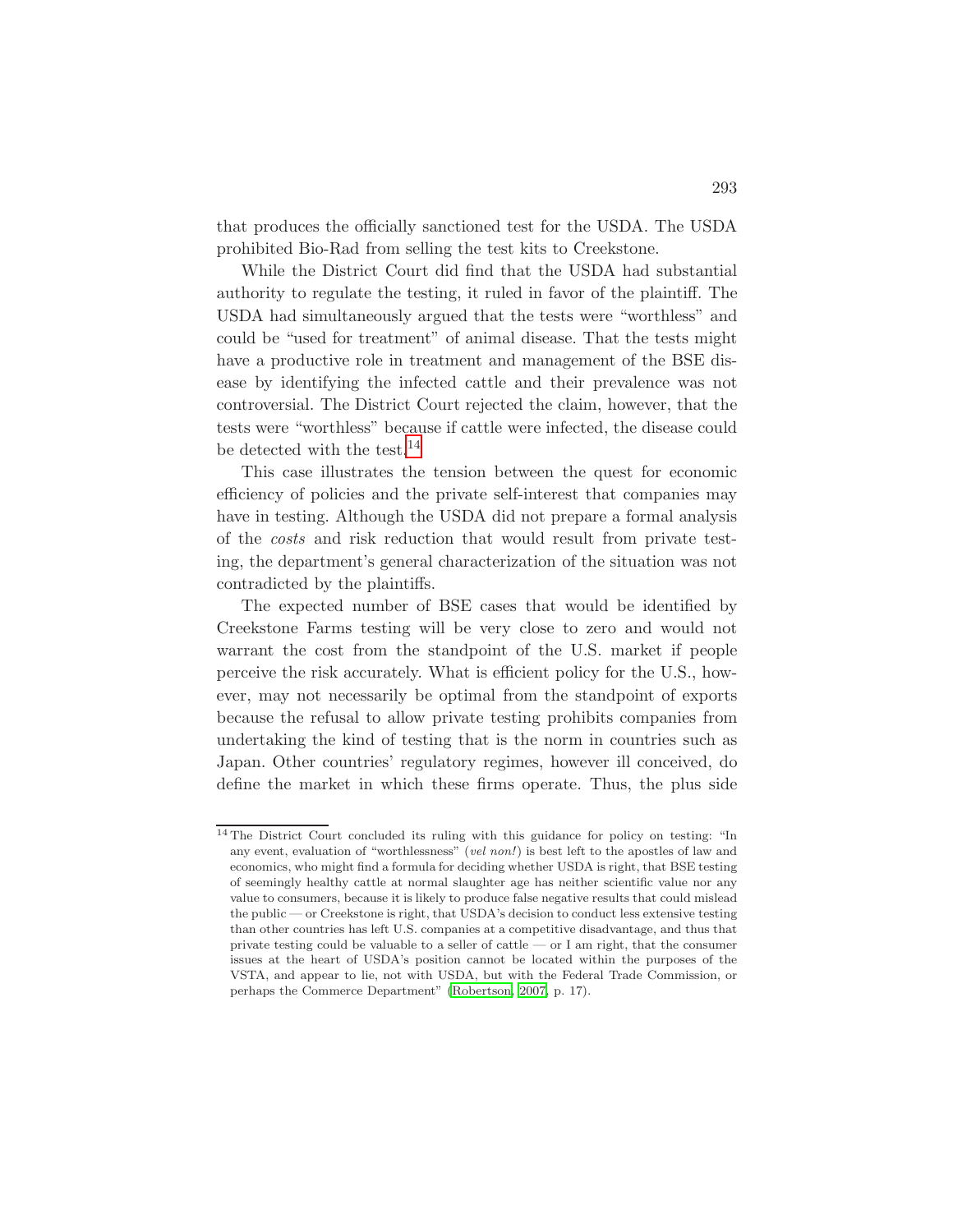that produces the officially sanctioned test for the USDA. The USDA prohibited Bio-Rad from selling the test kits to Creekstone.

While the District Court did find that the USDA had substantial authority to regulate the testing, it ruled in favor of the plaintiff. The USDA had simultaneously argued that the tests were "worthless" and could be "used for treatment" of animal disease. That the tests might have a productive role in treatment and management of the BSE disease by identifying the infected cattle and their prevalence was not controversial. The District Court rejected the claim, however, that the tests were "worthless" because if cattle were infected, the disease could be detected with the test.[14]

This case illustrates the tension between the quest for economic efficiency of policies and the private self-interest that companies may have in testing. Although the USDA did not prepare a formal analysis of the *costs* and risk reduction that would result from private testing, the department's general characterization of the situation was not contradicted by the plaintiffs.

The expected number of BSE cases that would be identified by Creekstone Farms testing will be very close to zero and would not warrant the cost from the standpoint of the U.S. market if people perceive the risk accurately. What is efficient policy for the U.S., however, may not necessarily be optimal from the standpoint of exports because the refusal to allow private testing prohibits companies from undertaking the kind of testing that is the norm in countries such as Japan. Other countries' regulatory regimes, however ill conceived, do define the market in which these firms operate. Thus, the plus side

[14] The District Court concluded its ruling with this guidance for policy on testing: "In any event, evaluation of "worthlessness" (*vel non!*) is best left to the apostles of law and economics, who might find a formula for deciding whether USDA is right, that BSE testing of seemingly healthy cattle at normal slaughter age has neither scientific value nor any value to consumers, because it is likely to produce false negative results that could mislead the public — or Creekstone is right, that USDA's decision to conduct less extensive testing than other countries has left U.S. companies at a competitive disadvantage, and thus that private testing could be valuable to a seller of cattle — or I am right, that the consumer issues at the heart of USDA's position cannot be located within the purposes of the VSTA, and appear to lie, not with USDA, but with the Federal Trade Commission, or perhaps the Commerce Department" (Robertson, 2007, p. 17).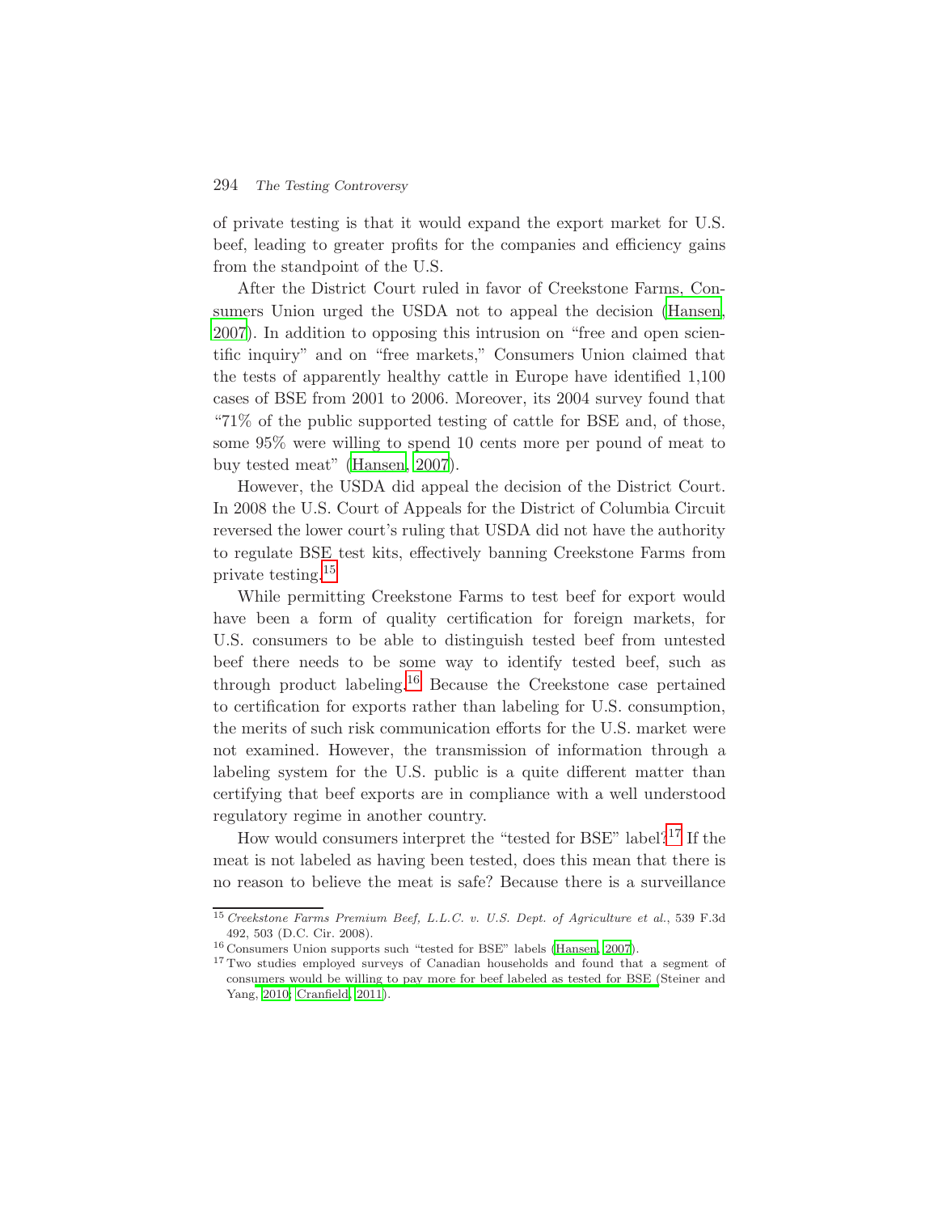of private testing is that it would expand the export market for U.S. beef, leading to greater profits for the companies and efficiency gains from the standpoint of the U.S.

After the District Court ruled in favor of Creekstone Farms, Consumers Union urged the USDA not to appeal the decision (Hansen, 2007). In addition to opposing this intrusion on "free and open scientific inquiry" and on "free markets," Consumers Union claimed that the tests of apparently healthy cattle in Europe have identified 1,100 cases of BSE from 2001 to 2006. Moreover, its 2004 survey found that "71% of the public supported testing of cattle for BSE and, of those, some 95% were willing to spend 10 cents more per pound of meat to buy tested meat" (Hansen, 2007).

However, the USDA did appeal the decision of the District Court. In 2008 the U.S. Court of Appeals for the District of Columbia Circuit reversed the lower court's ruling that USDA did not have the authority to regulate BSE test kits, effectively banning Creekstone Farms from private testing.[15]

While permitting Creekstone Farms to test beef for export would have been a form of quality certification for foreign markets, for U.S. consumers to be able to distinguish tested beef from untested beef there needs to be some way to identify tested beef, such as through product labeling.[16] Because the Creekstone case pertained to certification for exports rather than labeling for U.S. consumption, the merits of such risk communication efforts for the U.S. market were not examined. However, the transmission of information through a labeling system for the U.S. public is a quite different matter than certifying that beef exports are in compliance with a well understood regulatory regime in another country.

How would consumers interpret the "tested for BSE" label?[17] If the meat is not labeled as having been tested, does this mean that there is no reason to believe the meat is safe? Because there is a surveillance

---

[15] *Creekstone Farms Premium Beef, L.L.C. v. U.S. Dept. of Agriculture et al.*, 539 F.3d 492, 503 (D.C. Cir. 2008).

[16] Consumers Union supports such "tested for BSE" labels (Hansen, 2007).

[17] Two studies employed surveys of Canadian households and found that a segment of consumers would be willing to pay more for beef labeled as tested for BSE (Steiner and Yang, 2010; Cranfield, 2011).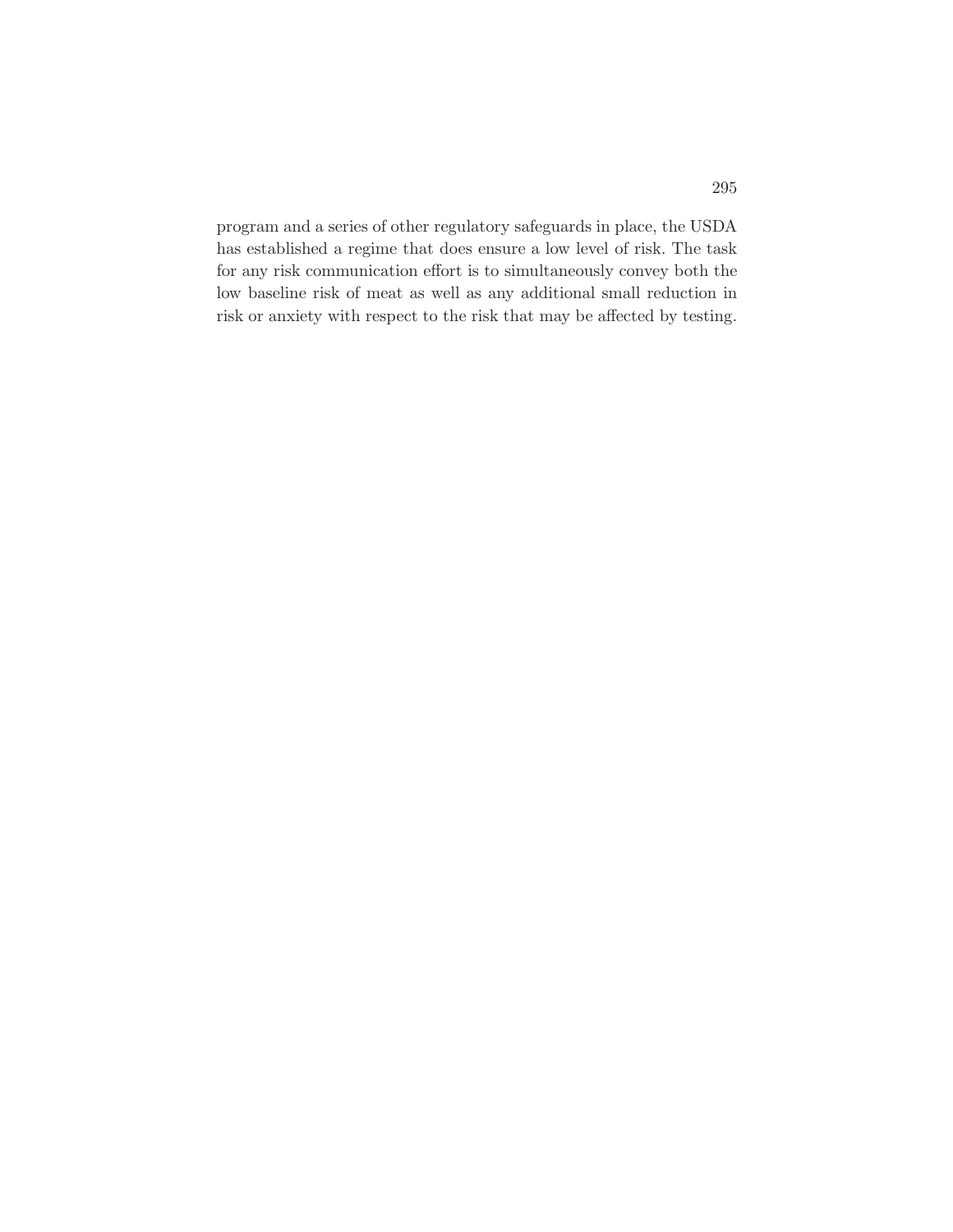program and a series of other regulatory safeguards in place, the USDA has established a regime that does ensure a low level of risk. The task for any risk communication effort is to simultaneously convey both the low baseline risk of meat as well as any additional small reduction in risk or anxiety with respect to the risk that may be affected by testing.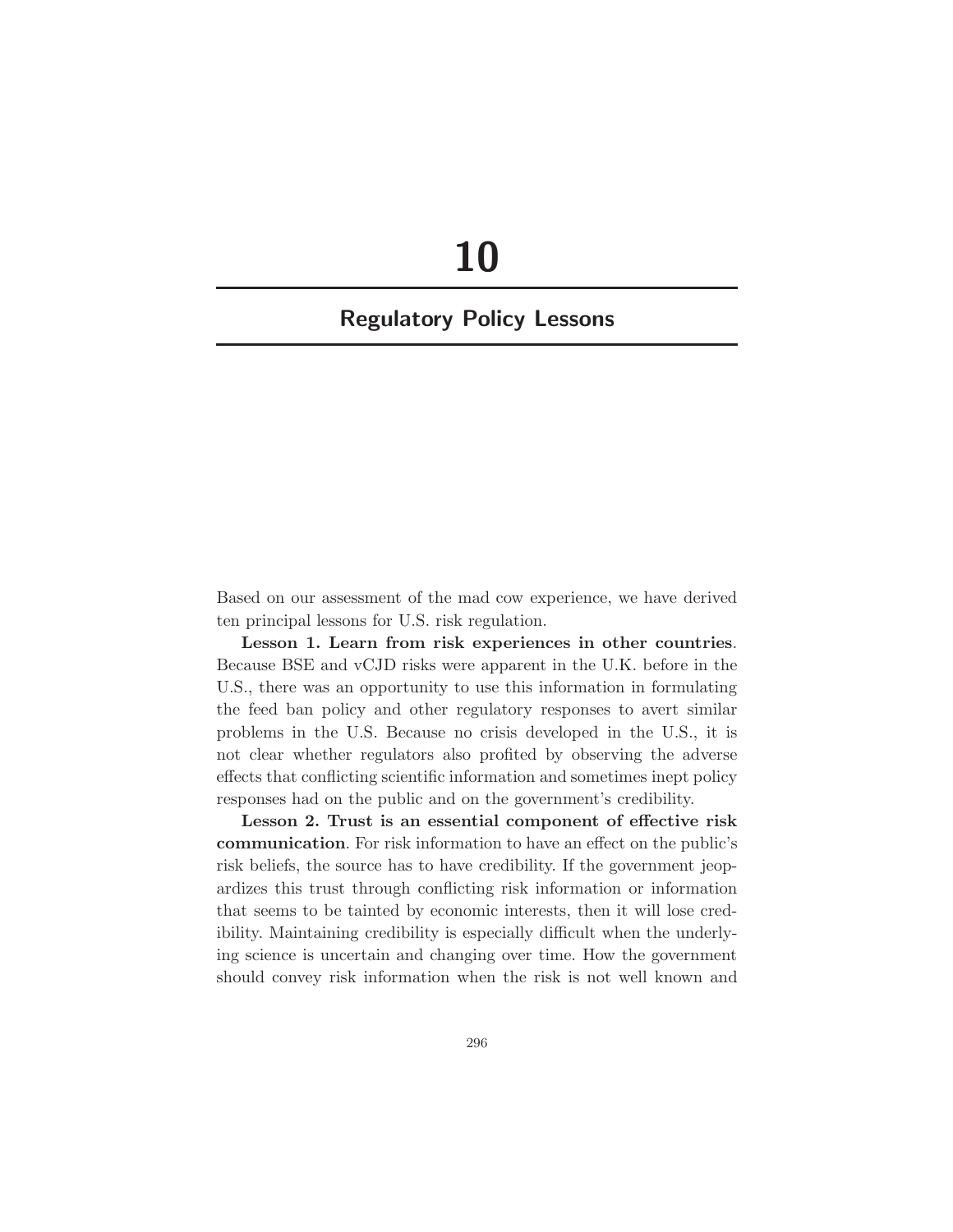# 10

## Regulatory Policy Lessons

Based on our assessment of the mad cow experience, we have derived ten principal lessons for U.S. risk regulation.

**Lesson 1. Learn from risk experiences in other countries**. Because BSE and vCJD risks were apparent in the U.K. before in the U.S., there was an opportunity to use this information in formulating the feed ban policy and other regulatory responses to avert similar problems in the U.S. Because no crisis developed in the U.S., it is not clear whether regulators also profited by observing the adverse effects that conflicting scientific information and sometimes inept policy responses had on the public and on the government's credibility.

**Lesson 2. Trust is an essential component of effective risk communication**. For risk information to have an effect on the public's risk beliefs, the source has to have credibility. If the government jeopardizes this trust through conflicting risk information or information that seems to be tainted by economic interests, then it will lose credibility. Maintaining credibility is especially difficult when the underlying science is uncertain and changing over time. How the government should convey risk information when the risk is not well known and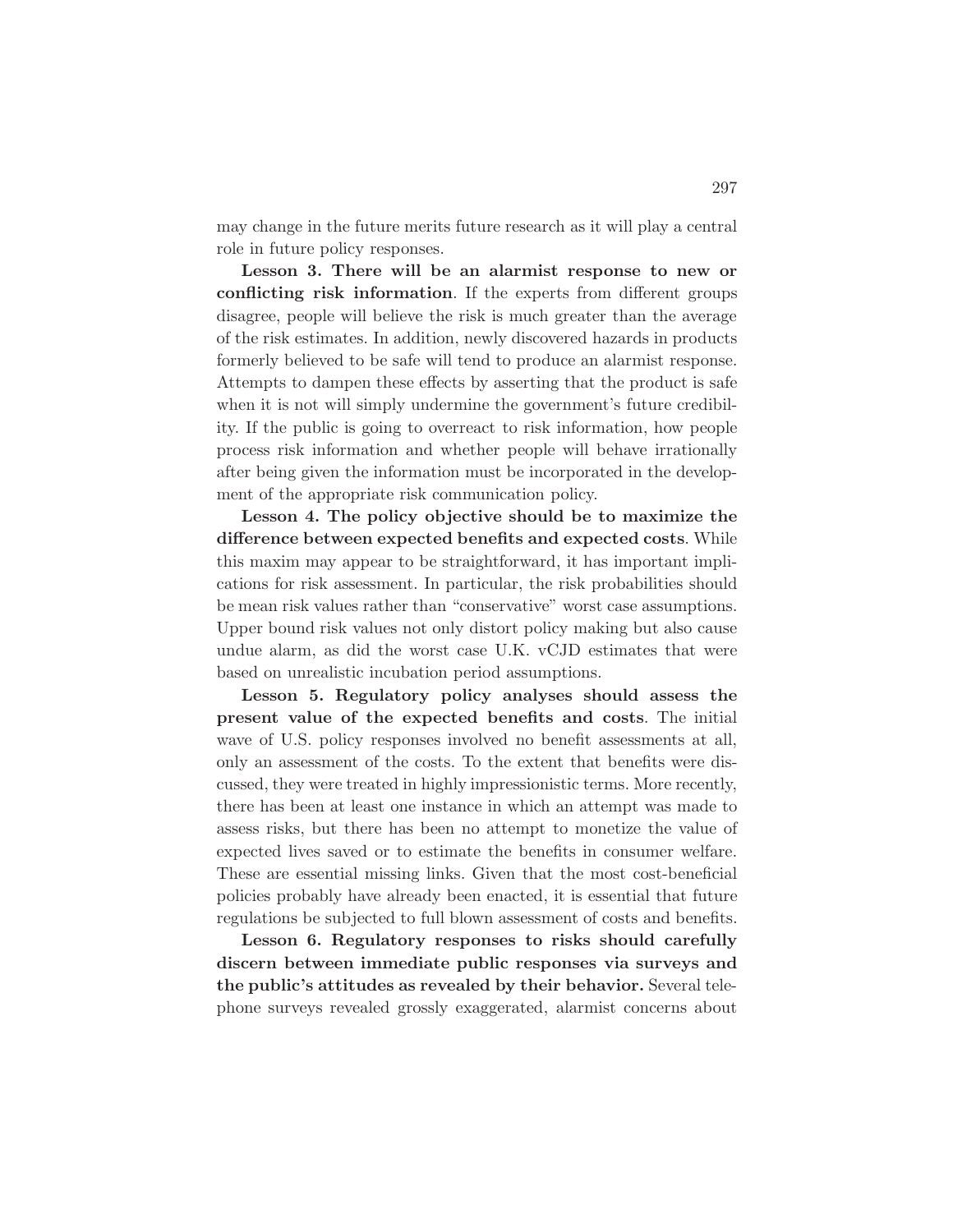may change in the future merits future research as it will play a central role in future policy responses.

**Lesson 3. There will be an alarmist response to new or conflicting risk information**. If the experts from different groups disagree, people will believe the risk is much greater than the average of the risk estimates. In addition, newly discovered hazards in products formerly believed to be safe will tend to produce an alarmist response. Attempts to dampen these effects by asserting that the product is safe when it is not will simply undermine the government's future credibility. If the public is going to overreact to risk information, how people process risk information and whether people will behave irrationally after being given the information must be incorporated in the development of the appropriate risk communication policy.

**Lesson 4. The policy objective should be to maximize the difference between expected benefits and expected costs**. While this maxim may appear to be straightforward, it has important implications for risk assessment. In particular, the risk probabilities should be mean risk values rather than "conservative" worst case assumptions. Upper bound risk values not only distort policy making but also cause undue alarm, as did the worst case U.K. vCJD estimates that were based on unrealistic incubation period assumptions.

**Lesson 5. Regulatory policy analyses should assess the present value of the expected benefits and costs**. The initial wave of U.S. policy responses involved no benefit assessments at all, only an assessment of the costs. To the extent that benefits were discussed, they were treated in highly impressionistic terms. More recently, there has been at least one instance in which an attempt was made to assess risks, but there has been no attempt to monetize the value of expected lives saved or to estimate the benefits in consumer welfare. These are essential missing links. Given that the most cost-beneficial policies probably have already been enacted, it is essential that future regulations be subjected to full blown assessment of costs and benefits.

**Lesson 6. Regulatory responses to risks should carefully discern between immediate public responses via surveys and the public's attitudes as revealed by their behavior.** Several telephone surveys revealed grossly exaggerated, alarmist concerns about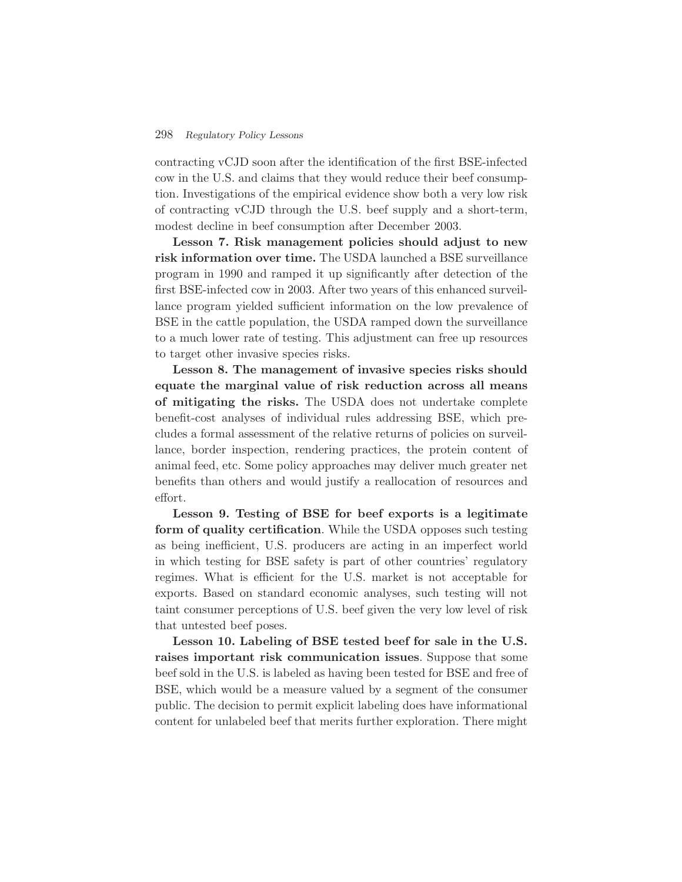contracting vCJD soon after the identification of the first BSE-infected cow in the U.S. and claims that they would reduce their beef consumption. Investigations of the empirical evidence show both a very low risk of contracting vCJD through the U.S. beef supply and a short-term, modest decline in beef consumption after December 2003.

**Lesson 7. Risk management policies should adjust to new risk information over time.** The USDA launched a BSE surveillance program in 1990 and ramped it up significantly after detection of the first BSE-infected cow in 2003. After two years of this enhanced surveillance program yielded sufficient information on the low prevalence of BSE in the cattle population, the USDA ramped down the surveillance to a much lower rate of testing. This adjustment can free up resources to target other invasive species risks.

**Lesson 8. The management of invasive species risks should equate the marginal value of risk reduction across all means of mitigating the risks.** The USDA does not undertake complete benefit-cost analyses of individual rules addressing BSE, which precludes a formal assessment of the relative returns of policies on surveillance, border inspection, rendering practices, the protein content of animal feed, etc. Some policy approaches may deliver much greater net benefits than others and would justify a reallocation of resources and effort.

**Lesson 9. Testing of BSE for beef exports is a legitimate form of quality certification**. While the USDA opposes such testing as being inefficient, U.S. producers are acting in an imperfect world in which testing for BSE safety is part of other countries' regulatory regimes. What is efficient for the U.S. market is not acceptable for exports. Based on standard economic analyses, such testing will not taint consumer perceptions of U.S. beef given the very low level of risk that untested beef poses.

**Lesson 10. Labeling of BSE tested beef for sale in the U.S. raises important risk communication issues**. Suppose that some beef sold in the U.S. is labeled as having been tested for BSE and free of BSE, which would be a measure valued by a segment of the consumer public. The decision to permit explicit labeling does have informational content for unlabeled beef that merits further exploration. There might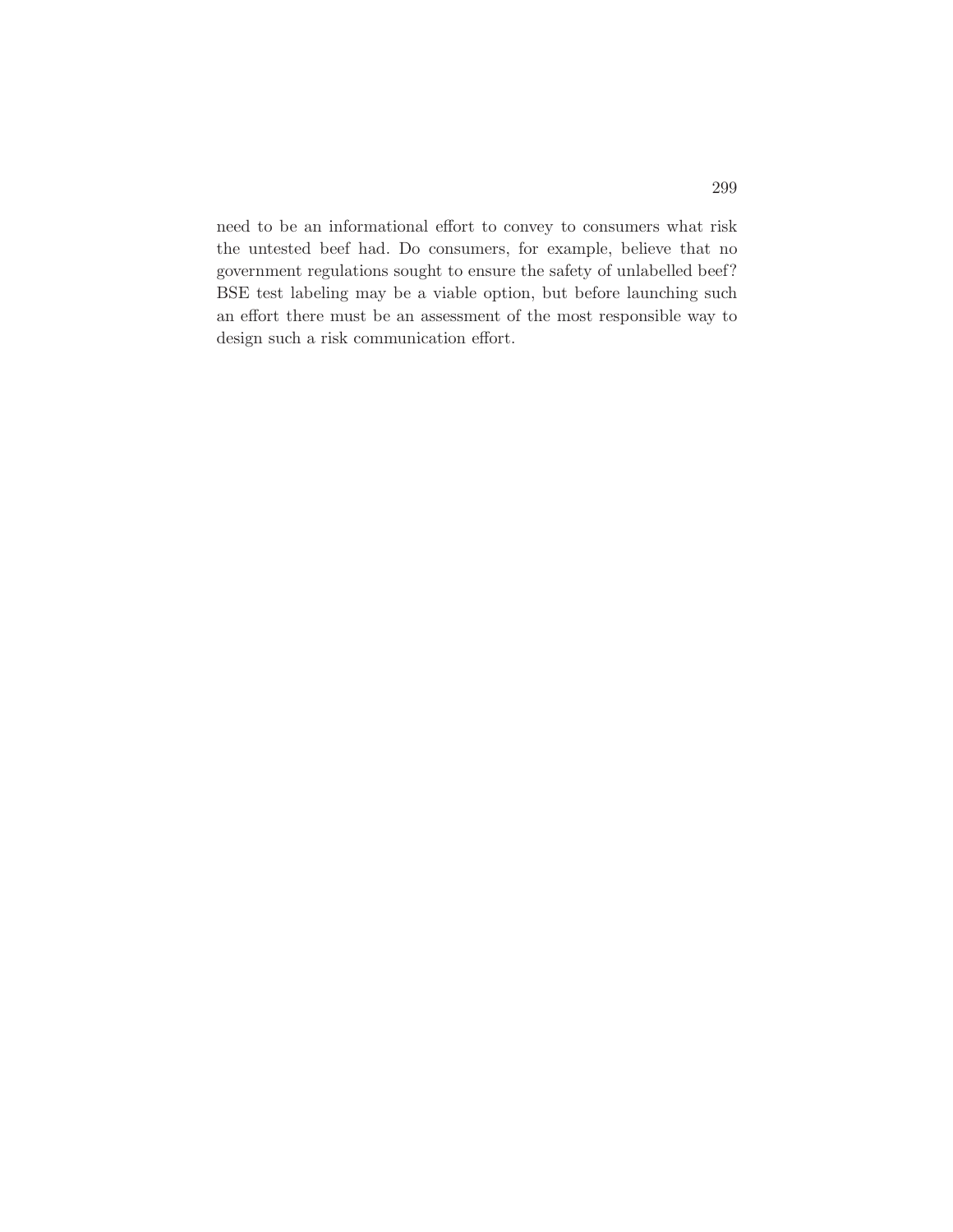need to be an informational effort to convey to consumers what risk the untested beef had. Do consumers, for example, believe that no government regulations sought to ensure the safety of unlabelled beef? BSE test labeling may be a viable option, but before launching such an effort there must be an assessment of the most responsible way to design such a risk communication effort.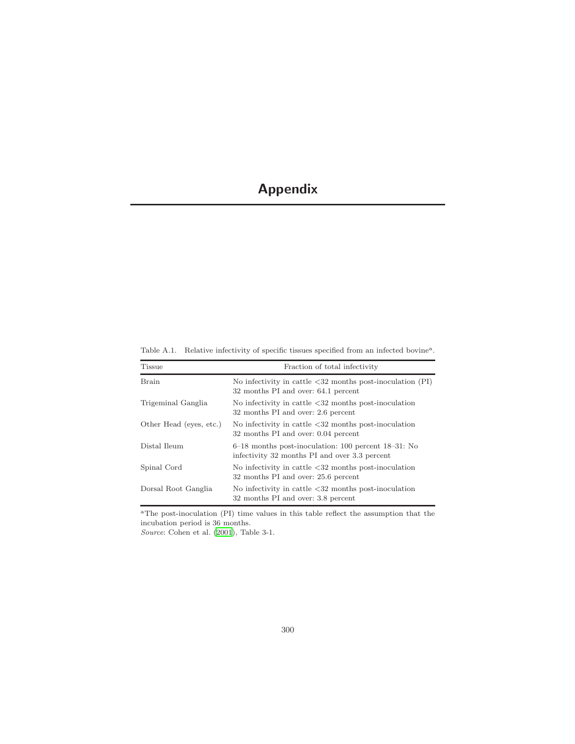# Appendix

Table A.1. Relative infectivity of specific tissues specified from an infected bovine[a].

| Tissue | Fraction of total infectivity |
|---|---|
| Brain | No infectivity in cattle <32 months post-inoculation (PI) 32 months PI and over: 64.1 percent |
| Trigeminal Ganglia | No infectivity in cattle <32 months post-inoculation 32 months PI and over: 2.6 percent |
| Other Head (eyes, etc.) | No infectivity in cattle <32 months post-inoculation 32 months PI and over: 0.04 percent |
| Distal Ileum | 6–18 months post-inoculation: 100 percent 18–31: No infectivity 32 months PI and over 3.3 percent |
| Spinal Cord | No infectivity in cattle <32 months post-inoculation 32 months PI and over: 25.6 percent |
| Dorsal Root Ganglia | No infectivity in cattle <32 months post-inoculation 32 months PI and over: 3.8 percent |

[a]The post-inoculation (PI) time values in this table reflect the assumption that the incubation period is 36 months.

*Source*: Cohen et al. (2001), Table 3-1.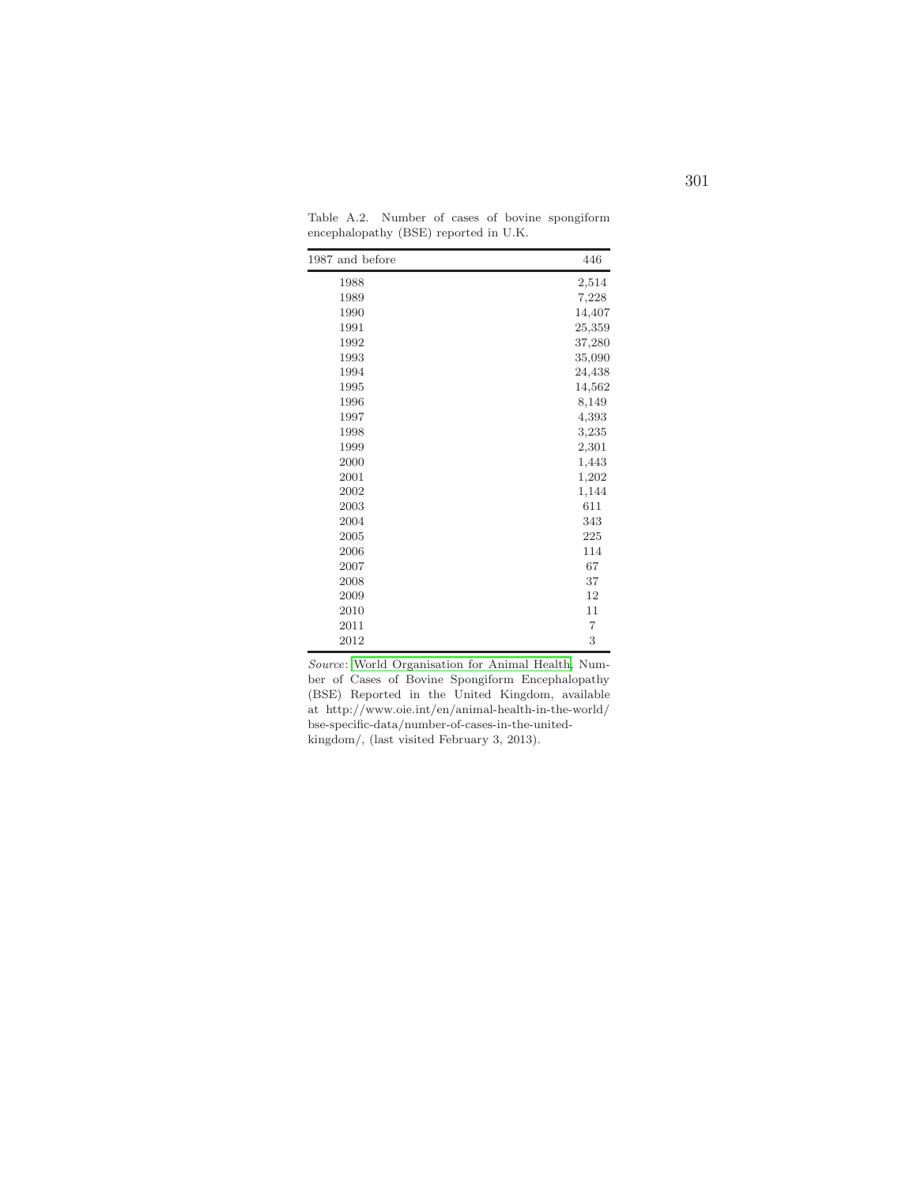Table A.2. Number of cases of bovine spongiform encephalopathy (BSE) reported in U.K.

| 1987 and before | 446 |
|---|---|
| 1988 | 2,514 |
| 1989 | 7,228 |
| 1990 | 14,407 |
| 1991 | 25,359 |
| 1992 | 37,280 |
| 1993 | 35,090 |
| 1994 | 24,438 |
| 1995 | 14,562 |
| 1996 | 8,149 |
| 1997 | 4,393 |
| 1998 | 3,235 |
| 1999 | 2,301 |
| 2000 | 1,443 |
| 2001 | 1,202 |
| 2002 | 1,144 |
| 2003 | 611 |
| 2004 | 343 |
| 2005 | 225 |
| 2006 | 114 |
| 2007 | 67 |
| 2008 | 37 |
| 2009 | 12 |
| 2010 | 11 |
| 2011 | 7 |
| 2012 | 3 |

*Source*: World Organisation for Animal Health, Number of Cases of Bovine Spongiform Encephalopathy (BSE) Reported in the United Kingdom, available at http://www.oie.int/en/animal-health-in-the-world/bse-specific-data/number-of-cases-in-the-united-kingdom/, (last visited February 3, 2013).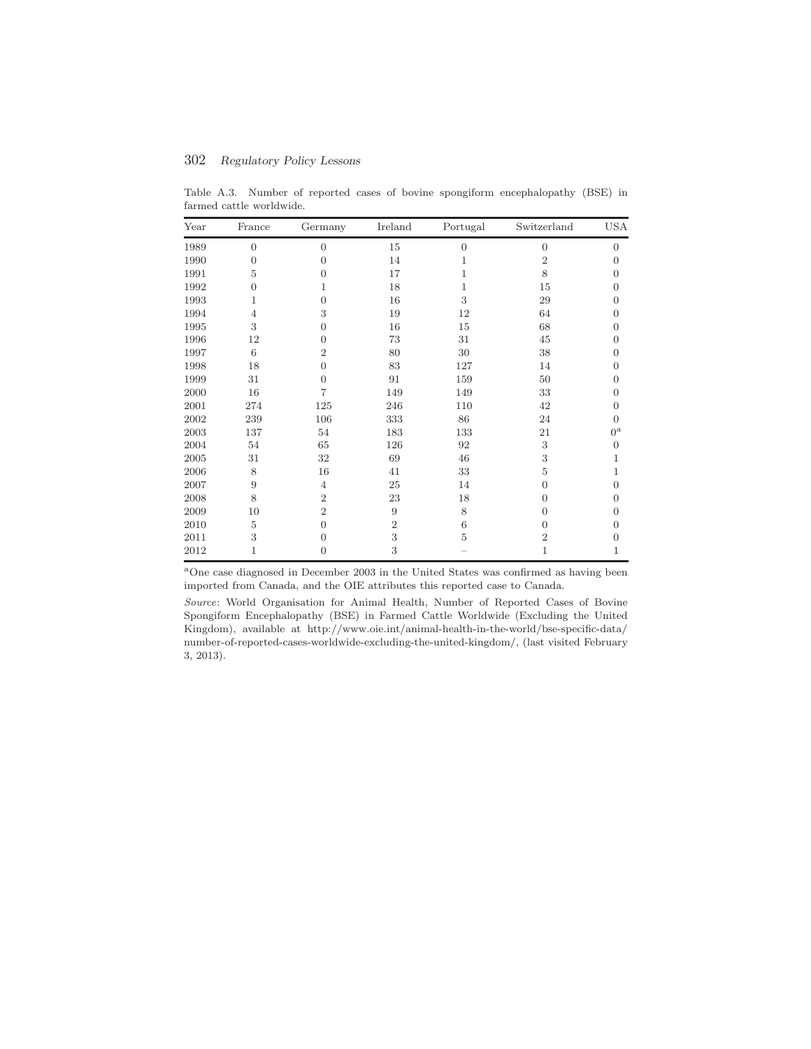Table A.3. Number of reported cases of bovine spongiform encephalopathy (BSE) in farmed cattle worldwide.

| Year | France | Germany | Ireland | Portugal | Switzerland | USA |
|---|---|---|---|---|---|---|
| 1989 | 0 | 0 | 15 | 0 | 0 | 0 |
| 1990 | 0 | 0 | 14 | 1 | 2 | 0 |
| 1991 | 5 | 0 | 17 | 1 | 8 | 0 |
| 1992 | 0 | 1 | 18 | 1 | 15 | 0 |
| 1993 | 1 | 0 | 16 | 3 | 29 | 0 |
| 1994 | 4 | 3 | 19 | 12 | 64 | 0 |
| 1995 | 3 | 0 | 16 | 15 | 68 | 0 |
| 1996 | 12 | 0 | 73 | 31 | 45 | 0 |
| 1997 | 6 | 2 | 80 | 30 | 38 | 0 |
| 1998 | 18 | 0 | 83 | 127 | 14 | 0 |
| 1999 | 31 | 0 | 91 | 159 | 50 | 0 |
| 2000 | 16 | 7 | 149 | 149 | 33 | 0 |
| 2001 | 274 | 125 | 246 | 110 | 42 | 0 |
| 2002 | 239 | 106 | 333 | 86 | 24 | 0 |
| 2003 | 137 | 54 | 183 | 133 | 21 | 0[a] |
| 2004 | 54 | 65 | 126 | 92 | 3 | 0 |
| 2005 | 31 | 32 | 69 | 46 | 3 | 1 |
| 2006 | 8 | 16 | 41 | 33 | 5 | 1 |
| 2007 | 9 | 4 | 25 | 14 | 0 | 0 |
| 2008 | 8 | 2 | 23 | 18 | 0 | 0 |
| 2009 | 10 | 2 | 9 | 8 | 0 | 0 |
| 2010 | 5 | 0 | 2 | 6 | 0 | 0 |
| 2011 | 3 | 0 | 3 | 5 | 2 | 0 |
| 2012 | 1 | 0 | 3 | – | 1 | 1 |

[a]One case diagnosed in December 2003 in the United States was confirmed as having been imported from Canada, and the OIE attributes this reported case to Canada.

*Source*: World Organisation for Animal Health, Number of Reported Cases of Bovine Spongiform Encephalopathy (BSE) in Farmed Cattle Worldwide (Excluding the United Kingdom), available at http://www.oie.int/animal-health-in-the-world/bse-specific-data/number-of-reported-cases-worldwide-excluding-the-united-kingdom/, (last visited February 3, 2013).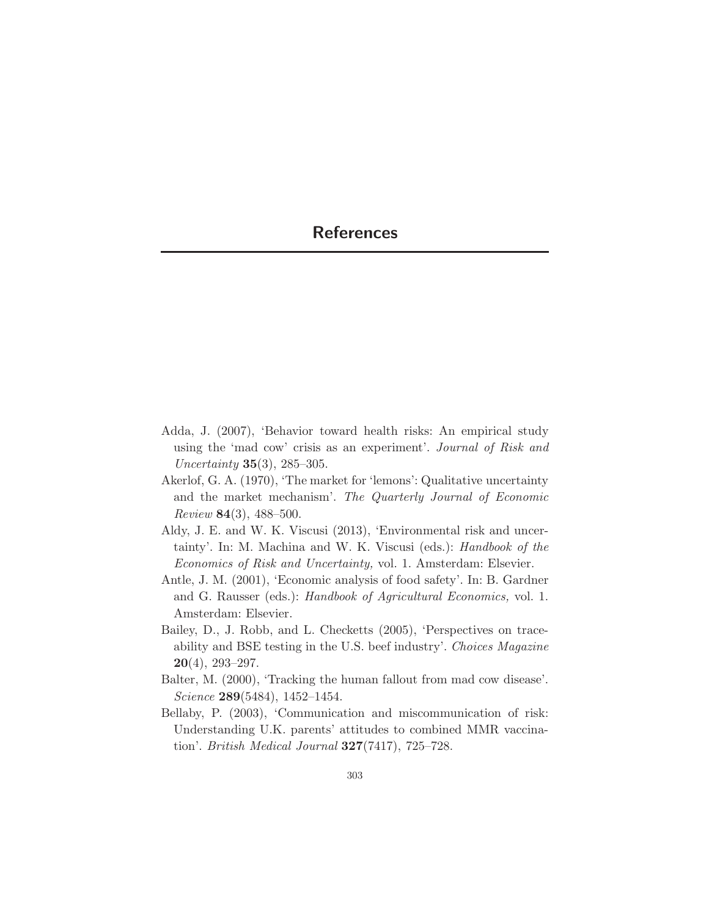# References

Adda, J. (2007), 'Behavior toward health risks: An empirical study using the 'mad cow' crisis as an experiment'. *Journal of Risk and Uncertainty* **35**(3), 285–305.

Akerlof, G. A. (1970), 'The market for 'lemons': Qualitative uncertainty and the market mechanism'. *The Quarterly Journal of Economic Review* **84**(3), 488–500.

Aldy, J. E. and W. K. Viscusi (2013), 'Environmental risk and uncertainty'. In: M. Machina and W. K. Viscusi (eds.): *Handbook of the Economics of Risk and Uncertainty,* vol. 1. Amsterdam: Elsevier.

Antle, J. M. (2001), 'Economic analysis of food safety'. In: B. Gardner and G. Rausser (eds.): *Handbook of Agricultural Economics,* vol. 1. Amsterdam: Elsevier.

Bailey, D., J. Robb, and L. Checketts (2005), 'Perspectives on traceability and BSE testing in the U.S. beef industry'. *Choices Magazine* **20**(4), 293–297.

Balter, M. (2000), 'Tracking the human fallout from mad cow disease'. *Science* **289**(5484), 1452–1454.

Bellaby, P. (2003), 'Communication and miscommunication of risk: Understanding U.K. parents' attitudes to combined MMR vaccination'. *British Medical Journal* **327**(7417), 725–728.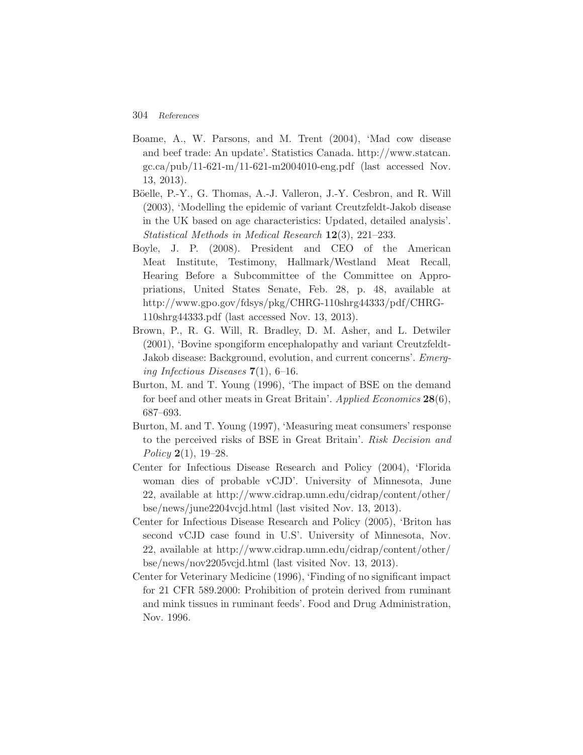Boame, A., W. Parsons, and M. Trent (2004), 'Mad cow disease and beef trade: An update'. Statistics Canada. http://www.statcan.gc.ca/pub/11-621-m/11-621-m2004010-eng.pdf (last accessed Nov. 13, 2013).

Böelle, P.-Y., G. Thomas, A.-J. Valleron, J.-Y. Cesbron, and R. Will (2003), 'Modelling the epidemic of variant Creutzfeldt-Jakob disease in the UK based on age characteristics: Updated, detailed analysis'. *Statistical Methods in Medical Research* **12**(3), 221–233.

Boyle, J. P. (2008). President and CEO of the American Meat Institute, Testimony, Hallmark/Westland Meat Recall, Hearing Before a Subcommittee of the Committee on Appropriations, United States Senate, Feb. 28, p. 48, available at http://www.gpo.gov/fdsys/pkg/CHRG-110shrg44333/pdf/CHRG-110shrg44333.pdf (last accessed Nov. 13, 2013).

Brown, P., R. G. Will, R. Bradley, D. M. Asher, and L. Detwiler (2001), 'Bovine spongiform encephalopathy and variant Creutzfeldt-Jakob disease: Background, evolution, and current concerns'. *Emerging Infectious Diseases* **7**(1), 6–16.

Burton, M. and T. Young (1996), 'The impact of BSE on the demand for beef and other meats in Great Britain'. *Applied Economics* **28**(6), 687–693.

Burton, M. and T. Young (1997), 'Measuring meat consumers' response to the perceived risks of BSE in Great Britain'. *Risk Decision and Policy* **2**(1), 19–28.

Center for Infectious Disease Research and Policy (2004), 'Florida woman dies of probable vCJD'. University of Minnesota, June 22, available at http://www.cidrap.umn.edu/cidrap/content/other/bse/news/june2204vcjd.html (last visited Nov. 13, 2013).

Center for Infectious Disease Research and Policy (2005), 'Briton has second vCJD case found in U.S'. University of Minnesota, Nov. 22, available at http://www.cidrap.umn.edu/cidrap/content/other/bse/news/nov2205vcjd.html (last visited Nov. 13, 2013).

Center for Veterinary Medicine (1996), 'Finding of no significant impact for 21 CFR 589.2000: Prohibition of protein derived from ruminant and mink tissues in ruminant feeds'. Food and Drug Administration, Nov. 1996.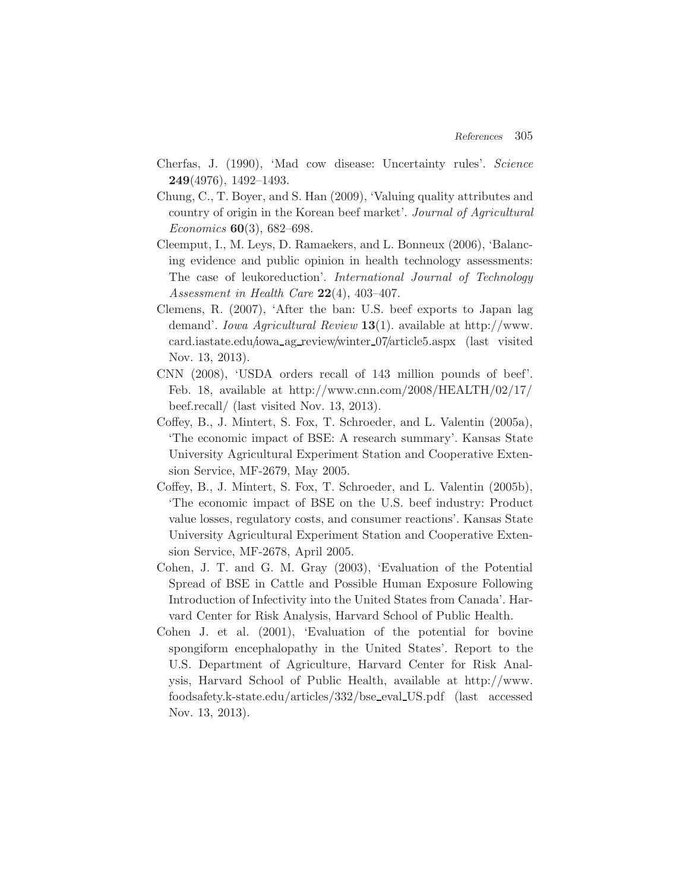Cherfas, J. (1990), 'Mad cow disease: Uncertainty rules'. *Science* **249**(4976), 1492–1493.

Chung, C., T. Boyer, and S. Han (2009), 'Valuing quality attributes and country of origin in the Korean beef market'. *Journal of Agricultural Economics* **60**(3), 682–698.

Cleemput, I., M. Leys, D. Ramaekers, and L. Bonneux (2006), 'Balancing evidence and public opinion in health technology assessments: The case of leukoreduction'. *International Journal of Technology Assessment in Health Care* **22**(4), 403–407.

Clemens, R. (2007), 'After the ban: U.S. beef exports to Japan lag demand'. *Iowa Agricultural Review* **13**(1). available at http://www.card.iastate.edu/iowa_ag_review/winter_07/article5.aspx (last visited Nov. 13, 2013).

CNN (2008), 'USDA orders recall of 143 million pounds of beef'. Feb. 18, available at http://www.cnn.com/2008/HEALTH/02/17/beef.recall/ (last visited Nov. 13, 2013).

Coffey, B., J. Mintert, S. Fox, T. Schroeder, and L. Valentin (2005a), 'The economic impact of BSE: A research summary'. Kansas State University Agricultural Experiment Station and Cooperative Extension Service, MF-2679, May 2005.

Coffey, B., J. Mintert, S. Fox, T. Schroeder, and L. Valentin (2005b), 'The economic impact of BSE on the U.S. beef industry: Product value losses, regulatory costs, and consumer reactions'. Kansas State University Agricultural Experiment Station and Cooperative Extension Service, MF-2678, April 2005.

Cohen, J. T. and G. M. Gray (2003), 'Evaluation of the Potential Spread of BSE in Cattle and Possible Human Exposure Following Introduction of Infectivity into the United States from Canada'. Harvard Center for Risk Analysis, Harvard School of Public Health.

Cohen J. et al. (2001), 'Evaluation of the potential for bovine spongiform encephalopathy in the United States'. Report to the U.S. Department of Agriculture, Harvard Center for Risk Analysis, Harvard School of Public Health, available at http://www.foodsafety.k-state.edu/articles/332/bse_eval_US.pdf (last accessed Nov. 13, 2013).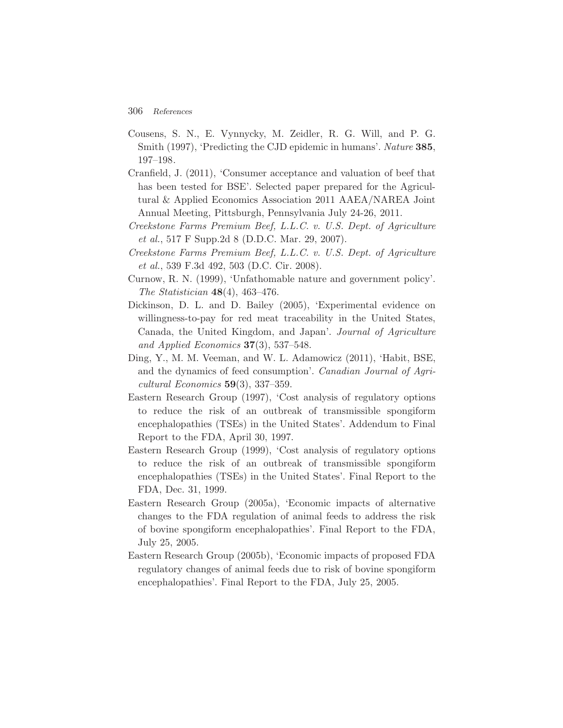Cousens, S. N., E. Vynnycky, M. Zeidler, R. G. Will, and P. G. Smith (1997), 'Predicting the CJD epidemic in humans'. *Nature* **385**, 197–198.

Cranfield, J. (2011), 'Consumer acceptance and valuation of beef that has been tested for BSE'. Selected paper prepared for the Agricultural & Applied Economics Association 2011 AAEA/NAREA Joint Annual Meeting, Pittsburgh, Pennsylvania July 24-26, 2011.

*Creekstone Farms Premium Beef, L.L.C. v. U.S. Dept. of Agriculture et al.*, 517 F Supp.2d 8 (D.D.C. Mar. 29, 2007).

*Creekstone Farms Premium Beef, L.L.C. v. U.S. Dept. of Agriculture et al.*, 539 F.3d 492, 503 (D.C. Cir. 2008).

Curnow, R. N. (1999), 'Unfathomable nature and government policy'. *The Statistician* **48**(4), 463–476.

Dickinson, D. L. and D. Bailey (2005), 'Experimental evidence on willingness-to-pay for red meat traceability in the United States, Canada, the United Kingdom, and Japan'. *Journal of Agriculture and Applied Economics* **37**(3), 537–548.

Ding, Y., M. M. Veeman, and W. L. Adamowicz (2011), 'Habit, BSE, and the dynamics of feed consumption'. *Canadian Journal of Agricultural Economics* **59**(3), 337–359.

Eastern Research Group (1997), 'Cost analysis of regulatory options to reduce the risk of an outbreak of transmissible spongiform encephalopathies (TSEs) in the United States'. Addendum to Final Report to the FDA, April 30, 1997.

Eastern Research Group (1999), 'Cost analysis of regulatory options to reduce the risk of an outbreak of transmissible spongiform encephalopathies (TSEs) in the United States'. Final Report to the FDA, Dec. 31, 1999.

Eastern Research Group (2005a), 'Economic impacts of alternative changes to the FDA regulation of animal feeds to address the risk of bovine spongiform encephalopathies'. Final Report to the FDA, July 25, 2005.

Eastern Research Group (2005b), 'Economic impacts of proposed FDA regulatory changes of animal feeds due to risk of bovine spongiform encephalopathies'. Final Report to the FDA, July 25, 2005.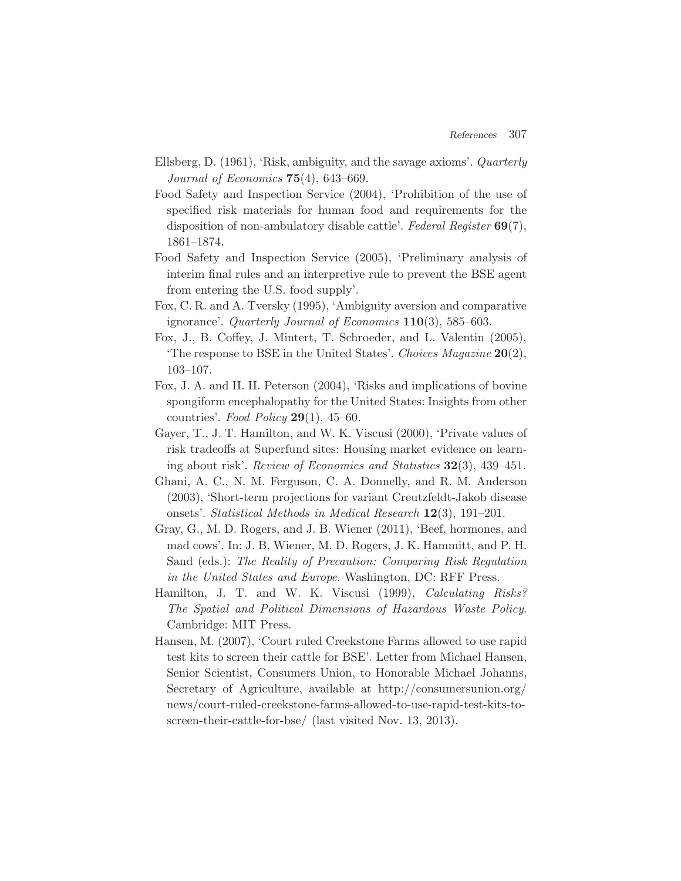Ellsberg, D. (1961), 'Risk, ambiguity, and the savage axioms'. *Quarterly Journal of Economics* **75**(4), 643–669.

Food Safety and Inspection Service (2004), 'Prohibition of the use of specified risk materials for human food and requirements for the disposition of non-ambulatory disable cattle'. *Federal Register* **69**(7), 1861–1874.

Food Safety and Inspection Service (2005), 'Preliminary analysis of interim final rules and an interpretive rule to prevent the BSE agent from entering the U.S. food supply'.

Fox, C. R. and A. Tversky (1995), 'Ambiguity aversion and comparative ignorance'. *Quarterly Journal of Economics* **110**(3), 585–603.

Fox, J., B. Coffey, J. Mintert, T. Schroeder, and L. Valentin (2005), 'The response to BSE in the United States'. *Choices Magazine* **20**(2), 103–107.

Fox, J. A. and H. H. Peterson (2004), 'Risks and implications of bovine spongiform encephalopathy for the United States: Insights from other countries'. *Food Policy* **29**(1), 45–60.

Gayer, T., J. T. Hamilton, and W. K. Viscusi (2000), 'Private values of risk tradeoffs at Superfund sites: Housing market evidence on learning about risk'. *Review of Economics and Statistics* **32**(3), 439–451.

Ghani, A. C., N. M. Ferguson, C. A. Donnelly, and R. M. Anderson (2003), 'Short-term projections for variant Creutzfeldt-Jakob disease onsets'. *Statistical Methods in Medical Research* **12**(3), 191–201.

Gray, G., M. D. Rogers, and J. B. Wiener (2011), 'Beef, hormones, and mad cows'. In: J. B. Wiener, M. D. Rogers, J. K. Hammitt, and P. H. Sand (eds.): *The Reality of Precaution: Comparing Risk Regulation in the United States and Europe*. Washington, DC: RFF Press.

Hamilton, J. T. and W. K. Viscusi (1999), *Calculating Risks? The Spatial and Political Dimensions of Hazardous Waste Policy*. Cambridge: MIT Press.

Hansen, M. (2007), 'Court ruled Creekstone Farms allowed to use rapid test kits to screen their cattle for BSE'. Letter from Michael Hansen, Senior Scientist, Consumers Union, to Honorable Michael Johanns, Secretary of Agriculture, available at http://consumersunion.org/news/court-ruled-creekstone-farms-allowed-to-use-rapid-test-kits-to-screen-their-cattle-for-bse/ (last visited Nov. 13, 2013).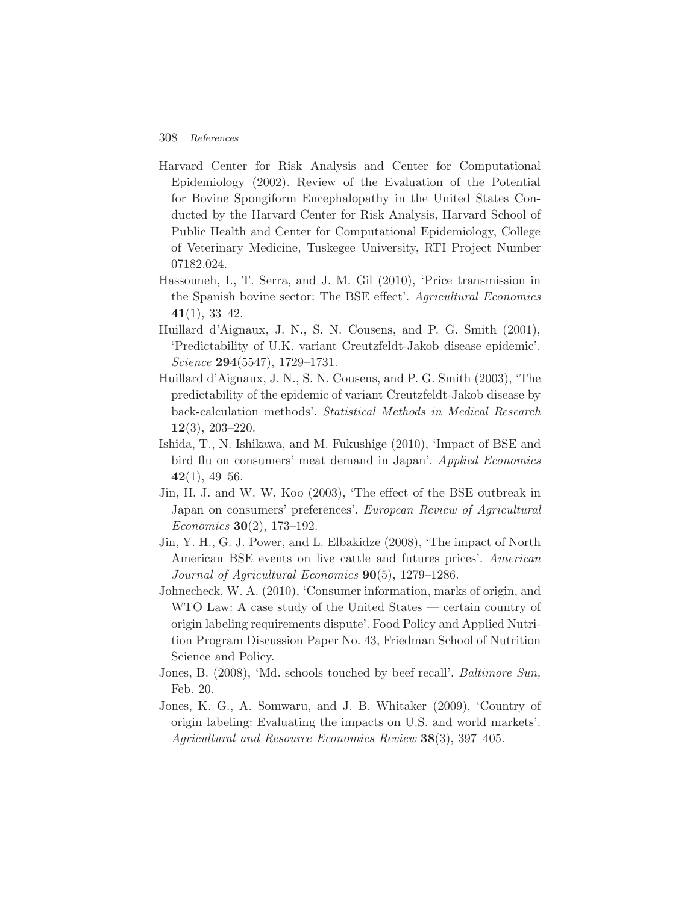Harvard Center for Risk Analysis and Center for Computational Epidemiology (2002). Review of the Evaluation of the Potential for Bovine Spongiform Encephalopathy in the United States Conducted by the Harvard Center for Risk Analysis, Harvard School of Public Health and Center for Computational Epidemiology, College of Veterinary Medicine, Tuskegee University, RTI Project Number 07182.024.

Hassouneh, I., T. Serra, and J. M. Gil (2010), 'Price transmission in the Spanish bovine sector: The BSE effect'. *Agricultural Economics* **41**(1), 33–42.

Huillard d'Aignaux, J. N., S. N. Cousens, and P. G. Smith (2001), 'Predictability of U.K. variant Creutzfeldt-Jakob disease epidemic'. *Science* **294**(5547), 1729–1731.

Huillard d'Aignaux, J. N., S. N. Cousens, and P. G. Smith (2003), 'The predictability of the epidemic of variant Creutzfeldt-Jakob disease by back-calculation methods'. *Statistical Methods in Medical Research* **12**(3), 203–220.

Ishida, T., N. Ishikawa, and M. Fukushige (2010), 'Impact of BSE and bird flu on consumers' meat demand in Japan'. *Applied Economics* **42**(1), 49–56.

Jin, H. J. and W. W. Koo (2003), 'The effect of the BSE outbreak in Japan on consumers' preferences'. *European Review of Agricultural Economics* **30**(2), 173–192.

Jin, Y. H., G. J. Power, and L. Elbakidze (2008), 'The impact of North American BSE events on live cattle and futures prices'. *American Journal of Agricultural Economics* **90**(5), 1279–1286.

Johnecheck, W. A. (2010), 'Consumer information, marks of origin, and WTO Law: A case study of the United States — certain country of origin labeling requirements dispute'. Food Policy and Applied Nutrition Program Discussion Paper No. 43, Friedman School of Nutrition Science and Policy.

Jones, B. (2008), 'Md. schools touched by beef recall'. *Baltimore Sun,* Feb. 20.

Jones, K. G., A. Somwaru, and J. B. Whitaker (2009), 'Country of origin labeling: Evaluating the impacts on U.S. and world markets'. *Agricultural and Resource Economics Review* **38**(3), 397–405.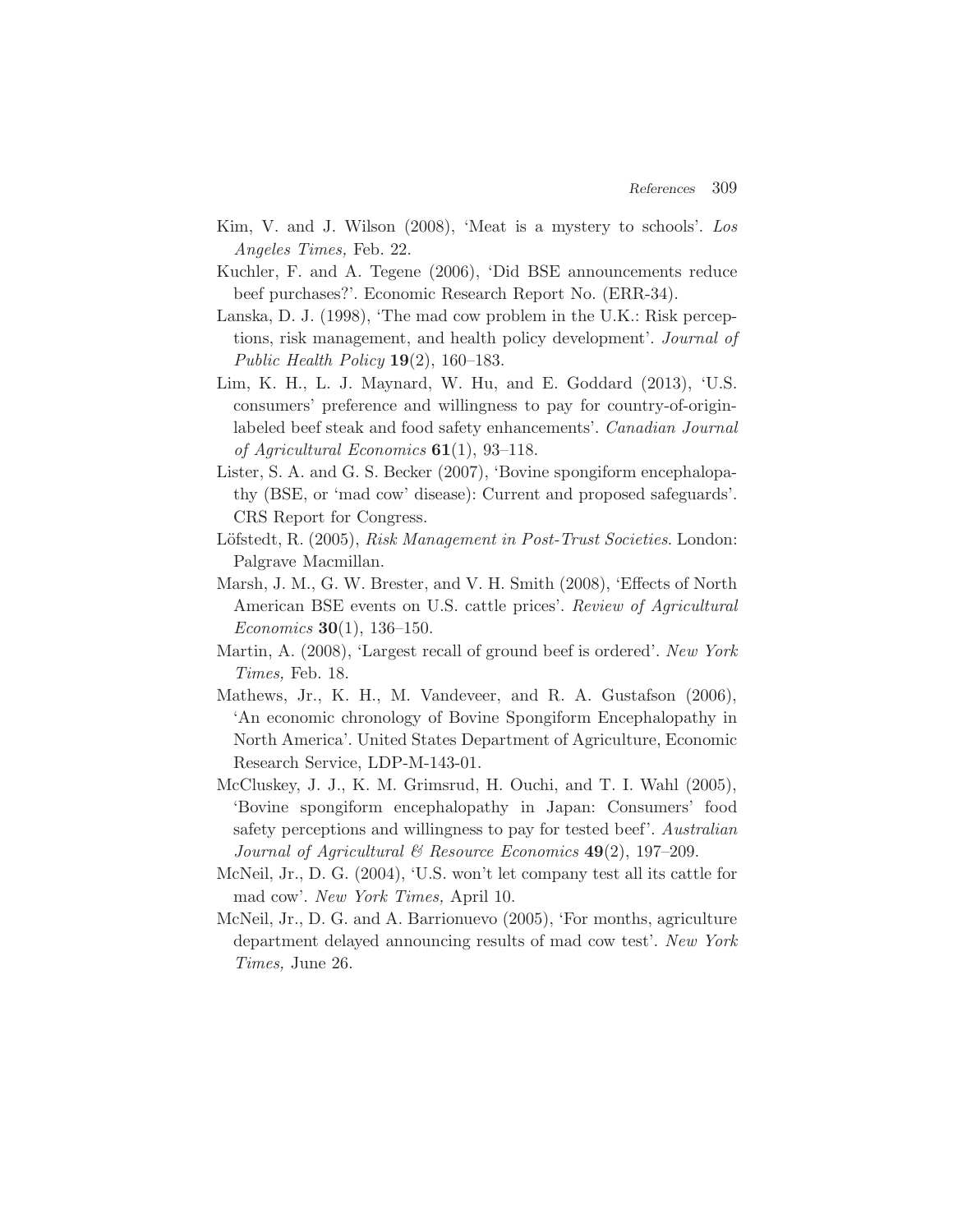Kim, V. and J. Wilson (2008), 'Meat is a mystery to schools'. *Los Angeles Times,* Feb. 22.

Kuchler, F. and A. Tegene (2006), 'Did BSE announcements reduce beef purchases?'. Economic Research Report No. (ERR-34).

Lanska, D. J. (1998), 'The mad cow problem in the U.K.: Risk perceptions, risk management, and health policy development'. *Journal of Public Health Policy* **19**(2), 160–183.

Lim, K. H., L. J. Maynard, W. Hu, and E. Goddard (2013), 'U.S. consumers' preference and willingness to pay for country-of-origin-labeled beef steak and food safety enhancements'. *Canadian Journal of Agricultural Economics* **61**(1), 93–118.

Lister, S. A. and G. S. Becker (2007), 'Bovine spongiform encephalopathy (BSE, or 'mad cow' disease): Current and proposed safeguards'. CRS Report for Congress.

Löfstedt, R. (2005), *Risk Management in Post-Trust Societies*. London: Palgrave Macmillan.

Marsh, J. M., G. W. Brester, and V. H. Smith (2008), 'Effects of North American BSE events on U.S. cattle prices'. *Review of Agricultural Economics* **30**(1), 136–150.

Martin, A. (2008), 'Largest recall of ground beef is ordered'. *New York Times,* Feb. 18.

Mathews, Jr., K. H., M. Vandeveer, and R. A. Gustafson (2006), 'An economic chronology of Bovine Spongiform Encephalopathy in North America'. United States Department of Agriculture, Economic Research Service, LDP-M-143-01.

McCluskey, J. J., K. M. Grimsrud, H. Ouchi, and T. I. Wahl (2005), 'Bovine spongiform encephalopathy in Japan: Consumers' food safety perceptions and willingness to pay for tested beef'. *Australian Journal of Agricultural & Resource Economics* **49**(2), 197–209.

McNeil, Jr., D. G. (2004), 'U.S. won't let company test all its cattle for mad cow'. *New York Times,* April 10.

McNeil, Jr., D. G. and A. Barrionuevo (2005), 'For months, agriculture department delayed announcing results of mad cow test'. *New York Times,* June 26.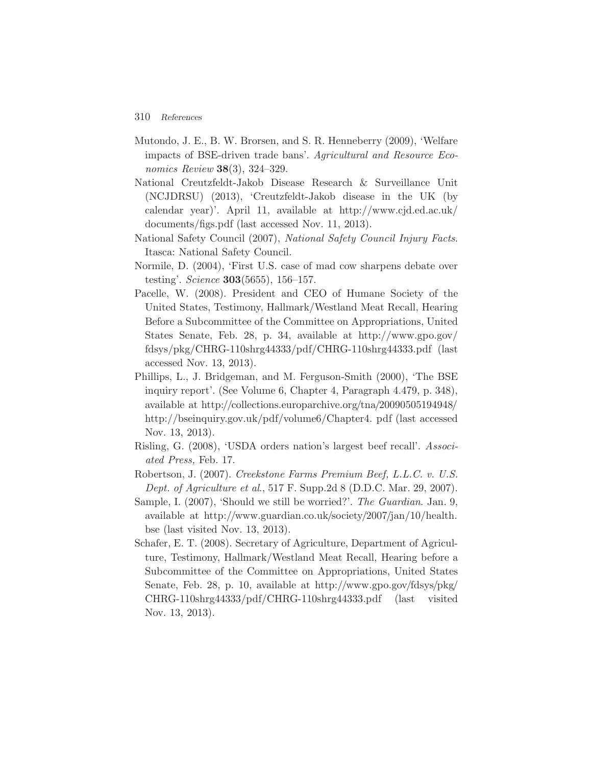Mutondo, J. E., B. W. Brorsen, and S. R. Henneberry (2009), 'Welfare impacts of BSE-driven trade bans'. *Agricultural and Resource Economics Review* **38**(3), 324–329.

National Creutzfeldt-Jakob Disease Research & Surveillance Unit (NCJDRSU) (2013), 'Creutzfeldt-Jakob disease in the UK (by calendar year)'. April 11, available at http://www.cjd.ed.ac.uk/documents/figs.pdf (last accessed Nov. 11, 2013).

National Safety Council (2007), *National Safety Council Injury Facts*. Itasca: National Safety Council.

Normile, D. (2004), 'First U.S. case of mad cow sharpens debate over testing'. *Science* **303**(5655), 156–157.

Pacelle, W. (2008). President and CEO of Humane Society of the United States, Testimony, Hallmark/Westland Meat Recall, Hearing Before a Subcommittee of the Committee on Appropriations, United States Senate, Feb. 28, p. 34, available at http://www.gpo.gov/fdsys/pkg/CHRG-110shrg44333/pdf/CHRG-110shrg44333.pdf (last accessed Nov. 13, 2013).

Phillips, L., J. Bridgeman, and M. Ferguson-Smith (2000), 'The BSE inquiry report'. (See Volume 6, Chapter 4, Paragraph 4.479, p. 348), available at http://collections.europarchive.org/tna/20090505194948/http://bseinquiry.gov.uk/pdf/volume6/Chapter4. pdf (last accessed Nov. 13, 2013).

Risling, G. (2008), 'USDA orders nation's largest beef recall'. *Associated Press,* Feb. 17.

Robertson, J. (2007). *Creekstone Farms Premium Beef, L.L.C. v. U.S. Dept. of Agriculture et al.*, 517 F. Supp.2d 8 (D.D.C. Mar. 29, 2007).

Sample, I. (2007), 'Should we still be worried?'. *The Guardian*. Jan. 9, available at http://www.guardian.co.uk/society/2007/jan/10/health.bse (last visited Nov. 13, 2013).

Schafer, E. T. (2008). Secretary of Agriculture, Department of Agriculture, Testimony, Hallmark/Westland Meat Recall, Hearing before a Subcommittee of the Committee on Appropriations, United States Senate, Feb. 28, p. 10, available at http://www.gpo.gov/fdsys/pkg/CHRG-110shrg44333/pdf/CHRG-110shrg44333.pdf (last visited Nov. 13, 2013).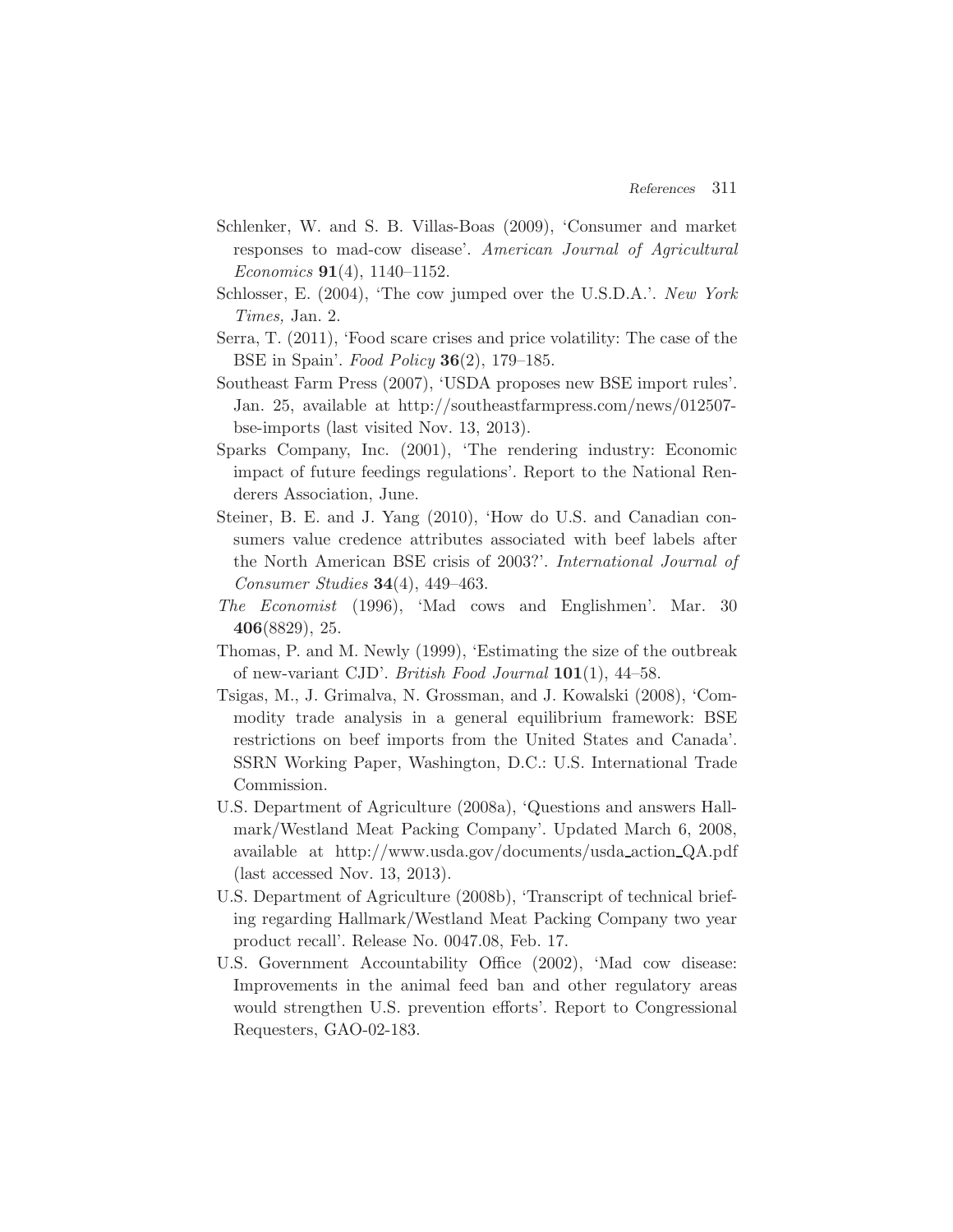Schlenker, W. and S. B. Villas-Boas (2009), 'Consumer and market responses to mad-cow disease'. *American Journal of Agricultural Economics* **91**(4), 1140–1152.

Schlosser, E. (2004), 'The cow jumped over the U.S.D.A.'. *New York Times,* Jan. 2.

Serra, T. (2011), 'Food scare crises and price volatility: The case of the BSE in Spain'. *Food Policy* **36**(2), 179–185.

Southeast Farm Press (2007), 'USDA proposes new BSE import rules'. Jan. 25, available at http://southeastfarmpress.com/news/012507-bse-imports (last visited Nov. 13, 2013).

Sparks Company, Inc. (2001), 'The rendering industry: Economic impact of future feedings regulations'. Report to the National Renderers Association, June.

Steiner, B. E. and J. Yang (2010), 'How do U.S. and Canadian consumers value credence attributes associated with beef labels after the North American BSE crisis of 2003?'. *International Journal of Consumer Studies* **34**(4), 449–463.

*The Economist* (1996), 'Mad cows and Englishmen'. Mar. 30 **406**(8829), 25.

Thomas, P. and M. Newly (1999), 'Estimating the size of the outbreak of new-variant CJD'. *British Food Journal* **101**(1), 44–58.

Tsigas, M., J. Grimalva, N. Grossman, and J. Kowalski (2008), 'Commodity trade analysis in a general equilibrium framework: BSE restrictions on beef imports from the United States and Canada'. SSRN Working Paper, Washington, D.C.: U.S. International Trade Commission.

U.S. Department of Agriculture (2008a), 'Questions and answers Hallmark/Westland Meat Packing Company'. Updated March 6, 2008, available at http://www.usda.gov/documents/usda_action_QA.pdf (last accessed Nov. 13, 2013).

U.S. Department of Agriculture (2008b), 'Transcript of technical briefing regarding Hallmark/Westland Meat Packing Company two year product recall'. Release No. 0047.08, Feb. 17.

U.S. Government Accountability Office (2002), 'Mad cow disease: Improvements in the animal feed ban and other regulatory areas would strengthen U.S. prevention efforts'. Report to Congressional Requesters, GAO-02-183.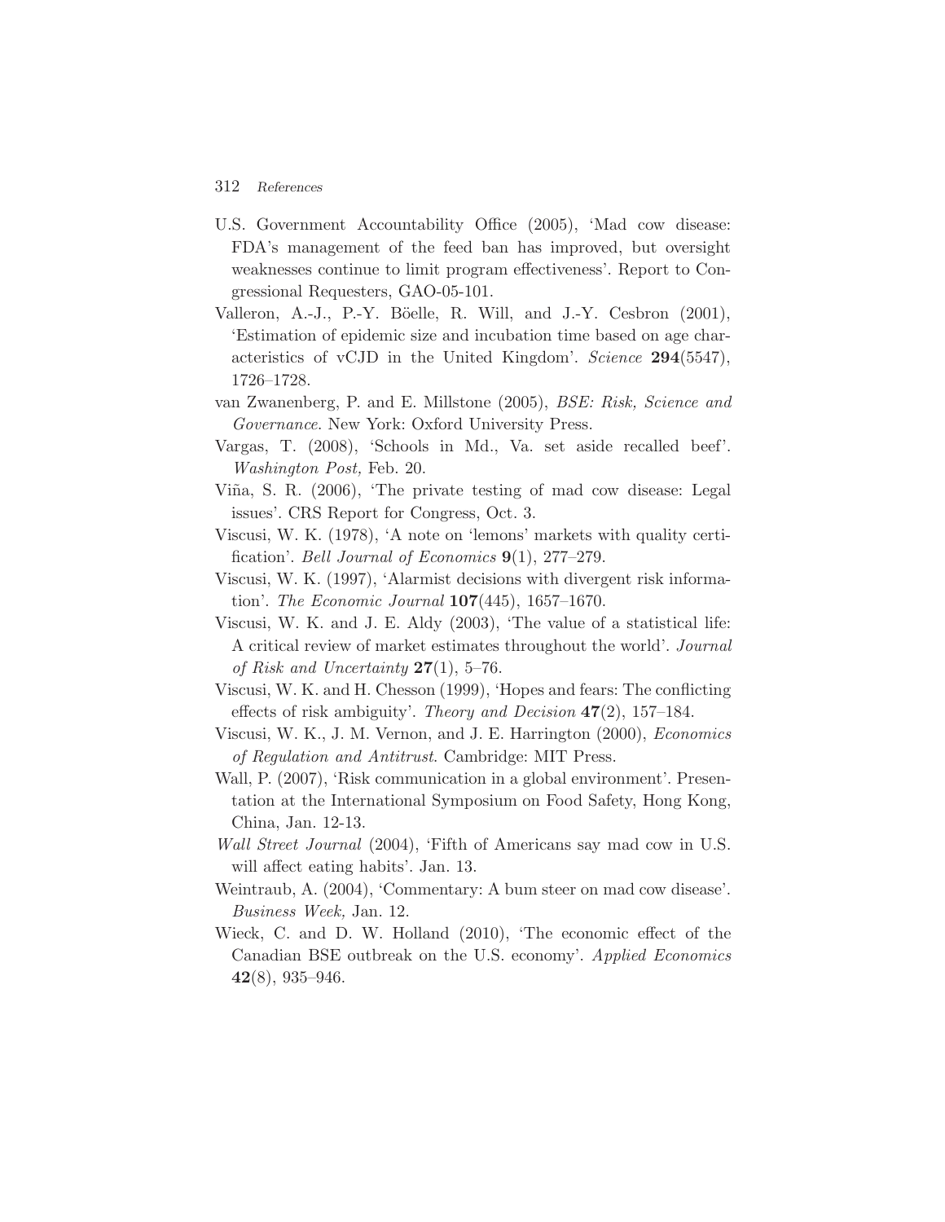U.S. Government Accountability Office (2005), 'Mad cow disease: FDA's management of the feed ban has improved, but oversight weaknesses continue to limit program effectiveness'. Report to Congressional Requesters, GAO-05-101.

Valleron, A.-J., P.-Y. Böelle, R. Will, and J.-Y. Cesbron (2001), 'Estimation of epidemic size and incubation time based on age characteristics of vCJD in the United Kingdom'. *Science* **294**(5547), 1726–1728.

van Zwanenberg, P. and E. Millstone (2005), *BSE: Risk, Science and Governance*. New York: Oxford University Press.

Vargas, T. (2008), 'Schools in Md., Va. set aside recalled beef'. *Washington Post,* Feb. 20.

Viña, S. R. (2006), 'The private testing of mad cow disease: Legal issues'. CRS Report for Congress, Oct. 3.

Viscusi, W. K. (1978), 'A note on 'lemons' markets with quality certification'. *Bell Journal of Economics* **9**(1), 277–279.

Viscusi, W. K. (1997), 'Alarmist decisions with divergent risk information'. *The Economic Journal* **107**(445), 1657–1670.

Viscusi, W. K. and J. E. Aldy (2003), 'The value of a statistical life: A critical review of market estimates throughout the world'. *Journal of Risk and Uncertainty* **27**(1), 5–76.

Viscusi, W. K. and H. Chesson (1999), 'Hopes and fears: The conflicting effects of risk ambiguity'. *Theory and Decision* **47**(2), 157–184.

Viscusi, W. K., J. M. Vernon, and J. E. Harrington (2000), *Economics of Regulation and Antitrust*. Cambridge: MIT Press.

Wall, P. (2007), 'Risk communication in a global environment'. Presentation at the International Symposium on Food Safety, Hong Kong, China, Jan. 12-13.

*Wall Street Journal* (2004), 'Fifth of Americans say mad cow in U.S. will affect eating habits'. Jan. 13.

Weintraub, A. (2004), 'Commentary: A bum steer on mad cow disease'. *Business Week,* Jan. 12.

Wieck, C. and D. W. Holland (2010), 'The economic effect of the Canadian BSE outbreak on the U.S. economy'. *Applied Economics* **42**(8), 935–946.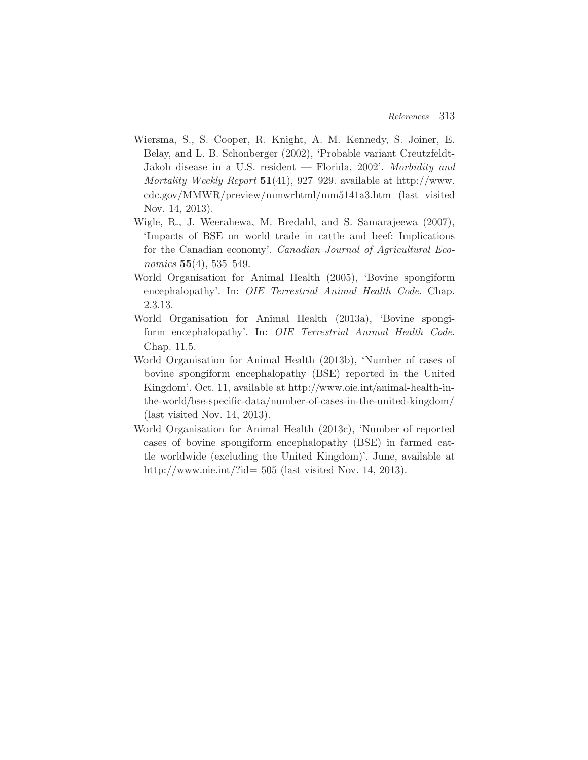Wiersma, S., S. Cooper, R. Knight, A. M. Kennedy, S. Joiner, E. Belay, and L. B. Schonberger (2002), 'Probable variant Creutzfeldt-Jakob disease in a U.S. resident — Florida, 2002'. *Morbidity and Mortality Weekly Report* **51**(41), 927–929. available at http://www.cdc.gov/MMWR/preview/mmwrhtml/mm5141a3.htm (last visited Nov. 14, 2013).

Wigle, R., J. Weerahewa, M. Bredahl, and S. Samarajeewa (2007), 'Impacts of BSE on world trade in cattle and beef: Implications for the Canadian economy'. *Canadian Journal of Agricultural Economics* **55**(4), 535–549.

World Organisation for Animal Health (2005), 'Bovine spongiform encephalopathy'. In: *OIE Terrestrial Animal Health Code*. Chap. 2.3.13.

World Organisation for Animal Health (2013a), 'Bovine spongiform encephalopathy'. In: *OIE Terrestrial Animal Health Code*. Chap. 11.5.

World Organisation for Animal Health (2013b), 'Number of cases of bovine spongiform encephalopathy (BSE) reported in the United Kingdom'. Oct. 11, available at http://www.oie.int/animal-health-in-the-world/bse-specific-data/number-of-cases-in-the-united-kingdom/ (last visited Nov. 14, 2013).

World Organisation for Animal Health (2013c), 'Number of reported cases of bovine spongiform encephalopathy (BSE) in farmed cattle worldwide (excluding the United Kingdom)'. June, available at http://www.oie.int/?id= 505 (last visited Nov. 14, 2013).